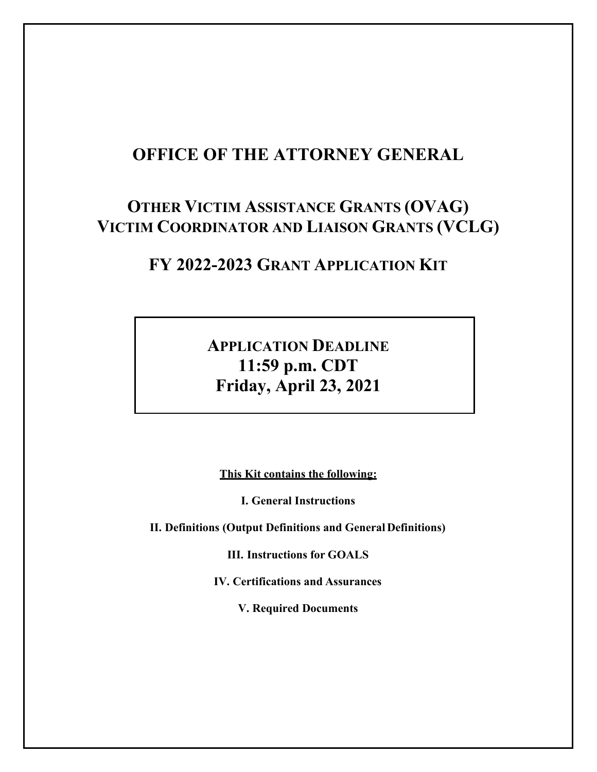# OFFICE OF THE ATTORNEY GENERAL

## OTHER VICTIM ASSISTANCE GRANTS (OVAG)
## VICTIM COORDINATOR AND LIAISON GRANTS (VCLG)

## FY 2022-2023 GRANT APPLICATION KIT

**APPLICATION DEADLINE**
**11:59 p.m. CDT**
**Friday, April 23, 2021**

**This Kit contains the following:**

**I. General Instructions**

**II. Definitions (Output Definitions and General Definitions)**

**III. Instructions for GOALS**

**IV. Certifications and Assurances**

**V. Required Documents**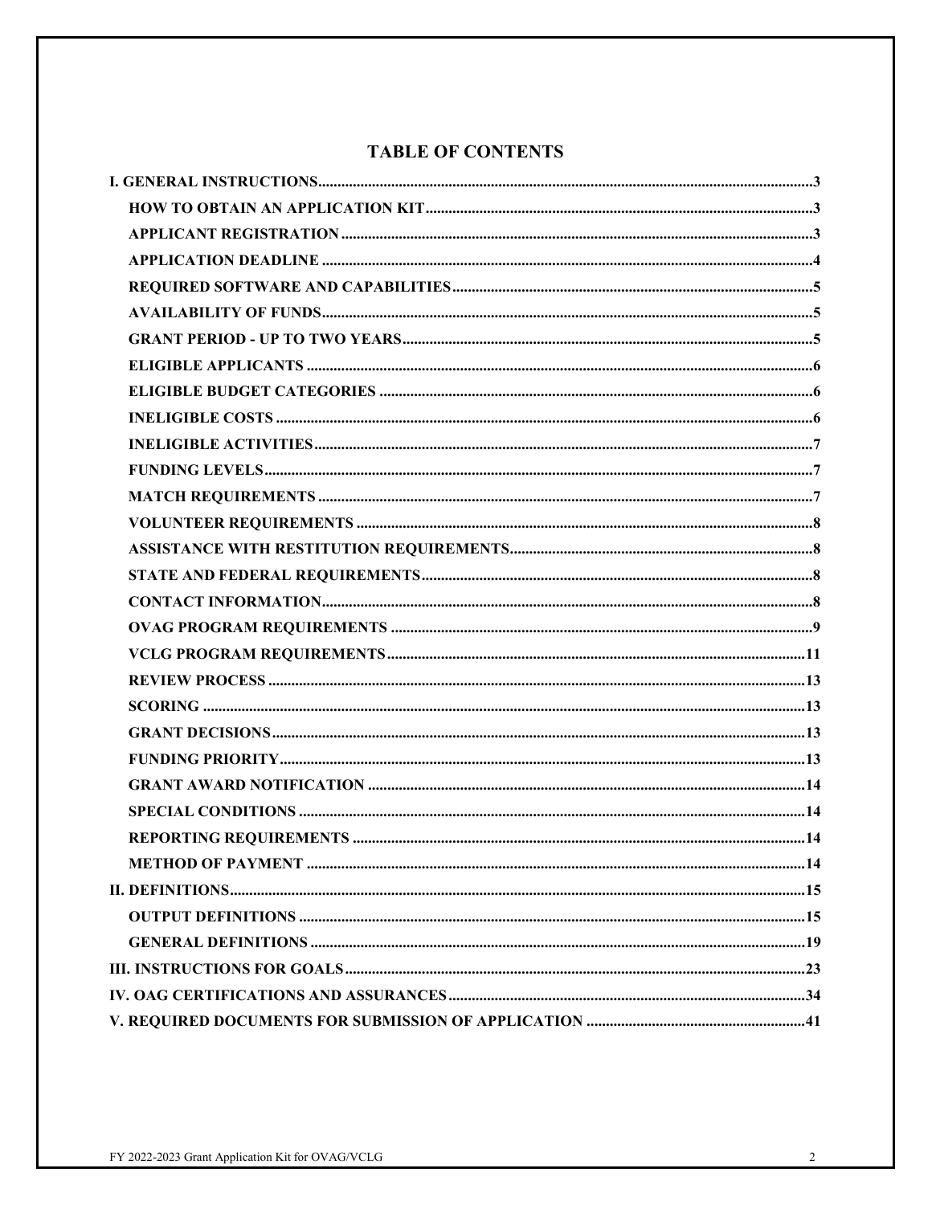# TABLE OF CONTENTS

**I. GENERAL INSTRUCTIONS** ..... 3

- **HOW TO OBTAIN AN APPLICATION KIT** ..... 3
- **APPLICANT REGISTRATION** ..... 3
- **APPLICATION DEADLINE** ..... 4
- **REQUIRED SOFTWARE AND CAPABILITIES** ..... 5
- **AVAILABILITY OF FUNDS** ..... 5
- **GRANT PERIOD - UP TO TWO YEARS** ..... 5
- **ELIGIBLE APPLICANTS** ..... 6
- **ELIGIBLE BUDGET CATEGORIES** ..... 6
- **INELIGIBLE COSTS** ..... 6
- **INELIGIBLE ACTIVITIES** ..... 7
- **FUNDING LEVELS** ..... 7
- **MATCH REQUIREMENTS** ..... 7
- **VOLUNTEER REQUIREMENTS** ..... 8
- **ASSISTANCE WITH RESTITUTION REQUIREMENTS** ..... 8
- **STATE AND FEDERAL REQUIREMENTS** ..... 8
- **CONTACT INFORMATION** ..... 8
- **OVAG PROGRAM REQUIREMENTS** ..... 9
- **VCLG PROGRAM REQUIREMENTS** ..... 11
- **REVIEW PROCESS** ..... 13
- **SCORING** ..... 13
- **GRANT DECISIONS** ..... 13
- **FUNDING PRIORITY** ..... 13
- **GRANT AWARD NOTIFICATION** ..... 14
- **SPECIAL CONDITIONS** ..... 14
- **REPORTING REQUIREMENTS** ..... 14
- **METHOD OF PAYMENT** ..... 14

**II. DEFINITIONS** ..... 15

- **OUTPUT DEFINITIONS** ..... 15
- **GENERAL DEFINITIONS** ..... 19

**III. INSTRUCTIONS FOR GOALS** ..... 23

**IV. OAG CERTIFICATIONS AND ASSURANCES** ..... 34

**V. REQUIRED DOCUMENTS FOR SUBMISSION OF APPLICATION** ..... 41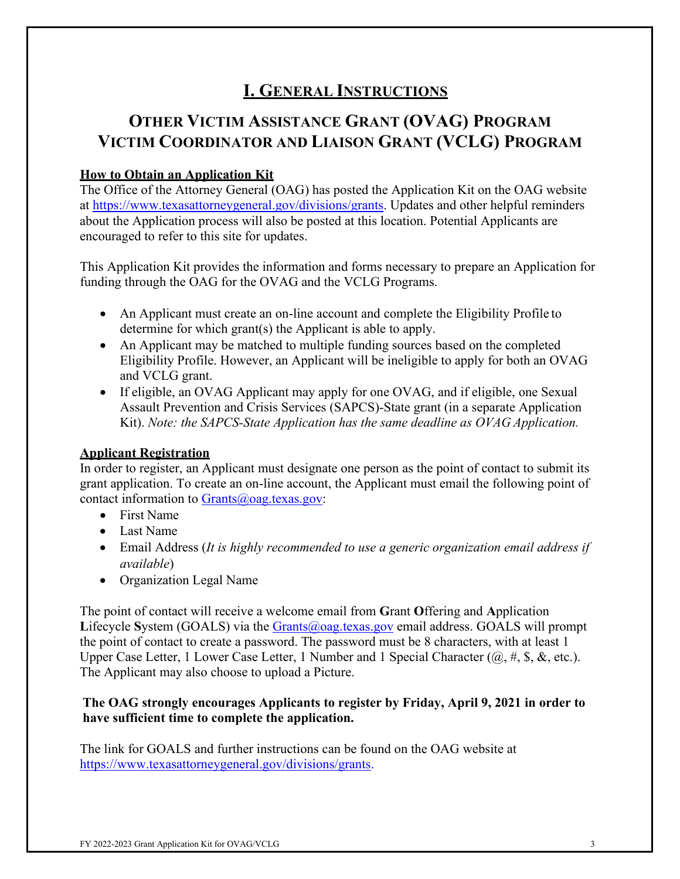# I. GENERAL INSTRUCTIONS

## OTHER VICTIM ASSISTANCE GRANT (OVAG) PROGRAM
## VICTIM COORDINATOR AND LIAISON GRANT (VCLG) PROGRAM

**How to Obtain an Application Kit**

The Office of the Attorney General (OAG) has posted the Application Kit on the OAG website at https://www.texasattorneygeneral.gov/divisions/grants. Updates and other helpful reminders about the Application process will also be posted at this location. Potential Applicants are encouraged to refer to this site for updates.

This Application Kit provides the information and forms necessary to prepare an Application for funding through the OAG for the OVAG and the VCLG Programs.

- An Applicant must create an on-line account and complete the Eligibility Profile to determine for which grant(s) the Applicant is able to apply.
- An Applicant may be matched to multiple funding sources based on the completed Eligibility Profile. However, an Applicant will be ineligible to apply for both an OVAG and VCLG grant.
- If eligible, an OVAG Applicant may apply for one OVAG, and if eligible, one Sexual Assault Prevention and Crisis Services (SAPCS)-State grant (in a separate Application Kit). *Note: the SAPCS-State Application has the same deadline as OVAG Application.*

**Applicant Registration**

In order to register, an Applicant must designate one person as the point of contact to submit its grant application. To create an on-line account, the Applicant must email the following point of contact information to Grants@oag.texas.gov:

- First Name
- Last Name
- Email Address (*It is highly recommended to use a generic organization email address if available*)
- Organization Legal Name

The point of contact will receive a welcome email from **G**rant **O**ffering and **A**pplication **L**ifecycle **S**ystem (GOALS) via the Grants@oag.texas.gov email address. GOALS will prompt the point of contact to create a password. The password must be 8 characters, with at least 1 Upper Case Letter, 1 Lower Case Letter, 1 Number and 1 Special Character (@, #, $, &, etc.). The Applicant may also choose to upload a Picture.

**The OAG strongly encourages Applicants to register by Friday, April 9, 2021 in order to have sufficient time to complete the application.**

The link for GOALS and further instructions can be found on the OAG website at https://www.texasattorneygeneral.gov/divisions/grants.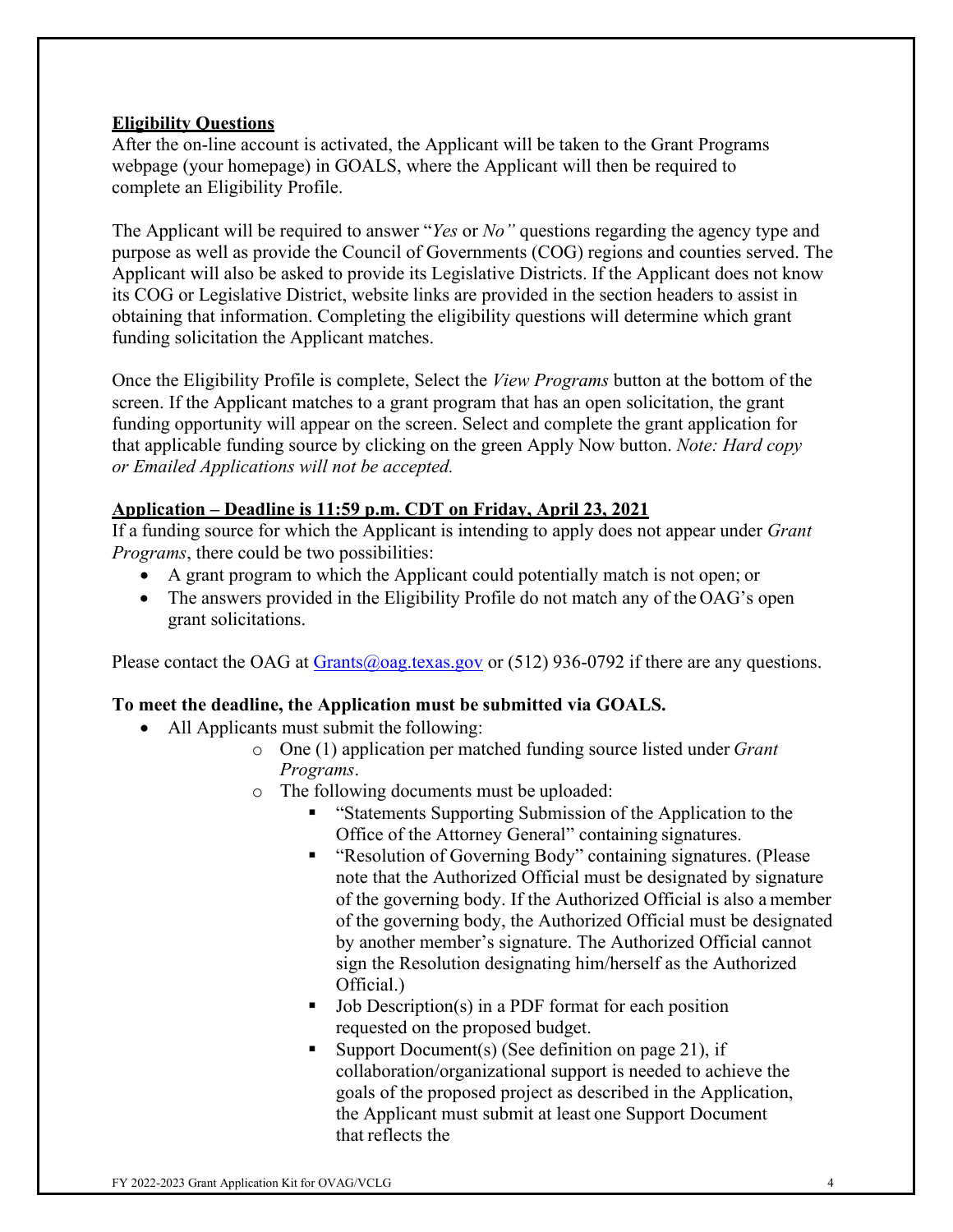## Eligibility Questions

After the on-line account is activated, the Applicant will be taken to the Grant Programs webpage (your homepage) in GOALS, where the Applicant will then be required to complete an Eligibility Profile.

The Applicant will be required to answer "*Yes* or *No"* questions regarding the agency type and purpose as well as provide the Council of Governments (COG) regions and counties served. The Applicant will also be asked to provide its Legislative Districts. If the Applicant does not know its COG or Legislative District, website links are provided in the section headers to assist in obtaining that information. Completing the eligibility questions will determine which grant funding solicitation the Applicant matches.

Once the Eligibility Profile is complete, Select the *View Programs* button at the bottom of the screen. If the Applicant matches to a grant program that has an open solicitation, the grant funding opportunity will appear on the screen. Select and complete the grant application for that applicable funding source by clicking on the green Apply Now button. *Note: Hard copy or Emailed Applications will not be accepted.*

## Application – Deadline is 11:59 p.m. CDT on Friday, April 23, 2021

If a funding source for which the Applicant is intending to apply does not appear under *Grant Programs*, there could be two possibilities:

- A grant program to which the Applicant could potentially match is not open; or
- The answers provided in the Eligibility Profile do not match any of the OAG's open grant solicitations.

Please contact the OAG at [Grants@oag.texas.gov](mailto:Grants@oag.texas.gov) or (512) 936-0792 if there are any questions.

**To meet the deadline, the Application must be submitted via GOALS.**

- All Applicants must submit the following:
  - One (1) application per matched funding source listed under *Grant Programs*.
  - The following documents must be uploaded:
    - "Statements Supporting Submission of the Application to the Office of the Attorney General" containing signatures.
    - "Resolution of Governing Body" containing signatures. (Please note that the Authorized Official must be designated by signature of the governing body. If the Authorized Official is also a member of the governing body, the Authorized Official must be designated by another member's signature. The Authorized Official cannot sign the Resolution designating him/herself as the Authorized Official.)
    - Job Description(s) in a PDF format for each position requested on the proposed budget.
    - Support Document(s) (See definition on page 21), if collaboration/organizational support is needed to achieve the goals of the proposed project as described in the Application, the Applicant must submit at least one Support Document that reflects the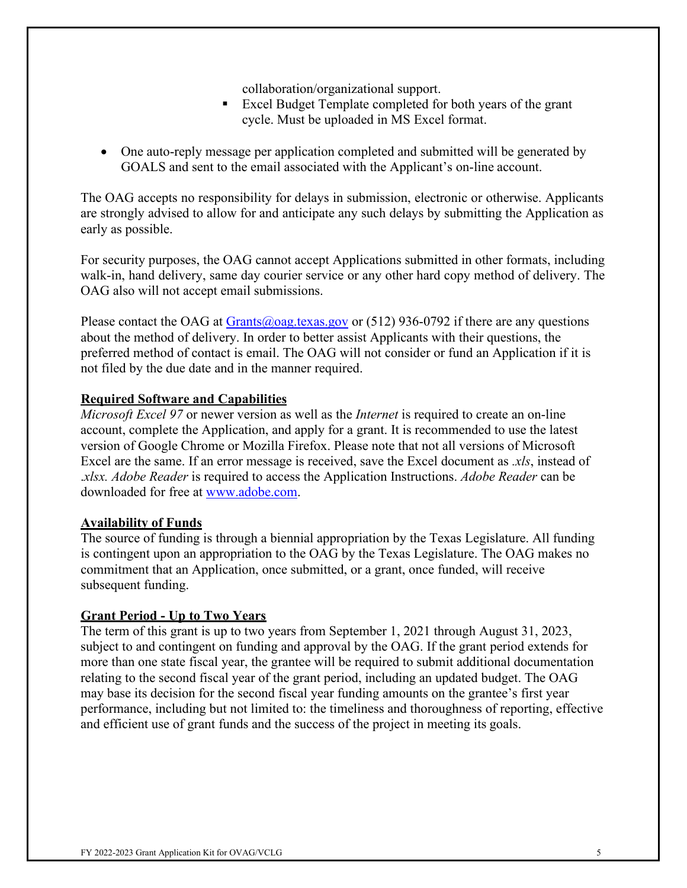collaboration/organizational support.

  - Excel Budget Template completed for both years of the grant cycle. Must be uploaded in MS Excel format.

- One auto-reply message per application completed and submitted will be generated by GOALS and sent to the email associated with the Applicant's on-line account.

The OAG accepts no responsibility for delays in submission, electronic or otherwise. Applicants are strongly advised to allow for and anticipate any such delays by submitting the Application as early as possible.

For security purposes, the OAG cannot accept Applications submitted in other formats, including walk-in, hand delivery, same day courier service or any other hard copy method of delivery. The OAG also will not accept email submissions.

Please contact the OAG at [Grants@oag.texas.gov](mailto:Grants@oag.texas.gov) or (512) 936-0792 if there are any questions about the method of delivery. In order to better assist Applicants with their questions, the preferred method of contact is email. The OAG will not consider or fund an Application if it is not filed by the due date and in the manner required.

**Required Software and Capabilities**

*Microsoft Excel 97* or newer version as well as the *Internet* is required to create an on-line account, complete the Application, and apply for a grant. It is recommended to use the latest version of Google Chrome or Mozilla Firefox. Please note that not all versions of Microsoft Excel are the same. If an error message is received, save the Excel document as *.xls*, instead of *.xlsx. Adobe Reader* is required to access the Application Instructions. *Adobe Reader* can be downloaded for free at [www.adobe.com](http://www.adobe.com).

**Availability of Funds**

The source of funding is through a biennial appropriation by the Texas Legislature. All funding is contingent upon an appropriation to the OAG by the Texas Legislature. The OAG makes no commitment that an Application, once submitted, or a grant, once funded, will receive subsequent funding.

**Grant Period - Up to Two Years**

The term of this grant is up to two years from September 1, 2021 through August 31, 2023, subject to and contingent on funding and approval by the OAG. If the grant period extends for more than one state fiscal year, the grantee will be required to submit additional documentation relating to the second fiscal year of the grant period, including an updated budget. The OAG may base its decision for the second fiscal year funding amounts on the grantee's first year performance, including but not limited to: the timeliness and thoroughness of reporting, effective and efficient use of grant funds and the success of the project in meeting its goals.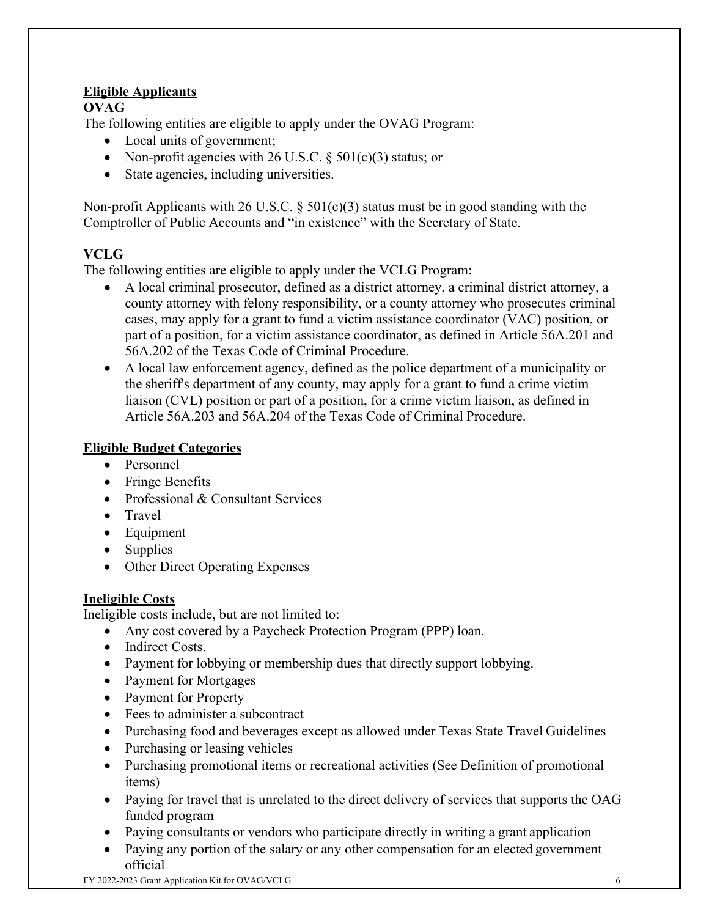## Eligible Applicants

### OVAG

The following entities are eligible to apply under the OVAG Program:

- Local units of government;
- Non-profit agencies with 26 U.S.C. § 501(c)(3) status; or
- State agencies, including universities.

Non-profit Applicants with 26 U.S.C. § 501(c)(3) status must be in good standing with the Comptroller of Public Accounts and "in existence" with the Secretary of State.

### VCLG

The following entities are eligible to apply under the VCLG Program:

- A local criminal prosecutor, defined as a district attorney, a criminal district attorney, a county attorney with felony responsibility, or a county attorney who prosecutes criminal cases, may apply for a grant to fund a victim assistance coordinator (VAC) position, or part of a position, for a victim assistance coordinator, as defined in Article 56A.201 and 56A.202 of the Texas Code of Criminal Procedure.
- A local law enforcement agency, defined as the police department of a municipality or the sheriff's department of any county, may apply for a grant to fund a crime victim liaison (CVL) position or part of a position, for a crime victim liaison, as defined in Article 56A.203 and 56A.204 of the Texas Code of Criminal Procedure.

## Eligible Budget Categories

- Personnel
- Fringe Benefits
- Professional & Consultant Services
- Travel
- Equipment
- Supplies
- Other Direct Operating Expenses

## Ineligible Costs

Ineligible costs include, but are not limited to:

- Any cost covered by a Paycheck Protection Program (PPP) loan.
- Indirect Costs.
- Payment for lobbying or membership dues that directly support lobbying.
- Payment for Mortgages
- Payment for Property
- Fees to administer a subcontract
- Purchasing food and beverages except as allowed under Texas State Travel Guidelines
- Purchasing or leasing vehicles
- Purchasing promotional items or recreational activities (See Definition of promotional items)
- Paying for travel that is unrelated to the direct delivery of services that supports the OAG funded program
- Paying consultants or vendors who participate directly in writing a grant application
- Paying any portion of the salary or any other compensation for an elected government official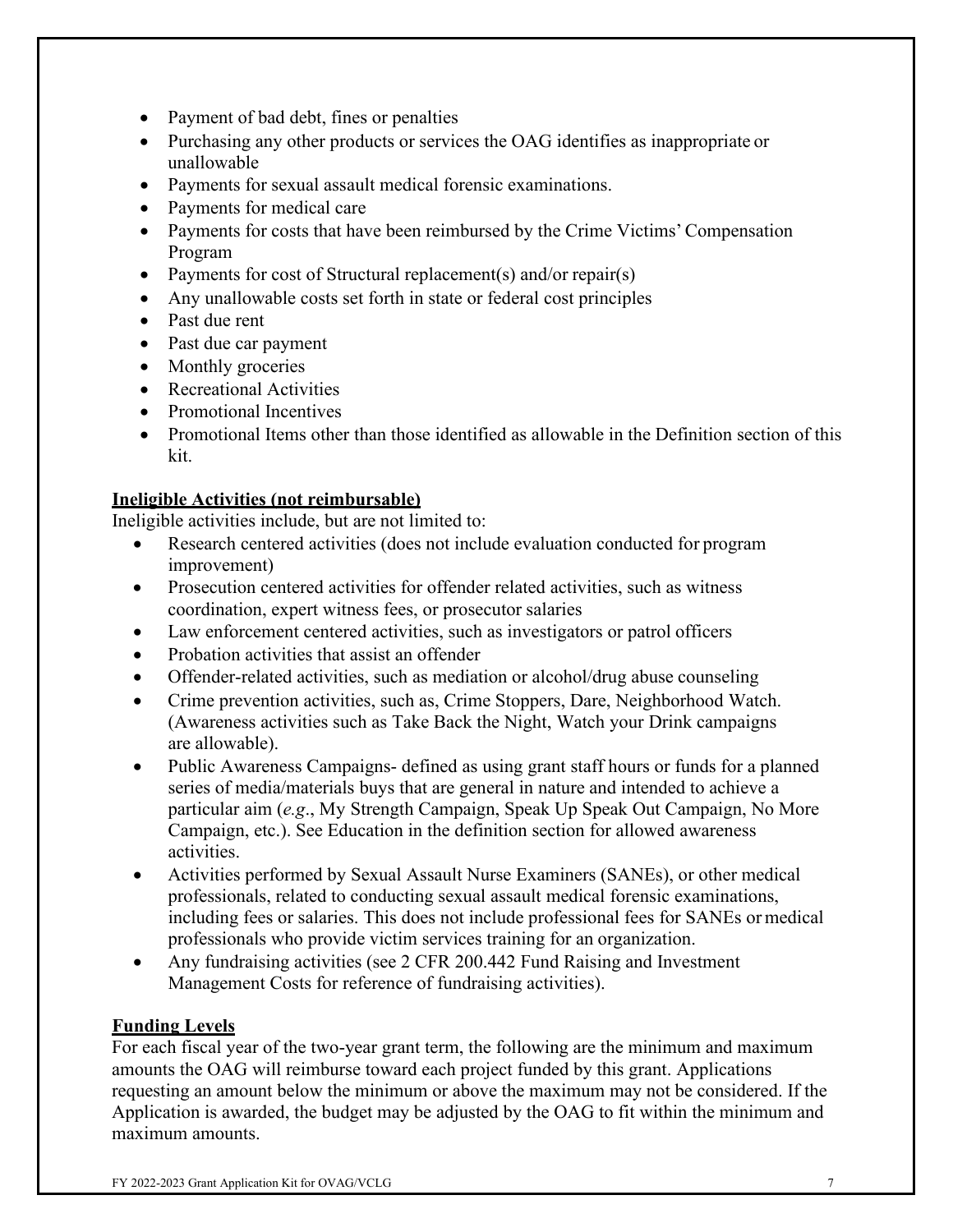- Payment of bad debt, fines or penalties
- Purchasing any other products or services the OAG identifies as inappropriate or unallowable
- Payments for sexual assault medical forensic examinations.
- Payments for medical care
- Payments for costs that have been reimbursed by the Crime Victims' Compensation Program
- Payments for cost of Structural replacement(s) and/or repair(s)
- Any unallowable costs set forth in state or federal cost principles
- Past due rent
- Past due car payment
- Monthly groceries
- Recreational Activities
- Promotional Incentives
- Promotional Items other than those identified as allowable in the Definition section of this kit.

**Ineligible Activities (not reimbursable)**

Ineligible activities include, but are not limited to:

- Research centered activities (does not include evaluation conducted for program improvement)
- Prosecution centered activities for offender related activities, such as witness coordination, expert witness fees, or prosecutor salaries
- Law enforcement centered activities, such as investigators or patrol officers
- Probation activities that assist an offender
- Offender-related activities, such as mediation or alcohol/drug abuse counseling
- Crime prevention activities, such as, Crime Stoppers, Dare, Neighborhood Watch. (Awareness activities such as Take Back the Night, Watch your Drink campaigns are allowable).
- Public Awareness Campaigns- defined as using grant staff hours or funds for a planned series of media/materials buys that are general in nature and intended to achieve a particular aim (*e.g*., My Strength Campaign, Speak Up Speak Out Campaign, No More Campaign, etc.). See Education in the definition section for allowed awareness activities.
- Activities performed by Sexual Assault Nurse Examiners (SANEs), or other medical professionals, related to conducting sexual assault medical forensic examinations, including fees or salaries. This does not include professional fees for SANEs or medical professionals who provide victim services training for an organization.
- Any fundraising activities (see 2 CFR 200.442 Fund Raising and Investment Management Costs for reference of fundraising activities).

**Funding Levels**

For each fiscal year of the two-year grant term, the following are the minimum and maximum amounts the OAG will reimburse toward each project funded by this grant. Applications requesting an amount below the minimum or above the maximum may not be considered. If the Application is awarded, the budget may be adjusted by the OAG to fit within the minimum and maximum amounts.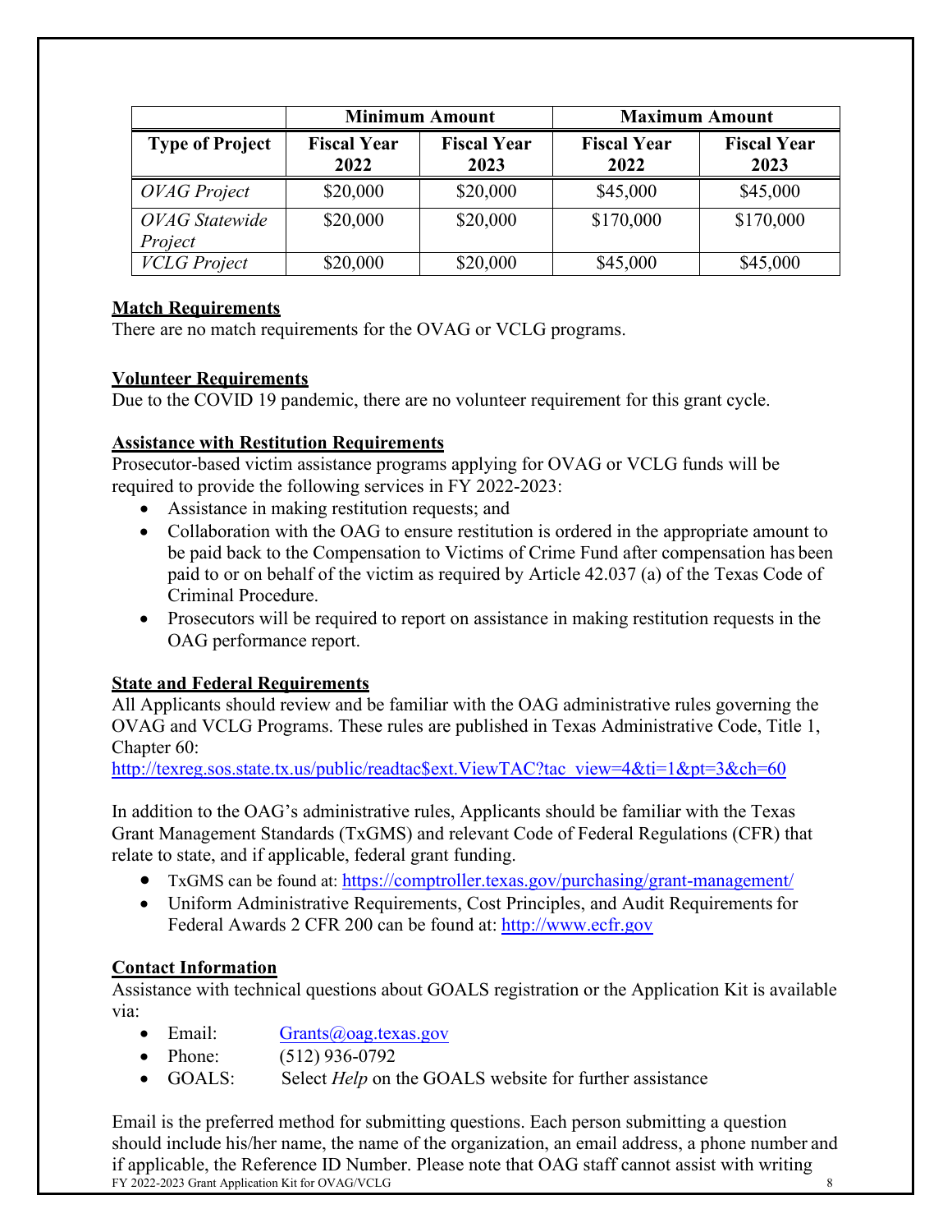| | Minimum Amount | | Maximum Amount | |
|---|---|---|---|---|
| **Type of Project** | **Fiscal Year 2022** | **Fiscal Year 2023** | **Fiscal Year 2022** | **Fiscal Year 2023** |
| *OVAG Project* | $20,000 | $20,000 | $45,000 | $45,000 |
| *OVAG Statewide Project* | $20,000 | $20,000 | $170,000 | $170,000 |
| *VCLG Project* | $20,000 | $20,000 | $45,000 | $45,000 |

**Match Requirements**

There are no match requirements for the OVAG or VCLG programs.

**Volunteer Requirements**

Due to the COVID 19 pandemic, there are no volunteer requirement for this grant cycle.

**Assistance with Restitution Requirements**

Prosecutor-based victim assistance programs applying for OVAG or VCLG funds will be required to provide the following services in FY 2022-2023:

- Assistance in making restitution requests; and
- Collaboration with the OAG to ensure restitution is ordered in the appropriate amount to be paid back to the Compensation to Victims of Crime Fund after compensation has been paid to or on behalf of the victim as required by Article 42.037 (a) of the Texas Code of Criminal Procedure.
- Prosecutors will be required to report on assistance in making restitution requests in the OAG performance report.

**State and Federal Requirements**

All Applicants should review and be familiar with the OAG administrative rules governing the OVAG and VCLG Programs. These rules are published in Texas Administrative Code, Title 1, Chapter 60:
http://texreg.sos.state.tx.us/public/readtac$ext.ViewTAC?tac_view=4&ti=1&pt=3&ch=60

In addition to the OAG's administrative rules, Applicants should be familiar with the Texas Grant Management Standards (TxGMS) and relevant Code of Federal Regulations (CFR) that relate to state, and if applicable, federal grant funding.

- TxGMS can be found at: https://comptroller.texas.gov/purchasing/grant-management/
- Uniform Administrative Requirements, Cost Principles, and Audit Requirements for Federal Awards 2 CFR 200 can be found at: http://www.ecfr.gov

**Contact Information**

Assistance with technical questions about GOALS registration or the Application Kit is available via:

- Email: Grants@oag.texas.gov
- Phone: (512) 936-0792
- GOALS: Select *Help* on the GOALS website for further assistance

Email is the preferred method for submitting questions. Each person submitting a question should include his/her name, the name of the organization, an email address, a phone number and if applicable, the Reference ID Number. Please note that OAG staff cannot assist with writing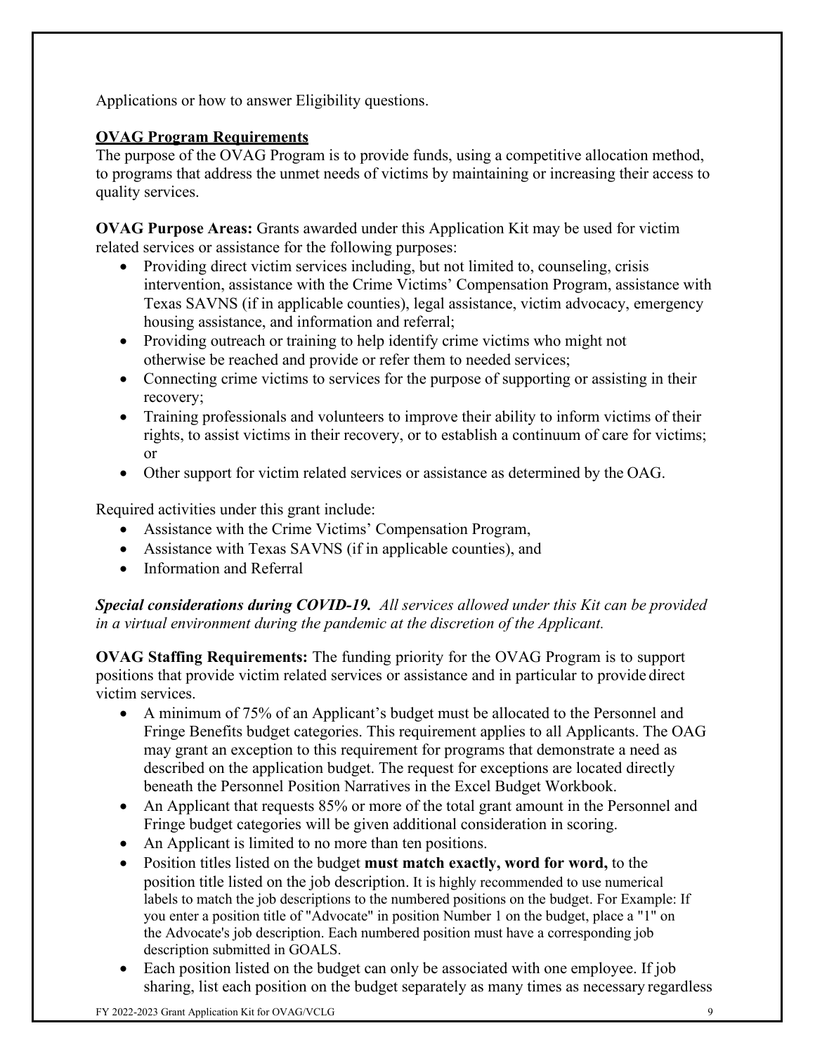Applications or how to answer Eligibility questions.

## OVAG Program Requirements

The purpose of the OVAG Program is to provide funds, using a competitive allocation method, to programs that address the unmet needs of victims by maintaining or increasing their access to quality services.

**OVAG Purpose Areas:** Grants awarded under this Application Kit may be used for victim related services or assistance for the following purposes:

- Providing direct victim services including, but not limited to, counseling, crisis intervention, assistance with the Crime Victims' Compensation Program, assistance with Texas SAVNS (if in applicable counties), legal assistance, victim advocacy, emergency housing assistance, and information and referral;
- Providing outreach or training to help identify crime victims who might not otherwise be reached and provide or refer them to needed services;
- Connecting crime victims to services for the purpose of supporting or assisting in their recovery;
- Training professionals and volunteers to improve their ability to inform victims of their rights, to assist victims in their recovery, or to establish a continuum of care for victims; or
- Other support for victim related services or assistance as determined by the OAG.

Required activities under this grant include:

- Assistance with the Crime Victims' Compensation Program,
- Assistance with Texas SAVNS (if in applicable counties), and
- Information and Referral

***Special considerations during COVID-19.*** *All services allowed under this Kit can be provided in a virtual environment during the pandemic at the discretion of the Applicant.*

**OVAG Staffing Requirements:** The funding priority for the OVAG Program is to support positions that provide victim related services or assistance and in particular to provide direct victim services.

- A minimum of 75% of an Applicant's budget must be allocated to the Personnel and Fringe Benefits budget categories. This requirement applies to all Applicants. The OAG may grant an exception to this requirement for programs that demonstrate a need as described on the application budget. The request for exceptions are located directly beneath the Personnel Position Narratives in the Excel Budget Workbook.
- An Applicant that requests 85% or more of the total grant amount in the Personnel and Fringe budget categories will be given additional consideration in scoring.
- An Applicant is limited to no more than ten positions.
- Position titles listed on the budget **must match exactly, word for word,** to the position title listed on the job description. It is highly recommended to use numerical labels to match the job descriptions to the numbered positions on the budget. For Example: If you enter a position title of "Advocate" in position Number 1 on the budget, place a "1" on the Advocate's job description. Each numbered position must have a corresponding job description submitted in GOALS.
- Each position listed on the budget can only be associated with one employee. If job sharing, list each position on the budget separately as many times as necessary regardless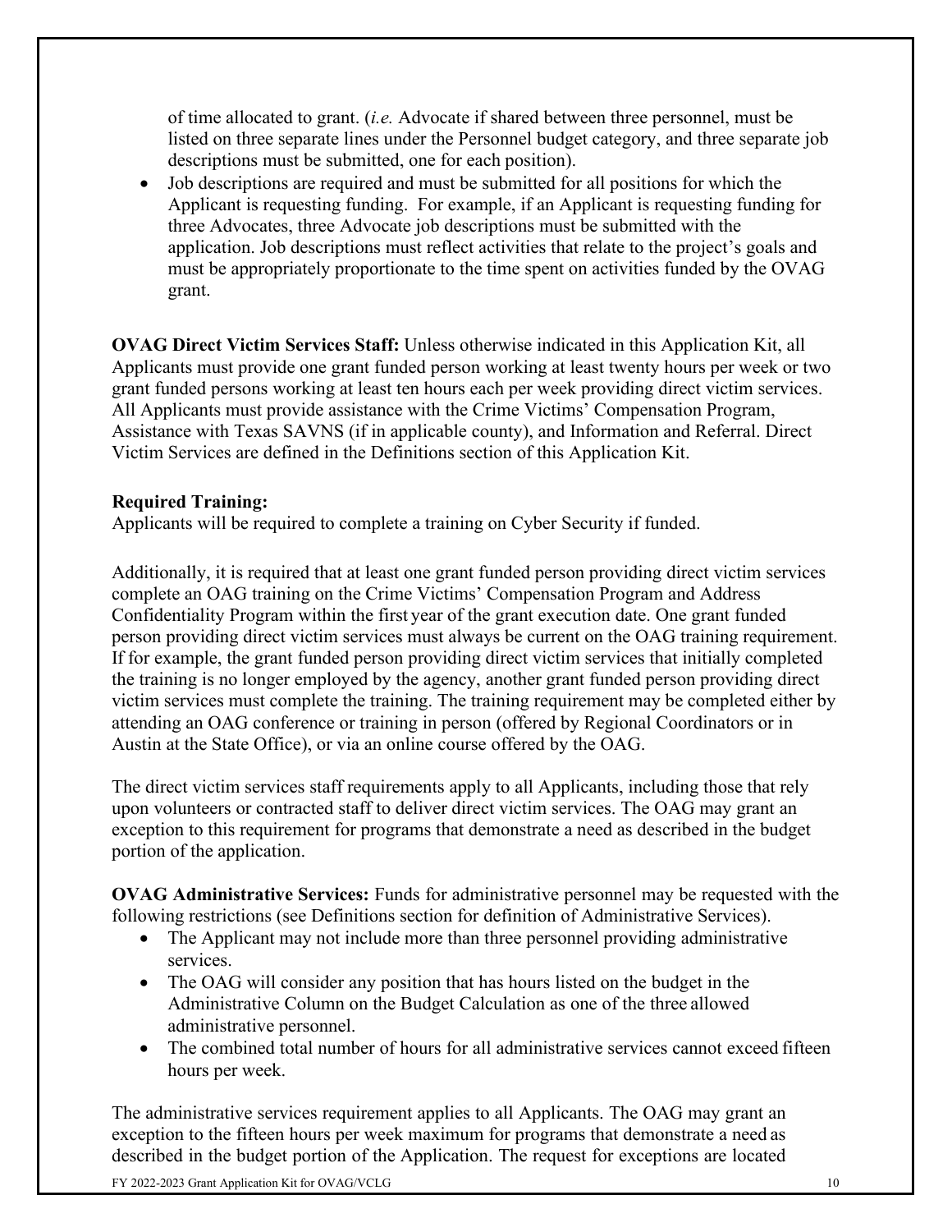of time allocated to grant. (*i.e.* Advocate if shared between three personnel, must be listed on three separate lines under the Personnel budget category, and three separate job descriptions must be submitted, one for each position).

- Job descriptions are required and must be submitted for all positions for which the Applicant is requesting funding. For example, if an Applicant is requesting funding for three Advocates, three Advocate job descriptions must be submitted with the application. Job descriptions must reflect activities that relate to the project's goals and must be appropriately proportionate to the time spent on activities funded by the OVAG grant.

**OVAG Direct Victim Services Staff:** Unless otherwise indicated in this Application Kit, all Applicants must provide one grant funded person working at least twenty hours per week or two grant funded persons working at least ten hours each per week providing direct victim services. All Applicants must provide assistance with the Crime Victims' Compensation Program, Assistance with Texas SAVNS (if in applicable county), and Information and Referral. Direct Victim Services are defined in the Definitions section of this Application Kit.

**Required Training:**
Applicants will be required to complete a training on Cyber Security if funded.

Additionally, it is required that at least one grant funded person providing direct victim services complete an OAG training on the Crime Victims' Compensation Program and Address Confidentiality Program within the first year of the grant execution date. One grant funded person providing direct victim services must always be current on the OAG training requirement. If for example, the grant funded person providing direct victim services that initially completed the training is no longer employed by the agency, another grant funded person providing direct victim services must complete the training. The training requirement may be completed either by attending an OAG conference or training in person (offered by Regional Coordinators or in Austin at the State Office), or via an online course offered by the OAG.

The direct victim services staff requirements apply to all Applicants, including those that rely upon volunteers or contracted staff to deliver direct victim services. The OAG may grant an exception to this requirement for programs that demonstrate a need as described in the budget portion of the application.

**OVAG Administrative Services:** Funds for administrative personnel may be requested with the following restrictions (see Definitions section for definition of Administrative Services).

- The Applicant may not include more than three personnel providing administrative services.
- The OAG will consider any position that has hours listed on the budget in the Administrative Column on the Budget Calculation as one of the three allowed administrative personnel.
- The combined total number of hours for all administrative services cannot exceed fifteen hours per week.

The administrative services requirement applies to all Applicants. The OAG may grant an exception to the fifteen hours per week maximum for programs that demonstrate a need as described in the budget portion of the Application. The request for exceptions are located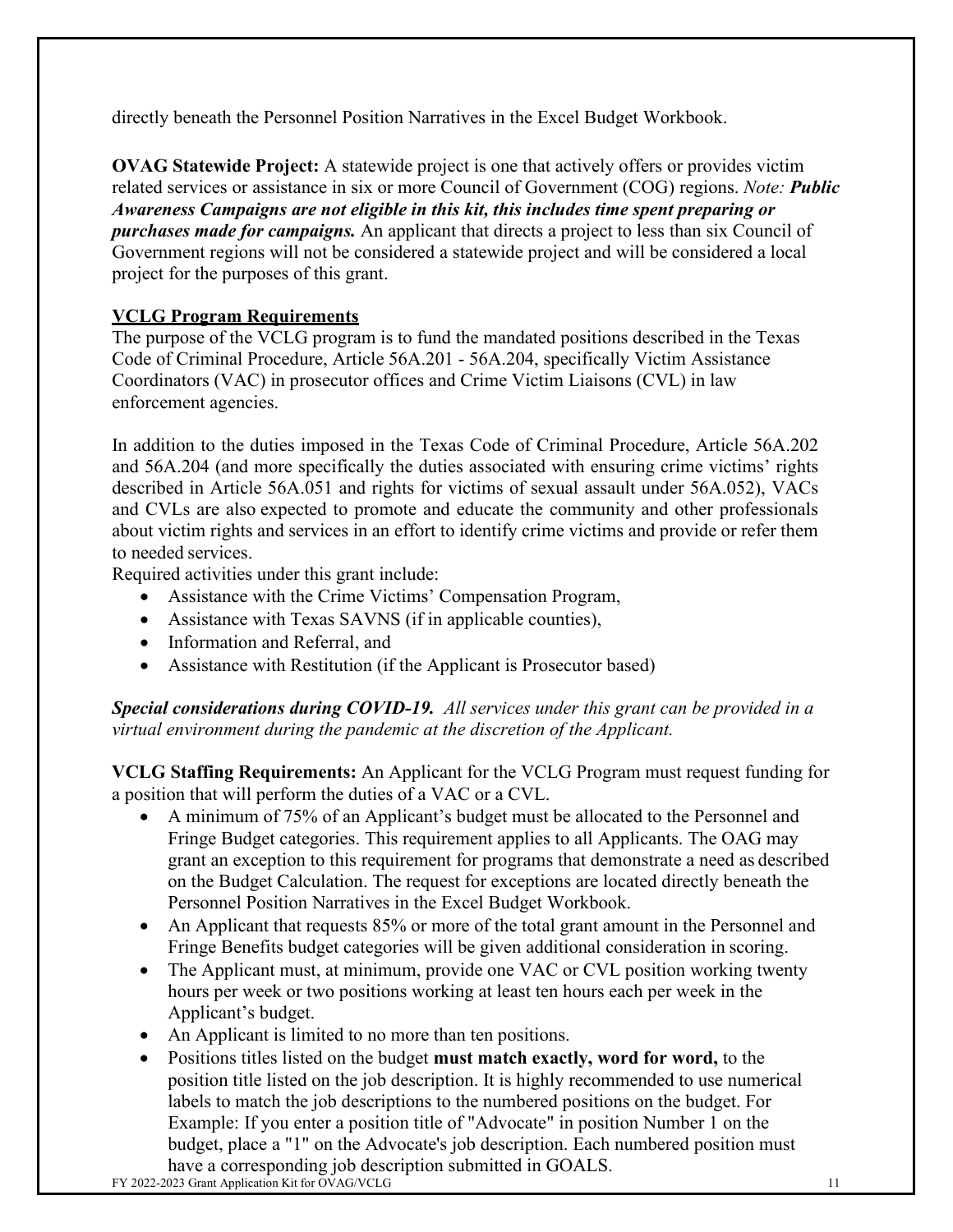directly beneath the Personnel Position Narratives in the Excel Budget Workbook.

**OVAG Statewide Project:** A statewide project is one that actively offers or provides victim related services or assistance in six or more Council of Government (COG) regions. *Note: **Public Awareness Campaigns are not eligible in this kit, this includes time spent preparing or purchases made for campaigns.*** An applicant that directs a project to less than six Council of Government regions will not be considered a statewide project and will be considered a local project for the purposes of this grant.

## VCLG Program Requirements

The purpose of the VCLG program is to fund the mandated positions described in the Texas Code of Criminal Procedure, Article 56A.201 - 56A.204, specifically Victim Assistance Coordinators (VAC) in prosecutor offices and Crime Victim Liaisons (CVL) in law enforcement agencies.

In addition to the duties imposed in the Texas Code of Criminal Procedure, Article 56A.202 and 56A.204 (and more specifically the duties associated with ensuring crime victims' rights described in Article 56A.051 and rights for victims of sexual assault under 56A.052), VACs and CVLs are also expected to promote and educate the community and other professionals about victim rights and services in an effort to identify crime victims and provide or refer them to needed services.

Required activities under this grant include:

- Assistance with the Crime Victims' Compensation Program,
- Assistance with Texas SAVNS (if in applicable counties),
- Information and Referral, and
- Assistance with Restitution (if the Applicant is Prosecutor based)

***Special considerations during COVID-19.*** *All services under this grant can be provided in a virtual environment during the pandemic at the discretion of the Applicant.*

**VCLG Staffing Requirements:** An Applicant for the VCLG Program must request funding for a position that will perform the duties of a VAC or a CVL.

- A minimum of 75% of an Applicant's budget must be allocated to the Personnel and Fringe Budget categories. This requirement applies to all Applicants. The OAG may grant an exception to this requirement for programs that demonstrate a need as described on the Budget Calculation. The request for exceptions are located directly beneath the Personnel Position Narratives in the Excel Budget Workbook.
- An Applicant that requests 85% or more of the total grant amount in the Personnel and Fringe Benefits budget categories will be given additional consideration in scoring.
- The Applicant must, at minimum, provide one VAC or CVL position working twenty hours per week or two positions working at least ten hours each per week in the Applicant's budget.
- An Applicant is limited to no more than ten positions.
- Positions titles listed on the budget **must match exactly, word for word,** to the position title listed on the job description. It is highly recommended to use numerical labels to match the job descriptions to the numbered positions on the budget. For Example: If you enter a position title of "Advocate" in position Number 1 on the budget, place a "1" on the Advocate's job description. Each numbered position must have a corresponding job description submitted in GOALS.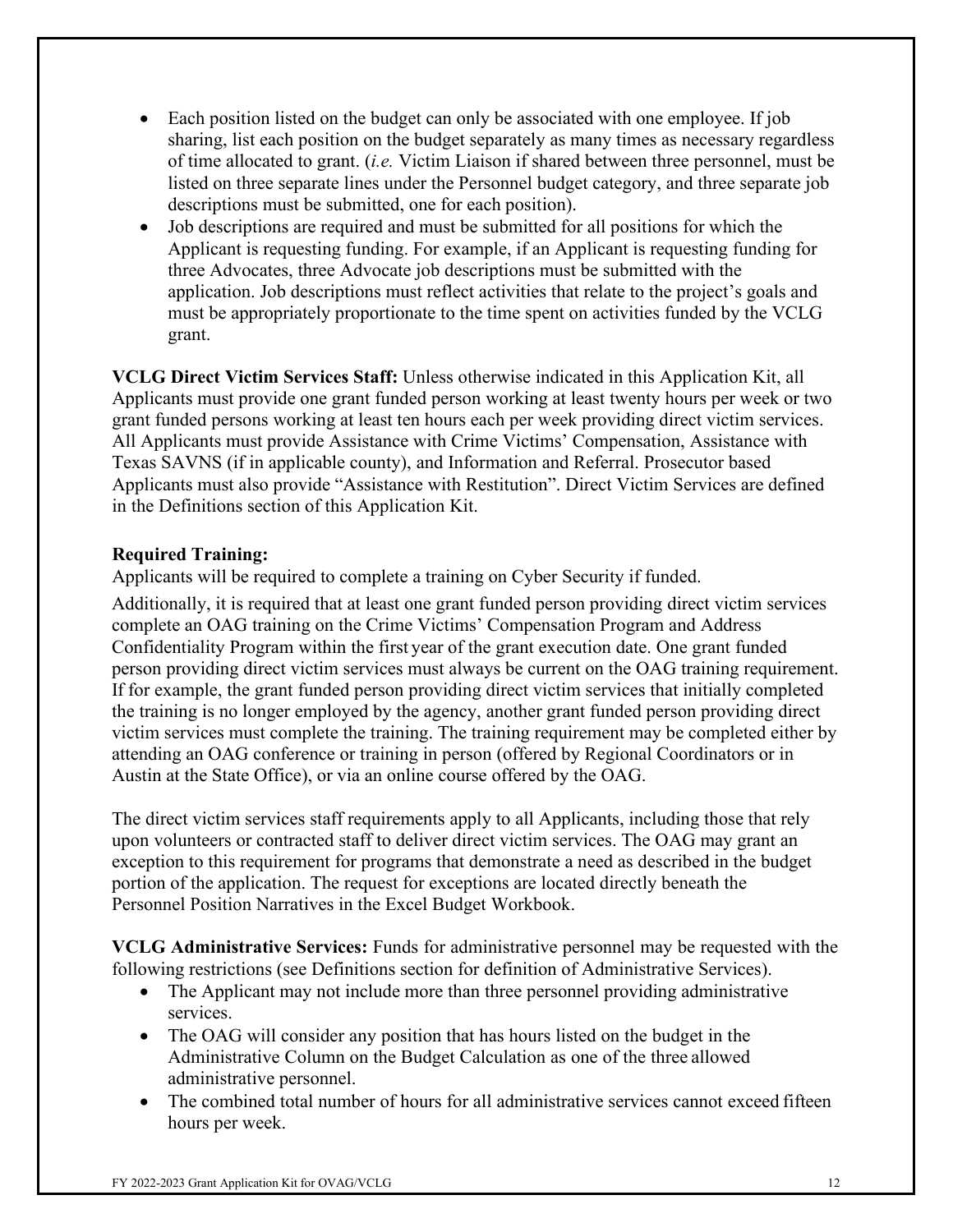- Each position listed on the budget can only be associated with one employee. If job sharing, list each position on the budget separately as many times as necessary regardless of time allocated to grant. (*i.e.* Victim Liaison if shared between three personnel, must be listed on three separate lines under the Personnel budget category, and three separate job descriptions must be submitted, one for each position).
- Job descriptions are required and must be submitted for all positions for which the Applicant is requesting funding. For example, if an Applicant is requesting funding for three Advocates, three Advocate job descriptions must be submitted with the application. Job descriptions must reflect activities that relate to the project's goals and must be appropriately proportionate to the time spent on activities funded by the VCLG grant.

**VCLG Direct Victim Services Staff:** Unless otherwise indicated in this Application Kit, all Applicants must provide one grant funded person working at least twenty hours per week or two grant funded persons working at least ten hours each per week providing direct victim services. All Applicants must provide Assistance with Crime Victims' Compensation, Assistance with Texas SAVNS (if in applicable county), and Information and Referral. Prosecutor based Applicants must also provide "Assistance with Restitution". Direct Victim Services are defined in the Definitions section of this Application Kit.

**Required Training:**

Applicants will be required to complete a training on Cyber Security if funded.

Additionally, it is required that at least one grant funded person providing direct victim services complete an OAG training on the Crime Victims' Compensation Program and Address Confidentiality Program within the first year of the grant execution date. One grant funded person providing direct victim services must always be current on the OAG training requirement. If for example, the grant funded person providing direct victim services that initially completed the training is no longer employed by the agency, another grant funded person providing direct victim services must complete the training. The training requirement may be completed either by attending an OAG conference or training in person (offered by Regional Coordinators or in Austin at the State Office), or via an online course offered by the OAG.

The direct victim services staff requirements apply to all Applicants, including those that rely upon volunteers or contracted staff to deliver direct victim services. The OAG may grant an exception to this requirement for programs that demonstrate a need as described in the budget portion of the application. The request for exceptions are located directly beneath the Personnel Position Narratives in the Excel Budget Workbook.

**VCLG Administrative Services:** Funds for administrative personnel may be requested with the following restrictions (see Definitions section for definition of Administrative Services).

- The Applicant may not include more than three personnel providing administrative services.
- The OAG will consider any position that has hours listed on the budget in the Administrative Column on the Budget Calculation as one of the three allowed administrative personnel.
- The combined total number of hours for all administrative services cannot exceed fifteen hours per week.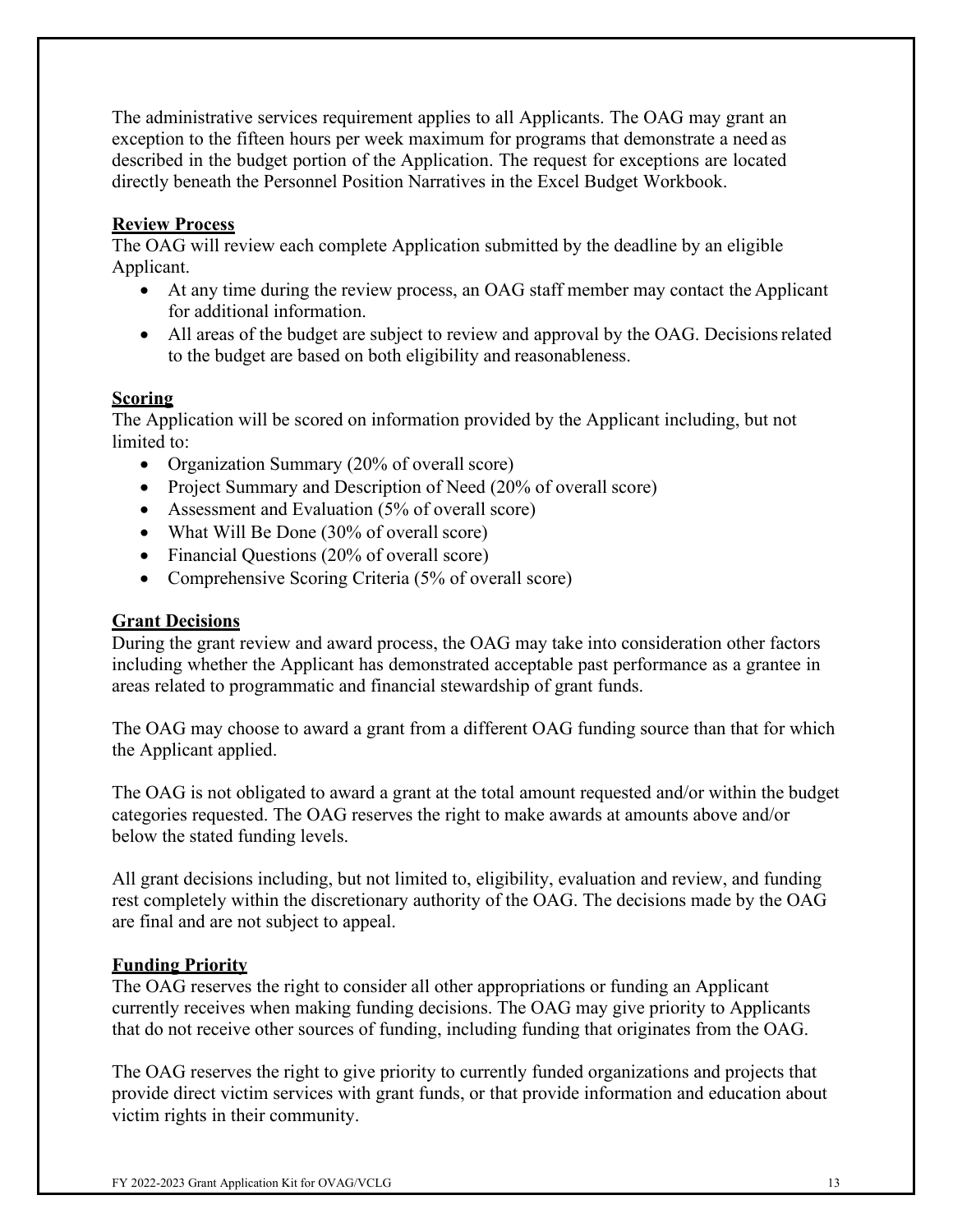The administrative services requirement applies to all Applicants. The OAG may grant an exception to the fifteen hours per week maximum for programs that demonstrate a need as described in the budget portion of the Application. The request for exceptions are located directly beneath the Personnel Position Narratives in the Excel Budget Workbook.

**Review Process**

The OAG will review each complete Application submitted by the deadline by an eligible Applicant.

- At any time during the review process, an OAG staff member may contact the Applicant for additional information.
- All areas of the budget are subject to review and approval by the OAG. Decisions related to the budget are based on both eligibility and reasonableness.

**Scoring**

The Application will be scored on information provided by the Applicant including, but not limited to:

- Organization Summary (20% of overall score)
- Project Summary and Description of Need (20% of overall score)
- Assessment and Evaluation (5% of overall score)
- What Will Be Done (30% of overall score)
- Financial Questions (20% of overall score)
- Comprehensive Scoring Criteria (5% of overall score)

**Grant Decisions**

During the grant review and award process, the OAG may take into consideration other factors including whether the Applicant has demonstrated acceptable past performance as a grantee in areas related to programmatic and financial stewardship of grant funds.

The OAG may choose to award a grant from a different OAG funding source than that for which the Applicant applied.

The OAG is not obligated to award a grant at the total amount requested and/or within the budget categories requested. The OAG reserves the right to make awards at amounts above and/or below the stated funding levels.

All grant decisions including, but not limited to, eligibility, evaluation and review, and funding rest completely within the discretionary authority of the OAG. The decisions made by the OAG are final and are not subject to appeal.

**Funding Priority**

The OAG reserves the right to consider all other appropriations or funding an Applicant currently receives when making funding decisions. The OAG may give priority to Applicants that do not receive other sources of funding, including funding that originates from the OAG.

The OAG reserves the right to give priority to currently funded organizations and projects that provide direct victim services with grant funds, or that provide information and education about victim rights in their community.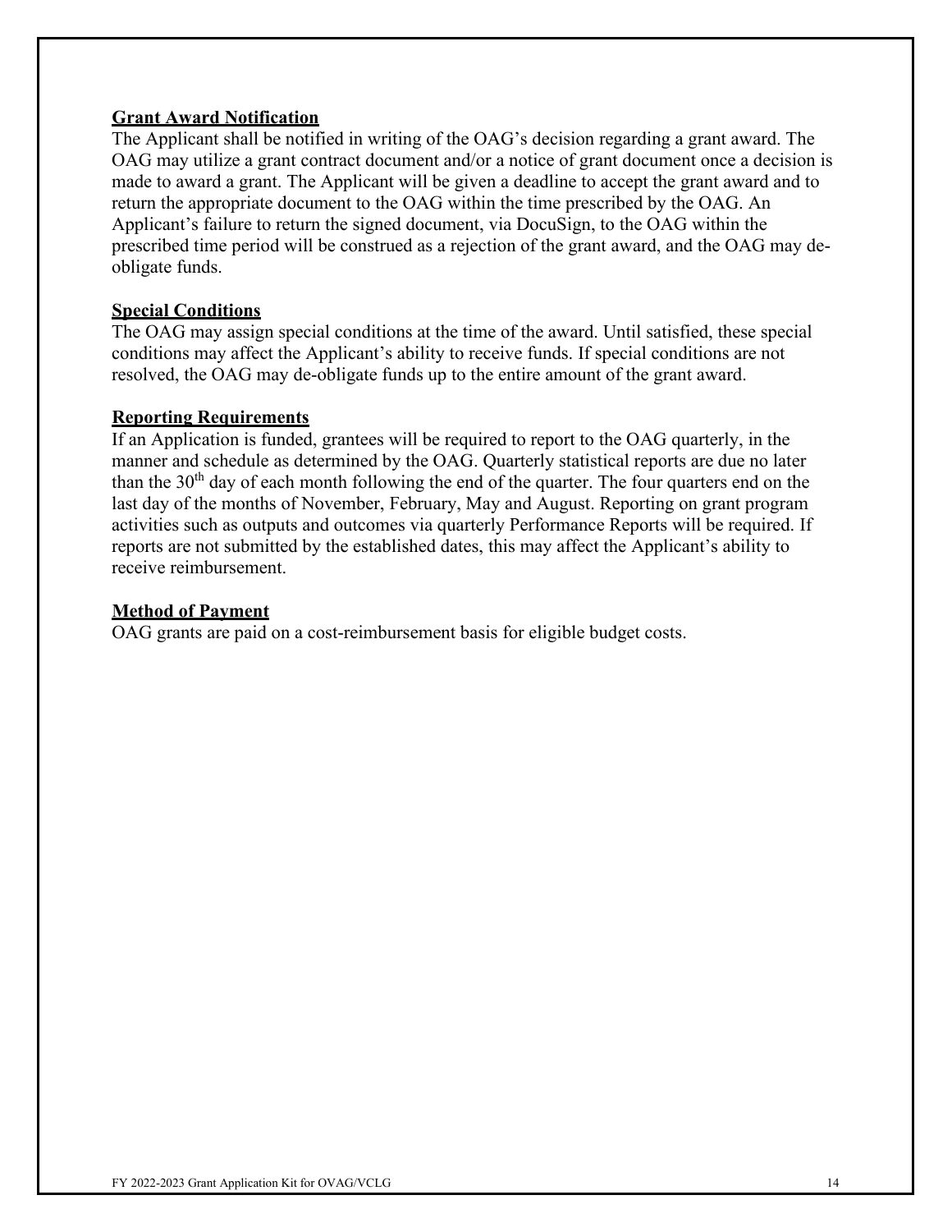## Grant Award Notification

The Applicant shall be notified in writing of the OAG's decision regarding a grant award. The OAG may utilize a grant contract document and/or a notice of grant document once a decision is made to award a grant. The Applicant will be given a deadline to accept the grant award and to return the appropriate document to the OAG within the time prescribed by the OAG. An Applicant's failure to return the signed document, via DocuSign, to the OAG within the prescribed time period will be construed as a rejection of the grant award, and the OAG may de-obligate funds.

## Special Conditions

The OAG may assign special conditions at the time of the award. Until satisfied, these special conditions may affect the Applicant's ability to receive funds. If special conditions are not resolved, the OAG may de-obligate funds up to the entire amount of the grant award.

## Reporting Requirements

If an Application is funded, grantees will be required to report to the OAG quarterly, in the manner and schedule as determined by the OAG. Quarterly statistical reports are due no later than the 30th day of each month following the end of the quarter. The four quarters end on the last day of the months of November, February, May and August. Reporting on grant program activities such as outputs and outcomes via quarterly Performance Reports will be required. If reports are not submitted by the established dates, this may affect the Applicant's ability to receive reimbursement.

## Method of Payment

OAG grants are paid on a cost-reimbursement basis for eligible budget costs.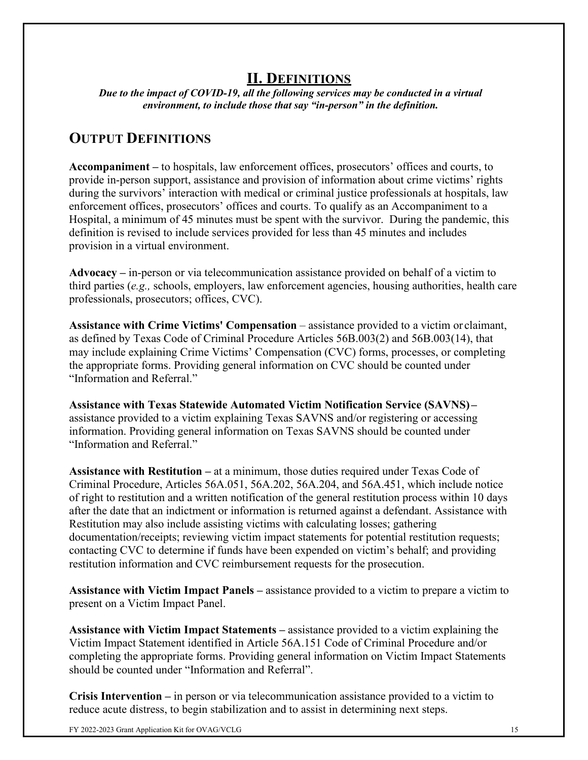## II. DEFINITIONS

***Due to the impact of COVID-19, all the following services may be conducted in a virtual environment, to include those that say "in-person" in the definition.***

## OUTPUT DEFINITIONS

**Accompaniment –** to hospitals, law enforcement offices, prosecutors' offices and courts, to provide in-person support, assistance and provision of information about crime victims' rights during the survivors' interaction with medical or criminal justice professionals at hospitals, law enforcement offices, prosecutors' offices and courts. To qualify as an Accompaniment to a Hospital, a minimum of 45 minutes must be spent with the survivor. During the pandemic, this definition is revised to include services provided for less than 45 minutes and includes provision in a virtual environment.

**Advocacy –** in-person or via telecommunication assistance provided on behalf of a victim to third parties (*e.g.,* schools, employers, law enforcement agencies, housing authorities, health care professionals, prosecutors; offices, CVC).

**Assistance with Crime Victims' Compensation** – assistance provided to a victim or claimant, as defined by Texas Code of Criminal Procedure Articles 56B.003(2) and 56B.003(14), that may include explaining Crime Victims' Compensation (CVC) forms, processes, or completing the appropriate forms. Providing general information on CVC should be counted under "Information and Referral."

**Assistance with Texas Statewide Automated Victim Notification Service (SAVNS) –** assistance provided to a victim explaining Texas SAVNS and/or registering or accessing information. Providing general information on Texas SAVNS should be counted under "Information and Referral."

**Assistance with Restitution –** at a minimum, those duties required under Texas Code of Criminal Procedure, Articles 56A.051, 56A.202, 56A.204, and 56A.451, which include notice of right to restitution and a written notification of the general restitution process within 10 days after the date that an indictment or information is returned against a defendant. Assistance with Restitution may also include assisting victims with calculating losses; gathering documentation/receipts; reviewing victim impact statements for potential restitution requests; contacting CVC to determine if funds have been expended on victim's behalf; and providing restitution information and CVC reimbursement requests for the prosecution.

**Assistance with Victim Impact Panels –** assistance provided to a victim to prepare a victim to present on a Victim Impact Panel.

**Assistance with Victim Impact Statements –** assistance provided to a victim explaining the Victim Impact Statement identified in Article 56A.151 Code of Criminal Procedure and/or completing the appropriate forms. Providing general information on Victim Impact Statements should be counted under "Information and Referral".

**Crisis Intervention –** in person or via telecommunication assistance provided to a victim to reduce acute distress, to begin stabilization and to assist in determining next steps.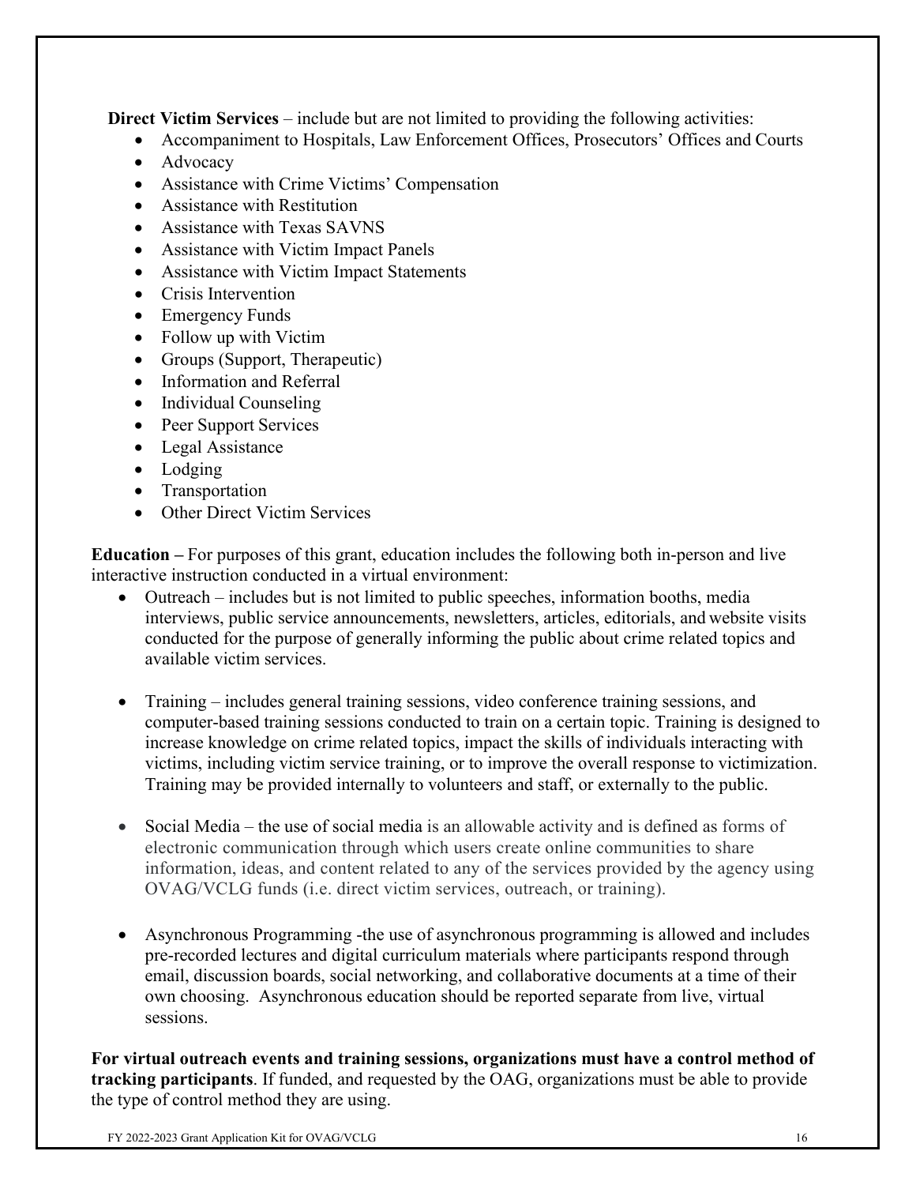**Direct Victim Services** – include but are not limited to providing the following activities:

- Accompaniment to Hospitals, Law Enforcement Offices, Prosecutors' Offices and Courts
- Advocacy
- Assistance with Crime Victims' Compensation
- Assistance with Restitution
- Assistance with Texas SAVNS
- Assistance with Victim Impact Panels
- Assistance with Victim Impact Statements
- Crisis Intervention
- Emergency Funds
- Follow up with Victim
- Groups (Support, Therapeutic)
- Information and Referral
- Individual Counseling
- Peer Support Services
- Legal Assistance
- Lodging
- Transportation
- Other Direct Victim Services

**Education –** For purposes of this grant, education includes the following both in-person and live interactive instruction conducted in a virtual environment:

- Outreach – includes but is not limited to public speeches, information booths, media interviews, public service announcements, newsletters, articles, editorials, and website visits conducted for the purpose of generally informing the public about crime related topics and available victim services.

- Training – includes general training sessions, video conference training sessions, and computer-based training sessions conducted to train on a certain topic. Training is designed to increase knowledge on crime related topics, impact the skills of individuals interacting with victims, including victim service training, or to improve the overall response to victimization. Training may be provided internally to volunteers and staff, or externally to the public.

- Social Media – the use of social media is an allowable activity and is defined as forms of electronic communication through which users create online communities to share information, ideas, and content related to any of the services provided by the agency using OVAG/VCLG funds (i.e. direct victim services, outreach, or training).

- Asynchronous Programming -the use of asynchronous programming is allowed and includes pre-recorded lectures and digital curriculum materials where participants respond through email, discussion boards, social networking, and collaborative documents at a time of their own choosing. Asynchronous education should be reported separate from live, virtual sessions.

**For virtual outreach events and training sessions, organizations must have a control method of tracking participants**. If funded, and requested by the OAG, organizations must be able to provide the type of control method they are using.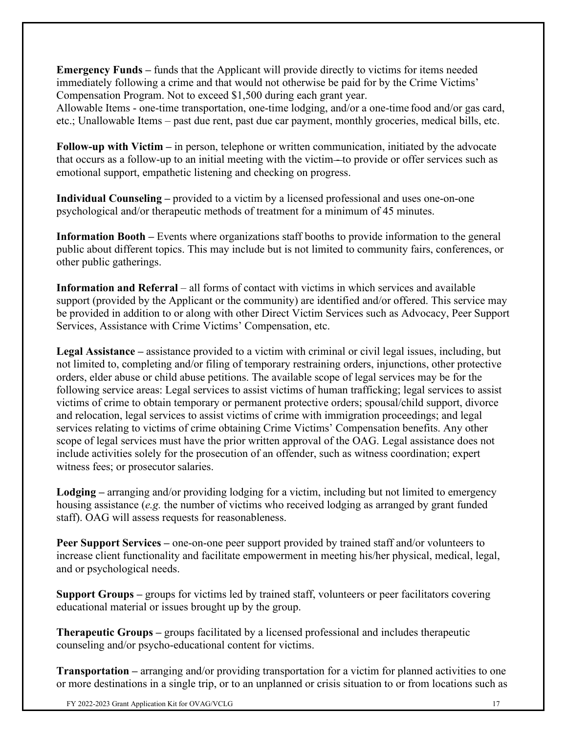**Emergency Funds –** funds that the Applicant will provide directly to victims for items needed immediately following a crime and that would not otherwise be paid for by the Crime Victims' Compensation Program. Not to exceed $1,500 during each grant year.
Allowable Items - one-time transportation, one-time lodging, and/or a one-time food and/or gas card, etc.; Unallowable Items – past due rent, past due car payment, monthly groceries, medical bills, etc.

**Follow-up with Victim –** in person, telephone or written communication, initiated by the advocate that occurs as a follow-up to an initial meeting with the victim–to provide or offer services such as emotional support, empathetic listening and checking on progress.

**Individual Counseling –** provided to a victim by a licensed professional and uses one-on-one psychological and/or therapeutic methods of treatment for a minimum of 45 minutes.

**Information Booth –** Events where organizations staff booths to provide information to the general public about different topics. This may include but is not limited to community fairs, conferences, or other public gatherings.

**Information and Referral** – all forms of contact with victims in which services and available support (provided by the Applicant or the community) are identified and/or offered. This service may be provided in addition to or along with other Direct Victim Services such as Advocacy, Peer Support Services, Assistance with Crime Victims' Compensation, etc.

**Legal Assistance –** assistance provided to a victim with criminal or civil legal issues, including, but not limited to, completing and/or filing of temporary restraining orders, injunctions, other protective orders, elder abuse or child abuse petitions. The available scope of legal services may be for the following service areas: Legal services to assist victims of human trafficking; legal services to assist victims of crime to obtain temporary or permanent protective orders; spousal/child support, divorce and relocation, legal services to assist victims of crime with immigration proceedings; and legal services relating to victims of crime obtaining Crime Victims' Compensation benefits. Any other scope of legal services must have the prior written approval of the OAG. Legal assistance does not include activities solely for the prosecution of an offender, such as witness coordination; expert witness fees; or prosecutor salaries.

**Lodging –** arranging and/or providing lodging for a victim, including but not limited to emergency housing assistance (*e.g.* the number of victims who received lodging as arranged by grant funded staff). OAG will assess requests for reasonableness.

**Peer Support Services –** one-on-one peer support provided by trained staff and/or volunteers to increase client functionality and facilitate empowerment in meeting his/her physical, medical, legal, and or psychological needs.

**Support Groups –** groups for victims led by trained staff, volunteers or peer facilitators covering educational material or issues brought up by the group.

**Therapeutic Groups –** groups facilitated by a licensed professional and includes therapeutic counseling and/or psycho-educational content for victims.

**Transportation –** arranging and/or providing transportation for a victim for planned activities to one or more destinations in a single trip, or to an unplanned or crisis situation to or from locations such as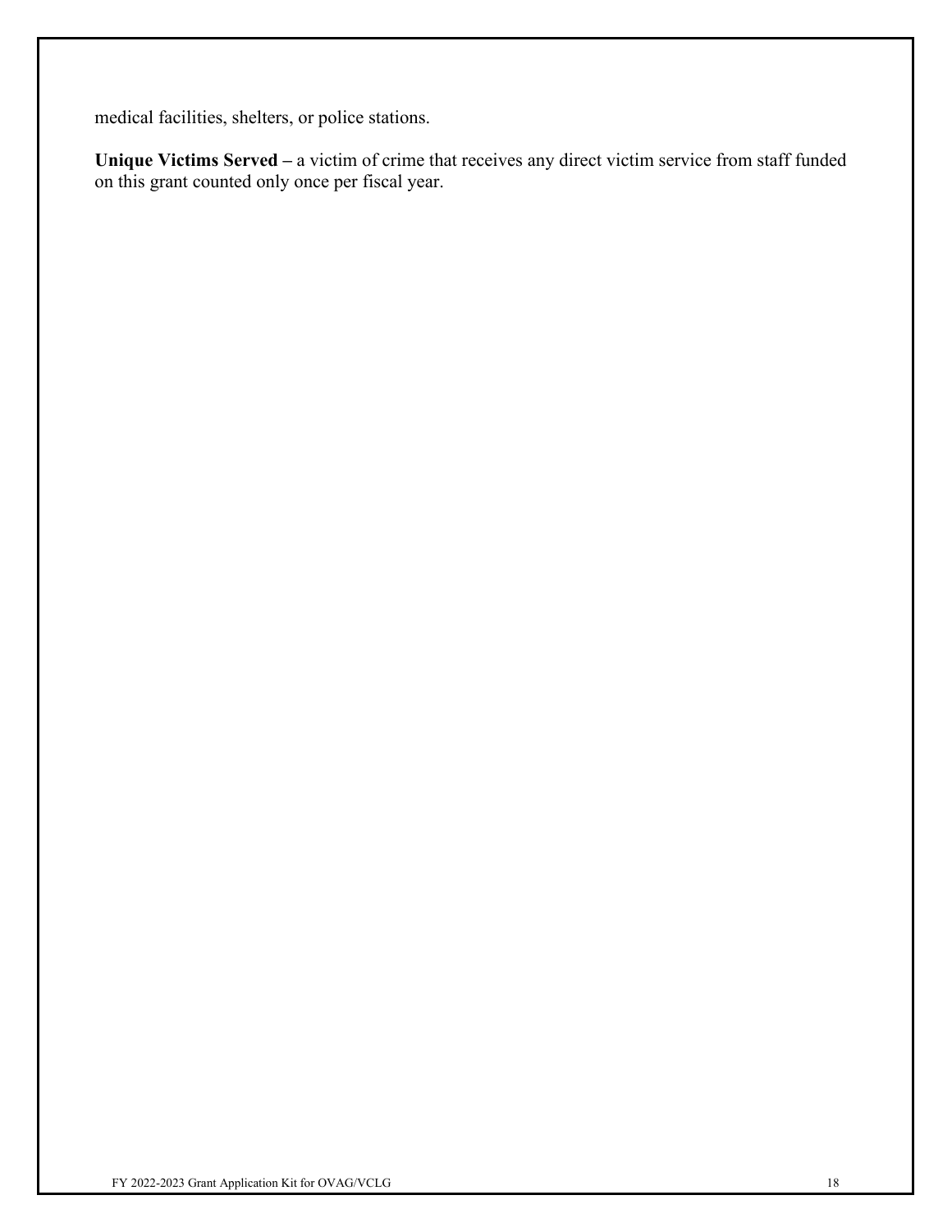medical facilities, shelters, or police stations.

**Unique Victims Served –** a victim of crime that receives any direct victim service from staff funded on this grant counted only once per fiscal year.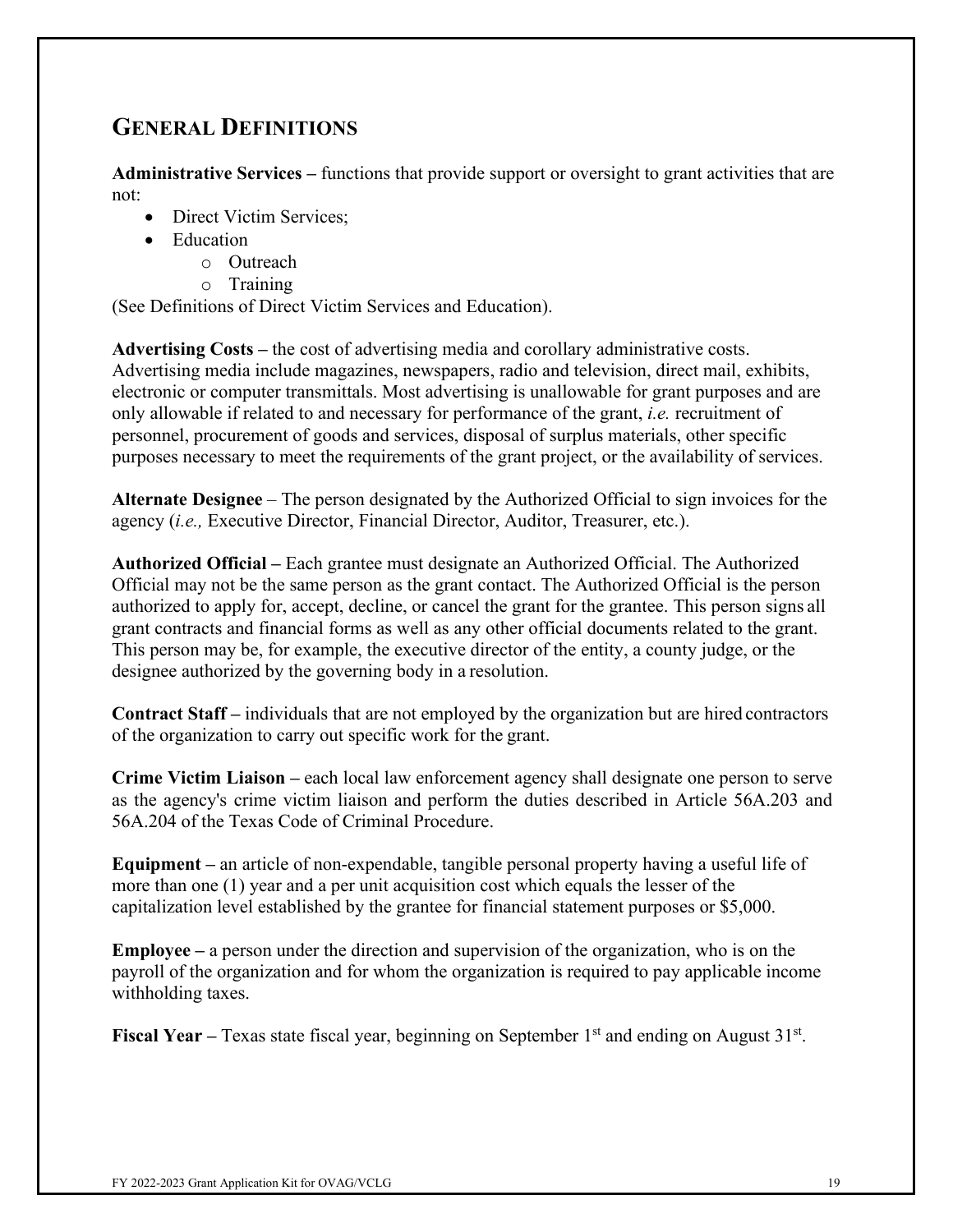## General Definitions

**Administrative Services –** functions that provide support or oversight to grant activities that are not:

- Direct Victim Services;
- Education
  - Outreach
  - Training

(See Definitions of Direct Victim Services and Education).

**Advertising Costs –** the cost of advertising media and corollary administrative costs. Advertising media include magazines, newspapers, radio and television, direct mail, exhibits, electronic or computer transmittals. Most advertising is unallowable for grant purposes and are only allowable if related to and necessary for performance of the grant, *i.e.* recruitment of personnel, procurement of goods and services, disposal of surplus materials, other specific purposes necessary to meet the requirements of the grant project, or the availability of services.

**Alternate Designee** – The person designated by the Authorized Official to sign invoices for the agency (*i.e.,* Executive Director, Financial Director, Auditor, Treasurer, etc.).

**Authorized Official –** Each grantee must designate an Authorized Official. The Authorized Official may not be the same person as the grant contact. The Authorized Official is the person authorized to apply for, accept, decline, or cancel the grant for the grantee. This person signs all grant contracts and financial forms as well as any other official documents related to the grant. This person may be, for example, the executive director of the entity, a county judge, or the designee authorized by the governing body in a resolution.

**Contract Staff –** individuals that are not employed by the organization but are hired contractors of the organization to carry out specific work for the grant.

**Crime Victim Liaison –** each local law enforcement agency shall designate one person to serve as the agency's crime victim liaison and perform the duties described in Article 56A.203 and 56A.204 of the Texas Code of Criminal Procedure.

**Equipment –** an article of non-expendable, tangible personal property having a useful life of more than one (1) year and a per unit acquisition cost which equals the lesser of the capitalization level established by the grantee for financial statement purposes or $5,000.

**Employee –** a person under the direction and supervision of the organization, who is on the payroll of the organization and for whom the organization is required to pay applicable income withholding taxes.

**Fiscal Year –** Texas state fiscal year, beginning on September 1st and ending on August 31st.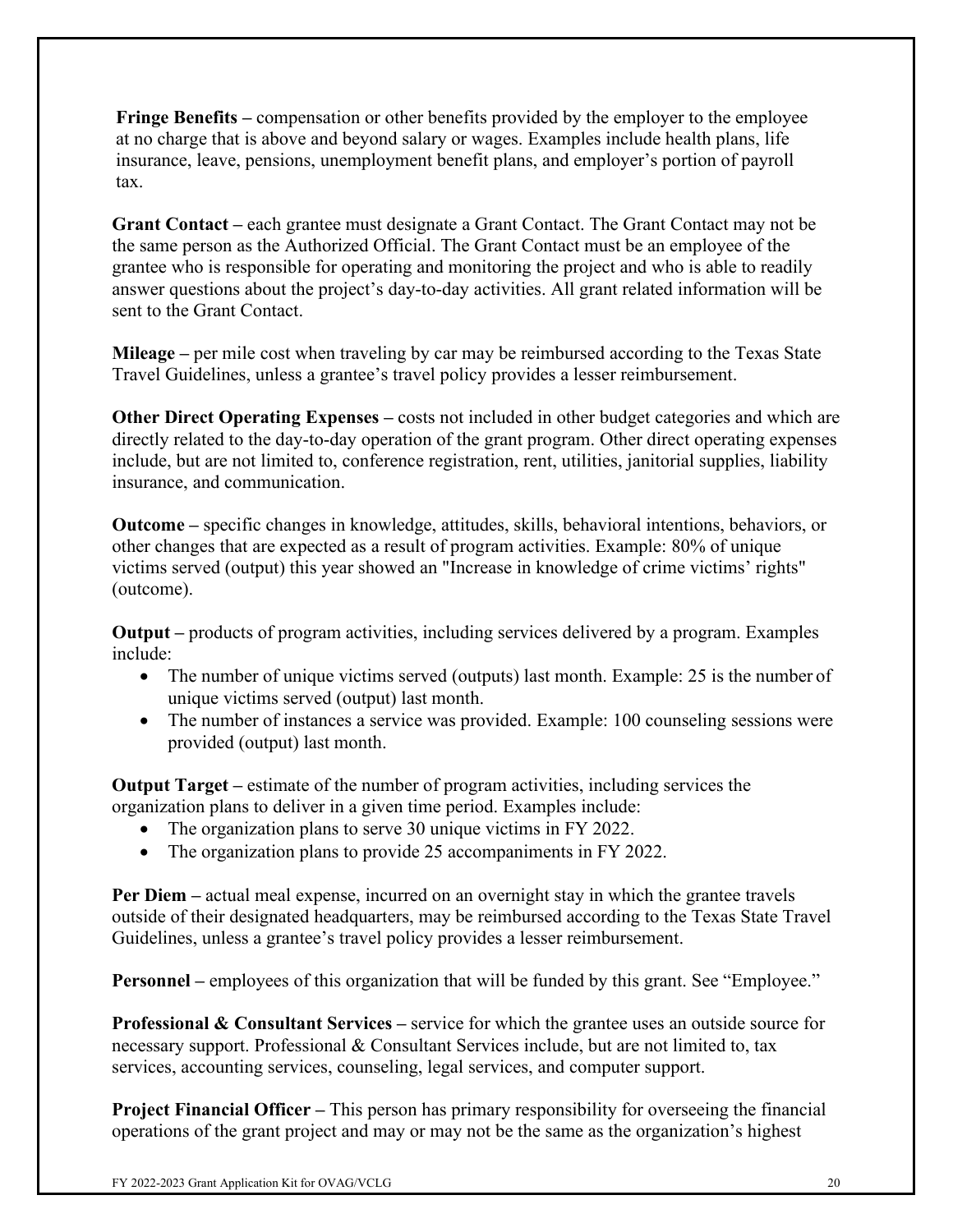**Fringe Benefits –** compensation or other benefits provided by the employer to the employee at no charge that is above and beyond salary or wages. Examples include health plans, life insurance, leave, pensions, unemployment benefit plans, and employer's portion of payroll tax.

**Grant Contact –** each grantee must designate a Grant Contact. The Grant Contact may not be the same person as the Authorized Official. The Grant Contact must be an employee of the grantee who is responsible for operating and monitoring the project and who is able to readily answer questions about the project's day-to-day activities. All grant related information will be sent to the Grant Contact.

**Mileage –** per mile cost when traveling by car may be reimbursed according to the Texas State Travel Guidelines, unless a grantee's travel policy provides a lesser reimbursement.

**Other Direct Operating Expenses –** costs not included in other budget categories and which are directly related to the day-to-day operation of the grant program. Other direct operating expenses include, but are not limited to, conference registration, rent, utilities, janitorial supplies, liability insurance, and communication.

**Outcome –** specific changes in knowledge, attitudes, skills, behavioral intentions, behaviors, or other changes that are expected as a result of program activities. Example: 80% of unique victims served (output) this year showed an "Increase in knowledge of crime victims' rights" (outcome).

**Output –** products of program activities, including services delivered by a program. Examples include:

- The number of unique victims served (outputs) last month. Example: 25 is the number of unique victims served (output) last month.
- The number of instances a service was provided. Example: 100 counseling sessions were provided (output) last month.

**Output Target –** estimate of the number of program activities, including services the organization plans to deliver in a given time period. Examples include:

- The organization plans to serve 30 unique victims in FY 2022.
- The organization plans to provide 25 accompaniments in FY 2022.

**Per Diem –** actual meal expense, incurred on an overnight stay in which the grantee travels outside of their designated headquarters, may be reimbursed according to the Texas State Travel Guidelines, unless a grantee's travel policy provides a lesser reimbursement.

**Personnel –** employees of this organization that will be funded by this grant. See "Employee."

**Professional & Consultant Services –** service for which the grantee uses an outside source for necessary support. Professional & Consultant Services include, but are not limited to, tax services, accounting services, counseling, legal services, and computer support.

**Project Financial Officer –** This person has primary responsibility for overseeing the financial operations of the grant project and may or may not be the same as the organization's highest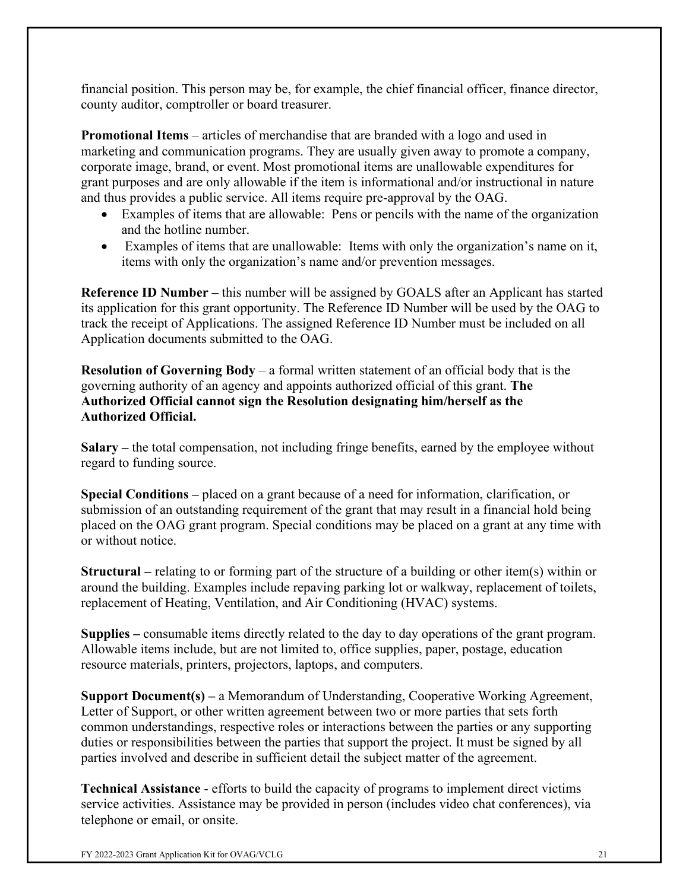financial position. This person may be, for example, the chief financial officer, finance director, county auditor, comptroller or board treasurer.

**Promotional Items** – articles of merchandise that are branded with a logo and used in marketing and communication programs. They are usually given away to promote a company, corporate image, brand, or event. Most promotional items are unallowable expenditures for grant purposes and are only allowable if the item is informational and/or instructional in nature and thus provides a public service. All items require pre-approval by the OAG.

- Examples of items that are allowable: Pens or pencils with the name of the organization and the hotline number.
- Examples of items that are unallowable: Items with only the organization's name on it, items with only the organization's name and/or prevention messages.

**Reference ID Number –** this number will be assigned by GOALS after an Applicant has started its application for this grant opportunity. The Reference ID Number will be used by the OAG to track the receipt of Applications. The assigned Reference ID Number must be included on all Application documents submitted to the OAG.

**Resolution of Governing Body** – a formal written statement of an official body that is the governing authority of an agency and appoints authorized official of this grant. **The Authorized Official cannot sign the Resolution designating him/herself as the Authorized Official.**

**Salary –** the total compensation, not including fringe benefits, earned by the employee without regard to funding source.

**Special Conditions –** placed on a grant because of a need for information, clarification, or submission of an outstanding requirement of the grant that may result in a financial hold being placed on the OAG grant program. Special conditions may be placed on a grant at any time with or without notice.

**Structural –** relating to or forming part of the structure of a building or other item(s) within or around the building. Examples include repaving parking lot or walkway, replacement of toilets, replacement of Heating, Ventilation, and Air Conditioning (HVAC) systems.

**Supplies –** consumable items directly related to the day to day operations of the grant program. Allowable items include, but are not limited to, office supplies, paper, postage, education resource materials, printers, projectors, laptops, and computers.

**Support Document(s) –** a Memorandum of Understanding, Cooperative Working Agreement, Letter of Support, or other written agreement between two or more parties that sets forth common understandings, respective roles or interactions between the parties or any supporting duties or responsibilities between the parties that support the project. It must be signed by all parties involved and describe in sufficient detail the subject matter of the agreement.

**Technical Assistance** - efforts to build the capacity of programs to implement direct victims service activities. Assistance may be provided in person (includes video chat conferences), via telephone or email, or onsite.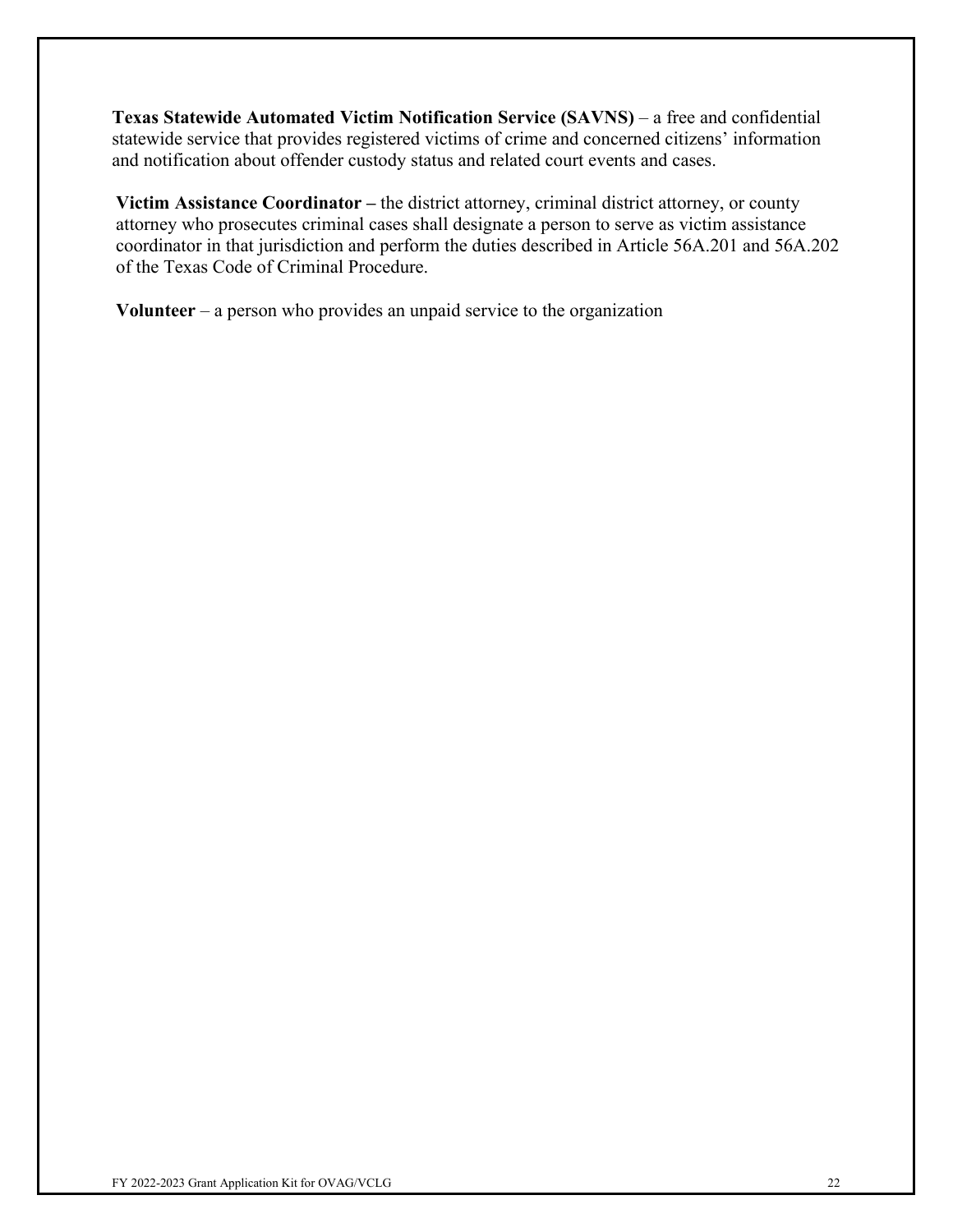**Texas Statewide Automated Victim Notification Service (SAVNS)** – a free and confidential statewide service that provides registered victims of crime and concerned citizens' information and notification about offender custody status and related court events and cases.

**Victim Assistance Coordinator –** the district attorney, criminal district attorney, or county attorney who prosecutes criminal cases shall designate a person to serve as victim assistance coordinator in that jurisdiction and perform the duties described in Article 56A.201 and 56A.202 of the Texas Code of Criminal Procedure.

**Volunteer** – a person who provides an unpaid service to the organization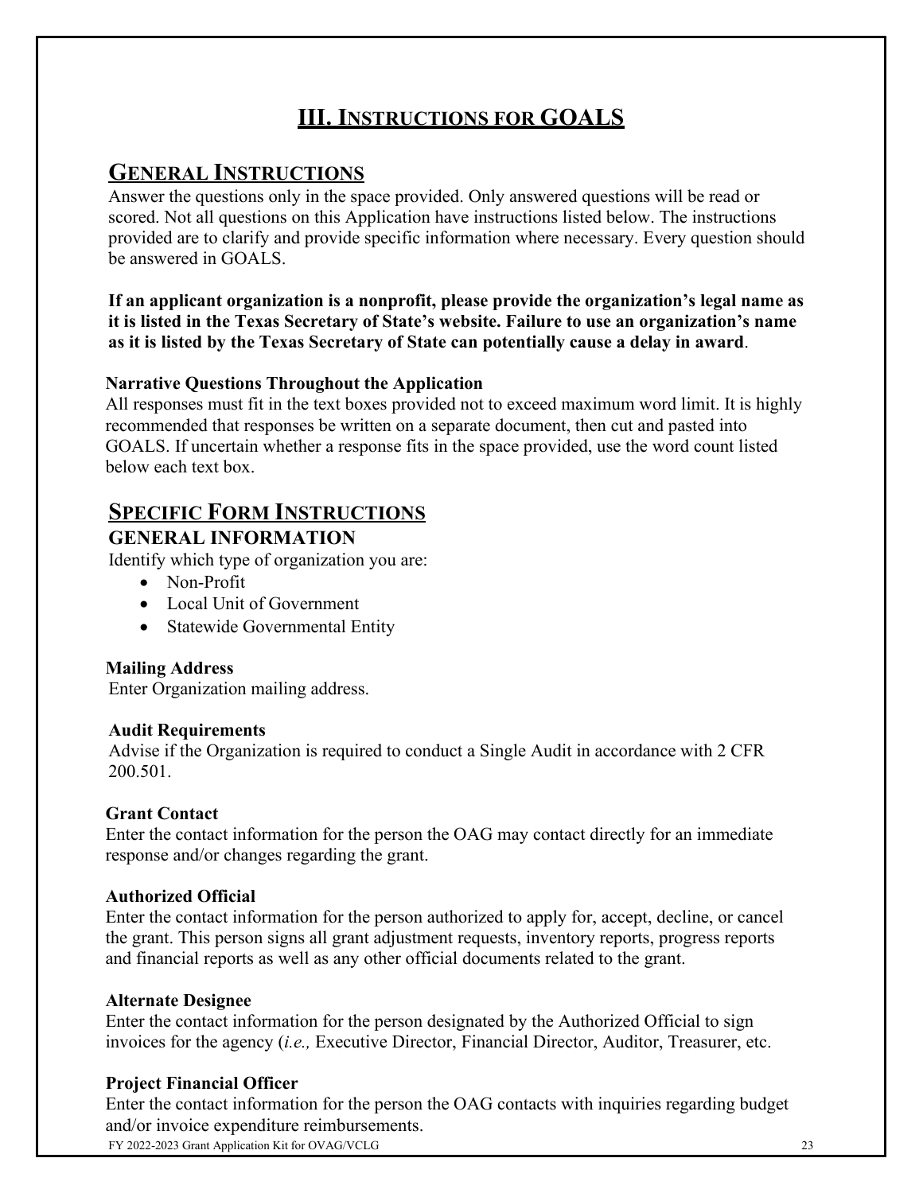# III. Instructions for GOALS

## General Instructions

Answer the questions only in the space provided. Only answered questions will be read or scored. Not all questions on this Application have instructions listed below. The instructions provided are to clarify and provide specific information where necessary. Every question should be answered in GOALS.

**If an applicant organization is a nonprofit, please provide the organization's legal name as it is listed in the Texas Secretary of State's website. Failure to use an organization's name as it is listed by the Texas Secretary of State can potentially cause a delay in award**.

**Narrative Questions Throughout the Application**

All responses must fit in the text boxes provided not to exceed maximum word limit. It is highly recommended that responses be written on a separate document, then cut and pasted into GOALS. If uncertain whether a response fits in the space provided, use the word count listed below each text box.

## Specific Form Instructions

### GENERAL INFORMATION

Identify which type of organization you are:

- Non-Profit
- Local Unit of Government
- Statewide Governmental Entity

**Mailing Address**

Enter Organization mailing address.

**Audit Requirements**

Advise if the Organization is required to conduct a Single Audit in accordance with 2 CFR 200.501.

**Grant Contact**

Enter the contact information for the person the OAG may contact directly for an immediate response and/or changes regarding the grant.

**Authorized Official**

Enter the contact information for the person authorized to apply for, accept, decline, or cancel the grant. This person signs all grant adjustment requests, inventory reports, progress reports and financial reports as well as any other official documents related to the grant.

**Alternate Designee**

Enter the contact information for the person designated by the Authorized Official to sign invoices for the agency (*i.e.,* Executive Director, Financial Director, Auditor, Treasurer, etc.

**Project Financial Officer**

Enter the contact information for the person the OAG contacts with inquiries regarding budget and/or invoice expenditure reimbursements.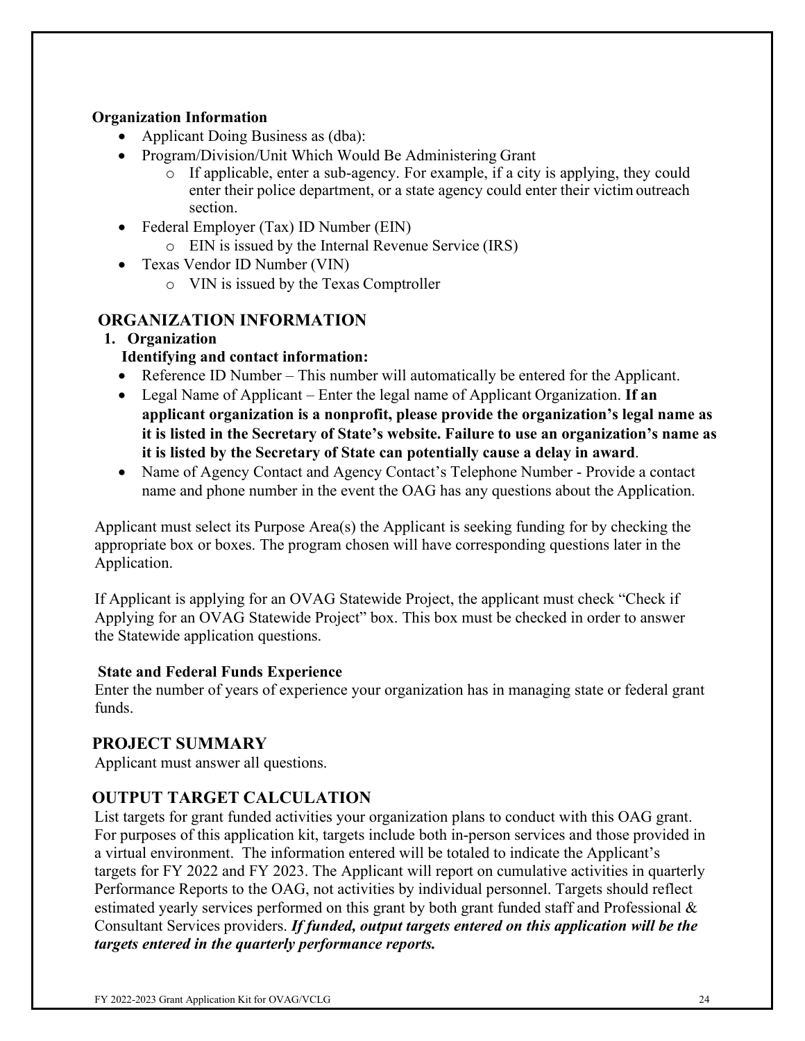**Organization Information**

- Applicant Doing Business as (dba):
- Program/Division/Unit Which Would Be Administering Grant
    - If applicable, enter a sub-agency. For example, if a city is applying, they could enter their police department, or a state agency could enter their victim outreach section.
- Federal Employer (Tax) ID Number (EIN)
    - EIN is issued by the Internal Revenue Service (IRS)
- Texas Vendor ID Number (VIN)
    - VIN is issued by the Texas Comptroller

## ORGANIZATION INFORMATION

1. **Organization**

   **Identifying and contact information:**

- Reference ID Number – This number will automatically be entered for the Applicant.
- Legal Name of Applicant – Enter the legal name of Applicant Organization. **If an applicant organization is a nonprofit, please provide the organization's legal name as it is listed in the Secretary of State's website. Failure to use an organization's name as it is listed by the Secretary of State can potentially cause a delay in award**.
- Name of Agency Contact and Agency Contact's Telephone Number - Provide a contact name and phone number in the event the OAG has any questions about the Application.

Applicant must select its Purpose Area(s) the Applicant is seeking funding for by checking the appropriate box or boxes. The program chosen will have corresponding questions later in the Application.

If Applicant is applying for an OVAG Statewide Project, the applicant must check "Check if Applying for an OVAG Statewide Project" box. This box must be checked in order to answer the Statewide application questions.

**State and Federal Funds Experience**

Enter the number of years of experience your organization has in managing state or federal grant funds.

## PROJECT SUMMARY

Applicant must answer all questions.

## OUTPUT TARGET CALCULATION

List targets for grant funded activities your organization plans to conduct with this OAG grant. For purposes of this application kit, targets include both in-person services and those provided in a virtual environment. The information entered will be totaled to indicate the Applicant's targets for FY 2022 and FY 2023. The Applicant will report on cumulative activities in quarterly Performance Reports to the OAG, not activities by individual personnel. Targets should reflect estimated yearly services performed on this grant by both grant funded staff and Professional & Consultant Services providers. ***If funded, output targets entered on this application will be the targets entered in the quarterly performance reports.***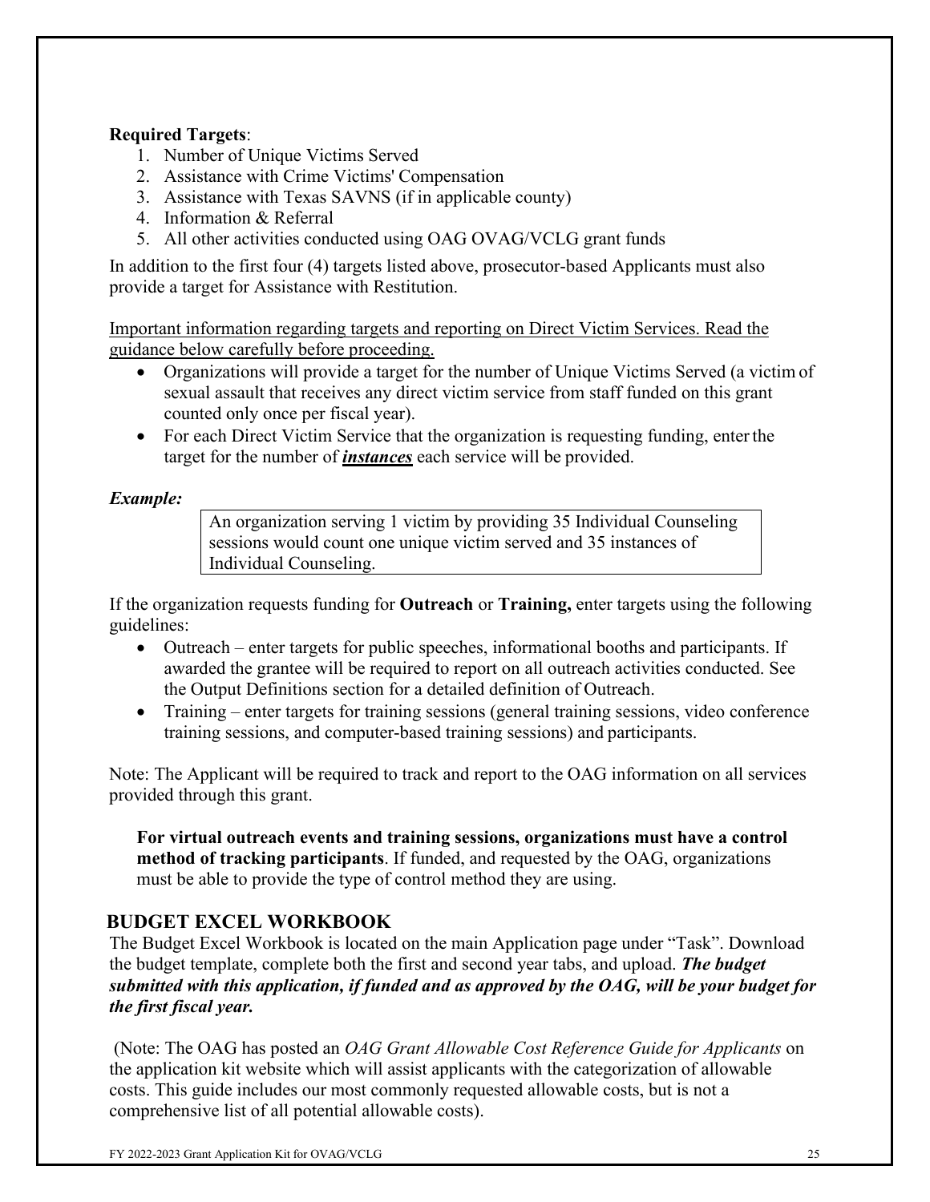**Required Targets**:

1. Number of Unique Victims Served
2. Assistance with Crime Victims' Compensation
3. Assistance with Texas SAVNS (if in applicable county)
4. Information & Referral
5. All other activities conducted using OAG OVAG/VCLG grant funds

In addition to the first four (4) targets listed above, prosecutor-based Applicants must also provide a target for Assistance with Restitution.

<u>Important information regarding targets and reporting on Direct Victim Services. Read the guidance below carefully before proceeding.</u>

- Organizations will provide a target for the number of Unique Victims Served (a victim of sexual assault that receives any direct victim service from staff funded on this grant counted only once per fiscal year).
- For each Direct Victim Service that the organization is requesting funding, enter the target for the number of ***<u>instances</u>*** each service will be provided.

***Example:***

> An organization serving 1 victim by providing 35 Individual Counseling sessions would count one unique victim served and 35 instances of Individual Counseling.

If the organization requests funding for **Outreach** or **Training,** enter targets using the following guidelines:

- Outreach – enter targets for public speeches, informational booths and participants. If awarded the grantee will be required to report on all outreach activities conducted. See the Output Definitions section for a detailed definition of Outreach.
- Training – enter targets for training sessions (general training sessions, video conference training sessions, and computer-based training sessions) and participants.

Note: The Applicant will be required to track and report to the OAG information on all services provided through this grant.

**For virtual outreach events and training sessions, organizations must have a control method of tracking participants**. If funded, and requested by the OAG, organizations must be able to provide the type of control method they are using.

## BUDGET EXCEL WORKBOOK

The Budget Excel Workbook is located on the main Application page under "Task". Download the budget template, complete both the first and second year tabs, and upload. ***The budget submitted with this application, if funded and as approved by the OAG, will be your budget for the first fiscal year.***

(Note: The OAG has posted an *OAG Grant Allowable Cost Reference Guide for Applicants* on the application kit website which will assist applicants with the categorization of allowable costs. This guide includes our most commonly requested allowable costs, but is not a comprehensive list of all potential allowable costs).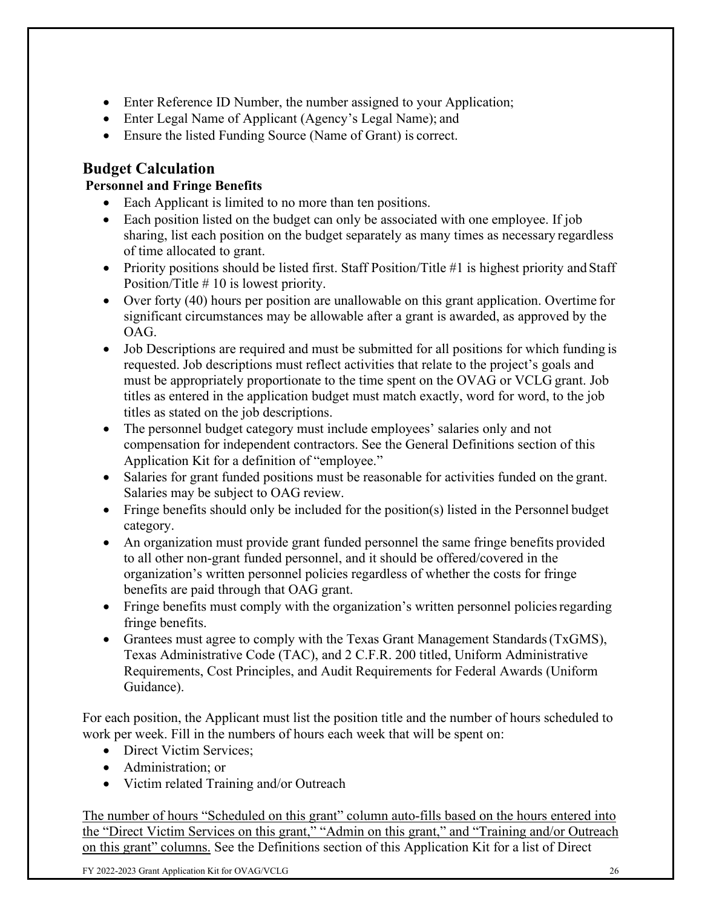- Enter Reference ID Number, the number assigned to your Application;
- Enter Legal Name of Applicant (Agency's Legal Name); and
- Ensure the listed Funding Source (Name of Grant) is correct.

## Budget Calculation

**Personnel and Fringe Benefits**

- Each Applicant is limited to no more than ten positions.
- Each position listed on the budget can only be associated with one employee. If job sharing, list each position on the budget separately as many times as necessary regardless of time allocated to grant.
- Priority positions should be listed first. Staff Position/Title #1 is highest priority and Staff Position/Title # 10 is lowest priority.
- Over forty (40) hours per position are unallowable on this grant application. Overtime for significant circumstances may be allowable after a grant is awarded, as approved by the OAG.
- Job Descriptions are required and must be submitted for all positions for which funding is requested. Job descriptions must reflect activities that relate to the project's goals and must be appropriately proportionate to the time spent on the OVAG or VCLG grant. Job titles as entered in the application budget must match exactly, word for word, to the job titles as stated on the job descriptions.
- The personnel budget category must include employees' salaries only and not compensation for independent contractors. See the General Definitions section of this Application Kit for a definition of "employee."
- Salaries for grant funded positions must be reasonable for activities funded on the grant. Salaries may be subject to OAG review.
- Fringe benefits should only be included for the position(s) listed in the Personnel budget category.
- An organization must provide grant funded personnel the same fringe benefits provided to all other non-grant funded personnel, and it should be offered/covered in the organization's written personnel policies regardless of whether the costs for fringe benefits are paid through that OAG grant.
- Fringe benefits must comply with the organization's written personnel policies regarding fringe benefits.
- Grantees must agree to comply with the Texas Grant Management Standards (TxGMS), Texas Administrative Code (TAC), and 2 C.F.R. 200 titled, Uniform Administrative Requirements, Cost Principles, and Audit Requirements for Federal Awards (Uniform Guidance).

For each position, the Applicant must list the position title and the number of hours scheduled to work per week. Fill in the numbers of hours each week that will be spent on:

- Direct Victim Services;
- Administration; or
- Victim related Training and/or Outreach

<u>The number of hours "Scheduled on this grant" column auto-fills based on the hours entered into the "Direct Victim Services on this grant," "Admin on this grant," and "Training and/or Outreach on this grant" columns.</u> See the Definitions section of this Application Kit for a list of Direct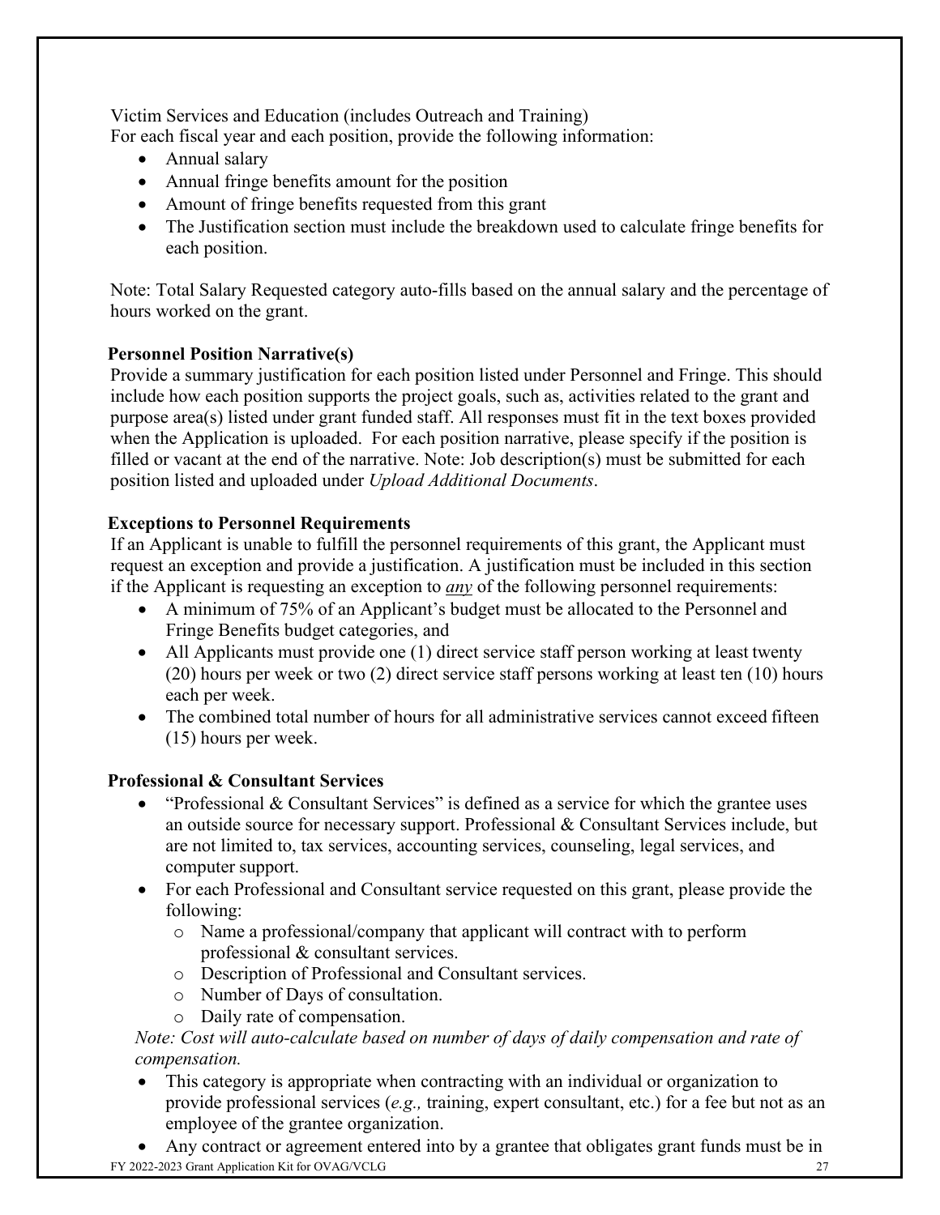Victim Services and Education (includes Outreach and Training)
For each fiscal year and each position, provide the following information:

- Annual salary
- Annual fringe benefits amount for the position
- Amount of fringe benefits requested from this grant
- The Justification section must include the breakdown used to calculate fringe benefits for each position.

Note: Total Salary Requested category auto-fills based on the annual salary and the percentage of hours worked on the grant.

**Personnel Position Narrative(s)**

Provide a summary justification for each position listed under Personnel and Fringe. This should include how each position supports the project goals, such as, activities related to the grant and purpose area(s) listed under grant funded staff. All responses must fit in the text boxes provided when the Application is uploaded. For each position narrative, please specify if the position is filled or vacant at the end of the narrative. Note: Job description(s) must be submitted for each position listed and uploaded under *Upload Additional Documents*.

**Exceptions to Personnel Requirements**

If an Applicant is unable to fulfill the personnel requirements of this grant, the Applicant must request an exception and provide a justification. A justification must be included in this section if the Applicant is requesting an exception to ***any*** of the following personnel requirements:

- A minimum of 75% of an Applicant's budget must be allocated to the Personnel and Fringe Benefits budget categories, and
- All Applicants must provide one (1) direct service staff person working at least twenty (20) hours per week or two (2) direct service staff persons working at least ten (10) hours each per week.
- The combined total number of hours for all administrative services cannot exceed fifteen (15) hours per week.

**Professional & Consultant Services**

- "Professional & Consultant Services" is defined as a service for which the grantee uses an outside source for necessary support. Professional & Consultant Services include, but are not limited to, tax services, accounting services, counseling, legal services, and computer support.
- For each Professional and Consultant service requested on this grant, please provide the following:
  - Name a professional/company that applicant will contract with to perform professional & consultant services.
  - Description of Professional and Consultant services.
  - Number of Days of consultation.
  - Daily rate of compensation.

*Note: Cost will auto-calculate based on number of days of daily compensation and rate of compensation.*

- This category is appropriate when contracting with an individual or organization to provide professional services (*e.g.,* training, expert consultant, etc.) for a fee but not as an employee of the grantee organization.
- Any contract or agreement entered into by a grantee that obligates grant funds must be in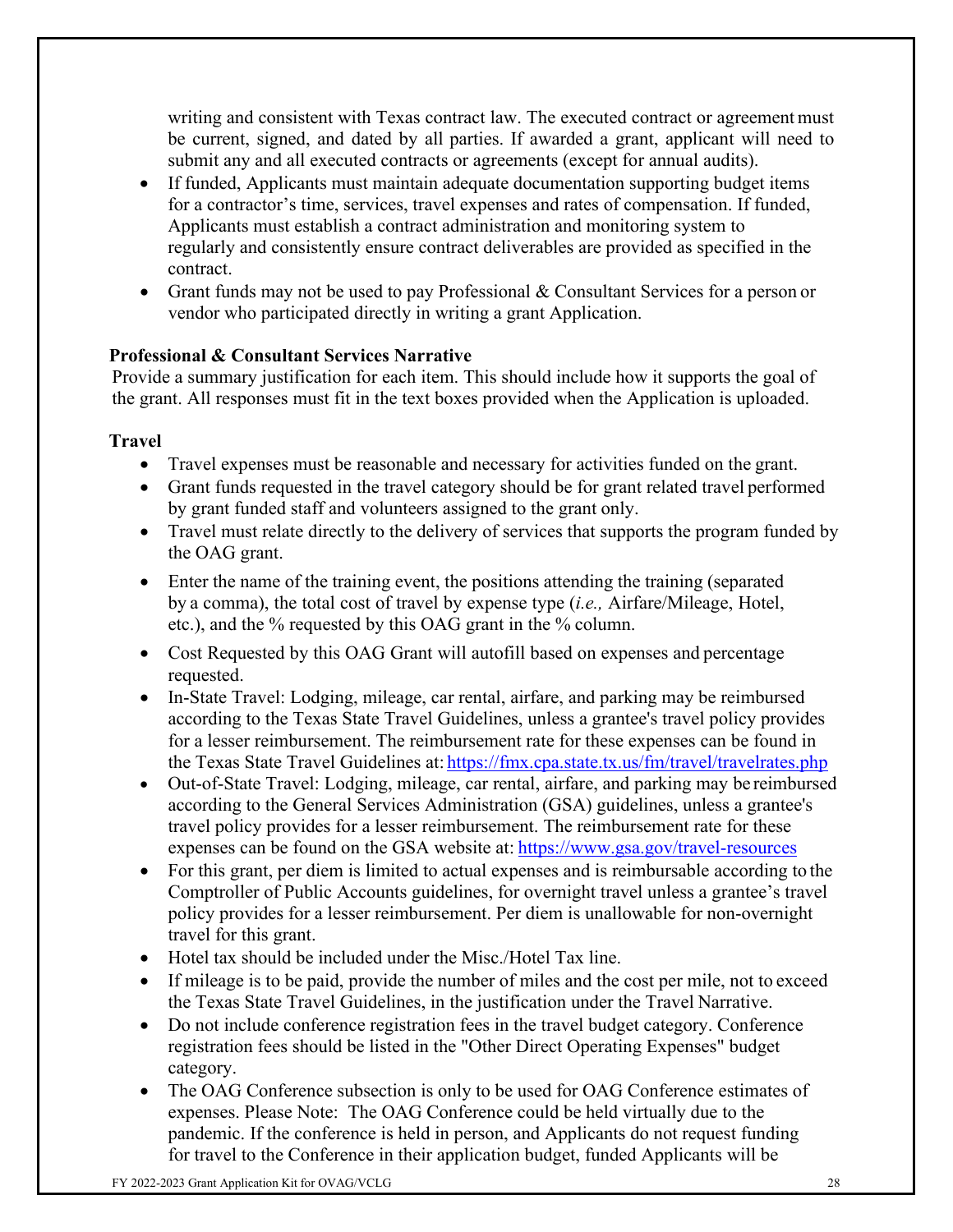writing and consistent with Texas contract law. The executed contract or agreement must be current, signed, and dated by all parties. If awarded a grant, applicant will need to submit any and all executed contracts or agreements (except for annual audits).

- If funded, Applicants must maintain adequate documentation supporting budget items for a contractor's time, services, travel expenses and rates of compensation. If funded, Applicants must establish a contract administration and monitoring system to regularly and consistently ensure contract deliverables are provided as specified in the contract.
- Grant funds may not be used to pay Professional & Consultant Services for a person or vendor who participated directly in writing a grant Application.

**Professional & Consultant Services Narrative**

Provide a summary justification for each item. This should include how it supports the goal of the grant. All responses must fit in the text boxes provided when the Application is uploaded.

**Travel**

- Travel expenses must be reasonable and necessary for activities funded on the grant.
- Grant funds requested in the travel category should be for grant related travel performed by grant funded staff and volunteers assigned to the grant only.
- Travel must relate directly to the delivery of services that supports the program funded by the OAG grant.
- Enter the name of the training event, the positions attending the training (separated by a comma), the total cost of travel by expense type (*i.e.,* Airfare/Mileage, Hotel, etc.), and the % requested by this OAG grant in the % column.
- Cost Requested by this OAG Grant will autofill based on expenses and percentage requested.
- In-State Travel: Lodging, mileage, car rental, airfare, and parking may be reimbursed according to the Texas State Travel Guidelines, unless a grantee's travel policy provides for a lesser reimbursement. The reimbursement rate for these expenses can be found in the Texas State Travel Guidelines at: https://fmx.cpa.state.tx.us/fm/travel/travelrates.php
- Out-of-State Travel: Lodging, mileage, car rental, airfare, and parking may be reimbursed according to the General Services Administration (GSA) guidelines, unless a grantee's travel policy provides for a lesser reimbursement. The reimbursement rate for these expenses can be found on the GSA website at: https://www.gsa.gov/travel-resources
- For this grant, per diem is limited to actual expenses and is reimbursable according to the Comptroller of Public Accounts guidelines, for overnight travel unless a grantee's travel policy provides for a lesser reimbursement. Per diem is unallowable for non-overnight travel for this grant.
- Hotel tax should be included under the Misc./Hotel Tax line.
- If mileage is to be paid, provide the number of miles and the cost per mile, not to exceed the Texas State Travel Guidelines, in the justification under the Travel Narrative.
- Do not include conference registration fees in the travel budget category. Conference registration fees should be listed in the "Other Direct Operating Expenses" budget category.
- The OAG Conference subsection is only to be used for OAG Conference estimates of expenses. Please Note: The OAG Conference could be held virtually due to the pandemic. If the conference is held in person, and Applicants do not request funding for travel to the Conference in their application budget, funded Applicants will be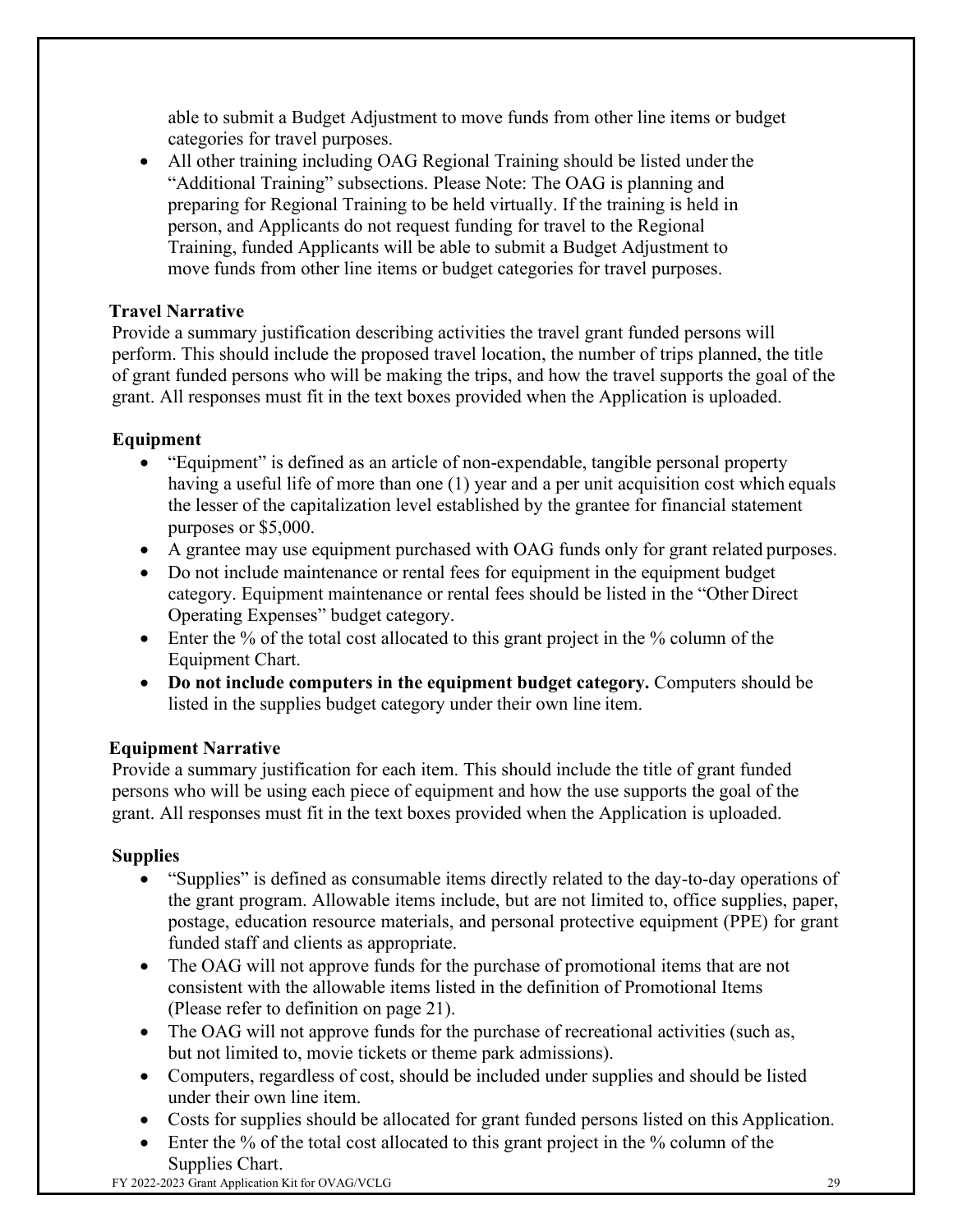able to submit a Budget Adjustment to move funds from other line items or budget categories for travel purposes.

- All other training including OAG Regional Training should be listed under the "Additional Training" subsections. Please Note: The OAG is planning and preparing for Regional Training to be held virtually. If the training is held in person, and Applicants do not request funding for travel to the Regional Training, funded Applicants will be able to submit a Budget Adjustment to move funds from other line items or budget categories for travel purposes.

### Travel Narrative

Provide a summary justification describing activities the travel grant funded persons will perform. This should include the proposed travel location, the number of trips planned, the title of grant funded persons who will be making the trips, and how the travel supports the goal of the grant. All responses must fit in the text boxes provided when the Application is uploaded.

### Equipment

- "Equipment" is defined as an article of non-expendable, tangible personal property having a useful life of more than one (1) year and a per unit acquisition cost which equals the lesser of the capitalization level established by the grantee for financial statement purposes or $5,000.
- A grantee may use equipment purchased with OAG funds only for grant related purposes.
- Do not include maintenance or rental fees for equipment in the equipment budget category. Equipment maintenance or rental fees should be listed in the "Other Direct Operating Expenses" budget category.
- Enter the % of the total cost allocated to this grant project in the % column of the Equipment Chart.
- **Do not include computers in the equipment budget category.** Computers should be listed in the supplies budget category under their own line item.

### Equipment Narrative

Provide a summary justification for each item. This should include the title of grant funded persons who will be using each piece of equipment and how the use supports the goal of the grant. All responses must fit in the text boxes provided when the Application is uploaded.

### Supplies

- "Supplies" is defined as consumable items directly related to the day-to-day operations of the grant program. Allowable items include, but are not limited to, office supplies, paper, postage, education resource materials, and personal protective equipment (PPE) for grant funded staff and clients as appropriate.
- The OAG will not approve funds for the purchase of promotional items that are not consistent with the allowable items listed in the definition of Promotional Items (Please refer to definition on page 21).
- The OAG will not approve funds for the purchase of recreational activities (such as, but not limited to, movie tickets or theme park admissions).
- Computers, regardless of cost, should be included under supplies and should be listed under their own line item.
- Costs for supplies should be allocated for grant funded persons listed on this Application.
- Enter the % of the total cost allocated to this grant project in the % column of the Supplies Chart.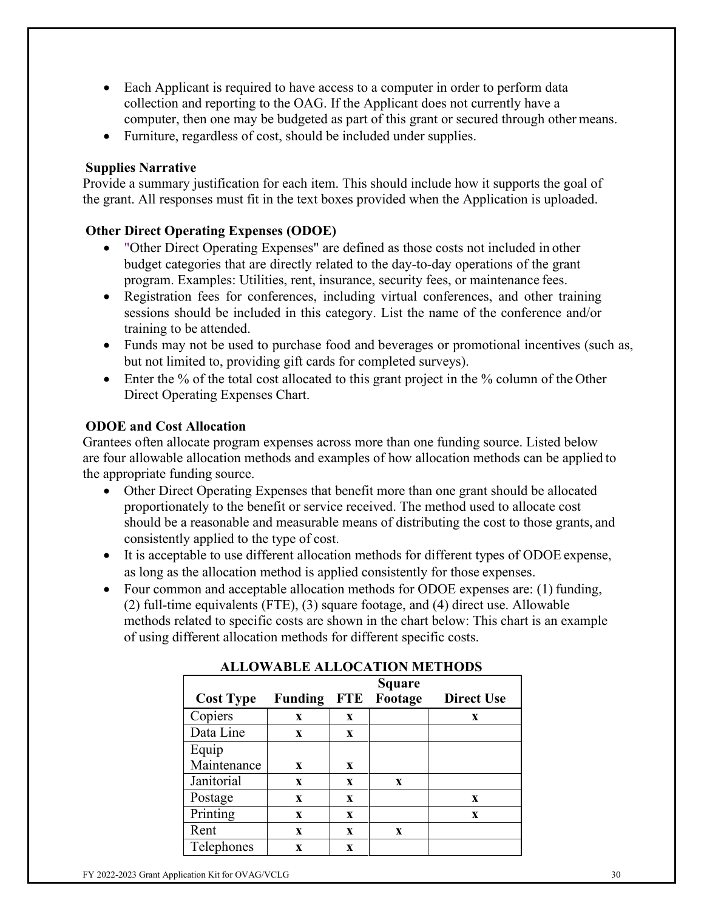- Each Applicant is required to have access to a computer in order to perform data collection and reporting to the OAG. If the Applicant does not currently have a computer, then one may be budgeted as part of this grant or secured through other means.
- Furniture, regardless of cost, should be included under supplies.

**Supplies Narrative**

Provide a summary justification for each item. This should include how it supports the goal of the grant. All responses must fit in the text boxes provided when the Application is uploaded.

**Other Direct Operating Expenses (ODOE)**

- "Other Direct Operating Expenses" are defined as those costs not included in other budget categories that are directly related to the day-to-day operations of the grant program. Examples: Utilities, rent, insurance, security fees, or maintenance fees.
- Registration fees for conferences, including virtual conferences, and other training sessions should be included in this category. List the name of the conference and/or training to be attended.
- Funds may not be used to purchase food and beverages or promotional incentives (such as, but not limited to, providing gift cards for completed surveys).
- Enter the % of the total cost allocated to this grant project in the % column of the Other Direct Operating Expenses Chart.

**ODOE and Cost Allocation**

Grantees often allocate program expenses across more than one funding source. Listed below are four allowable allocation methods and examples of how allocation methods can be applied to the appropriate funding source.

- Other Direct Operating Expenses that benefit more than one grant should be allocated proportionately to the benefit or service received. The method used to allocate cost should be a reasonable and measurable means of distributing the cost to those grants, and consistently applied to the type of cost.
- It is acceptable to use different allocation methods for different types of ODOE expense, as long as the allocation method is applied consistently for those expenses.
- Four common and acceptable allocation methods for ODOE expenses are: (1) funding, (2) full-time equivalents (FTE), (3) square footage, and (4) direct use. Allowable methods related to specific costs are shown in the chart below: This chart is an example of using different allocation methods for different specific costs.

**ALLOWABLE ALLOCATION METHODS**

| Cost Type | Funding | FTE | Square Footage | Direct Use |
|---|---|---|---|---|
| Copiers | x | x | | x |
| Data Line | x | x | | |
| Equip Maintenance | x | x | | |
| Janitorial | x | x | x | |
| Postage | x | x | | x |
| Printing | x | x | | x |
| Rent | x | x | x | |
| Telephones | x | x | | |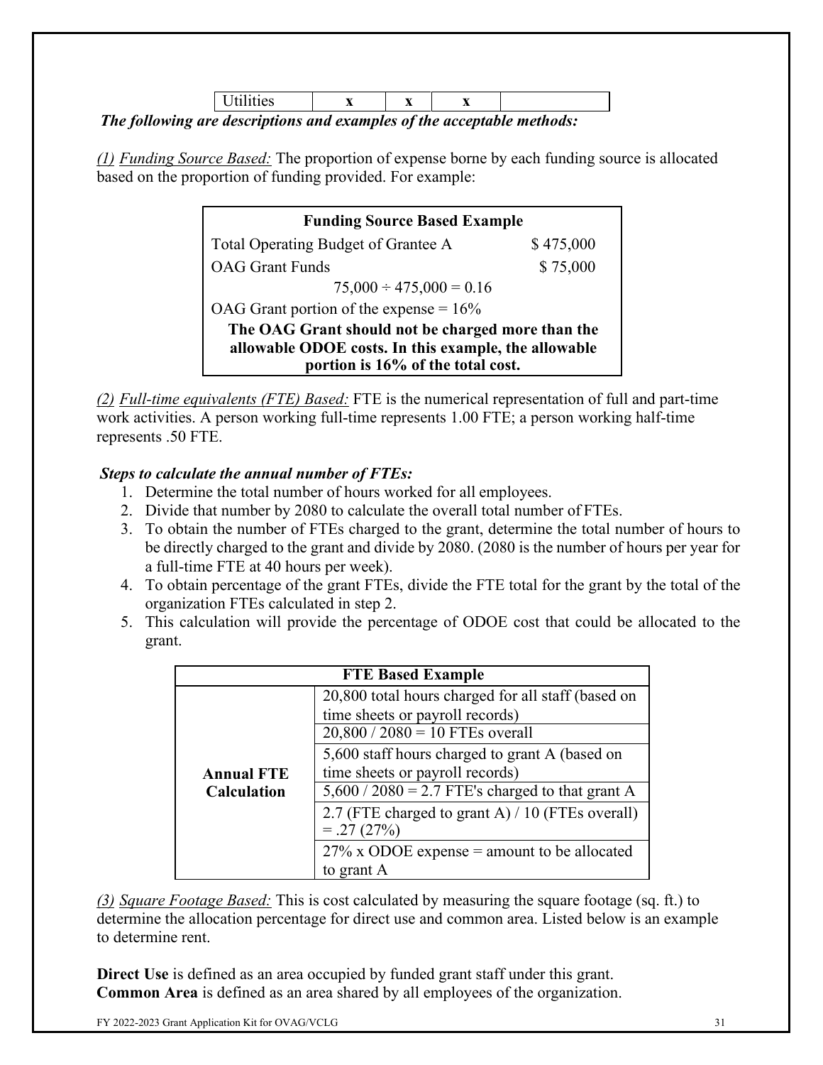| Utilities | x | x | x | |
|---|---|---|---|---|

***The following are descriptions and examples of the acceptable methods:***

*(1) Funding Source Based:* The proportion of expense borne by each funding source is allocated based on the proportion of funding provided. For example:

| **Funding Source Based Example** | |
|---|---|
| Total Operating Budget of Grantee A | $ 475,000 |
| OAG Grant Funds | $ 75,000 |
| 75,000 ÷ 475,000 = 0.16 | |
| OAG Grant portion of the expense = 16% | |
| **The OAG Grant should not be charged more than the allowable ODOE costs. In this example, the allowable portion is 16% of the total cost.** | |

*(2) Full-time equivalents (FTE) Based:* FTE is the numerical representation of full and part-time work activities. A person working full-time represents 1.00 FTE; a person working half-time represents .50 FTE.

***Steps to calculate the annual number of FTEs:***

1. Determine the total number of hours worked for all employees.
2. Divide that number by 2080 to calculate the overall total number of FTEs.
3. To obtain the number of FTEs charged to the grant, determine the total number of hours to be directly charged to the grant and divide by 2080. (2080 is the number of hours per year for a full-time FTE at 40 hours per week).
4. To obtain percentage of the grant FTEs, divide the FTE total for the grant by the total of the organization FTEs calculated in step 2.
5. This calculation will provide the percentage of ODOE cost that could be allocated to the grant.

| **FTE Based Example** | |
|---|---|
| **Annual FTE Calculation** | 20,800 total hours charged for all staff (based on time sheets or payroll records) |
| | 20,800 / 2080 = 10 FTEs overall |
| | 5,600 staff hours charged to grant A (based on time sheets or payroll records) |
| | 5,600 / 2080 = 2.7 FTE's charged to that grant A |
| | 2.7 (FTE charged to grant A) / 10 (FTEs overall) = .27 (27%) |
| | 27% x ODOE expense = amount to be allocated to grant A |

*(3) Square Footage Based:* This is cost calculated by measuring the square footage (sq. ft.) to determine the allocation percentage for direct use and common area. Listed below is an example to determine rent.

**Direct Use** is defined as an area occupied by funded grant staff under this grant.
**Common Area** is defined as an area shared by all employees of the organization.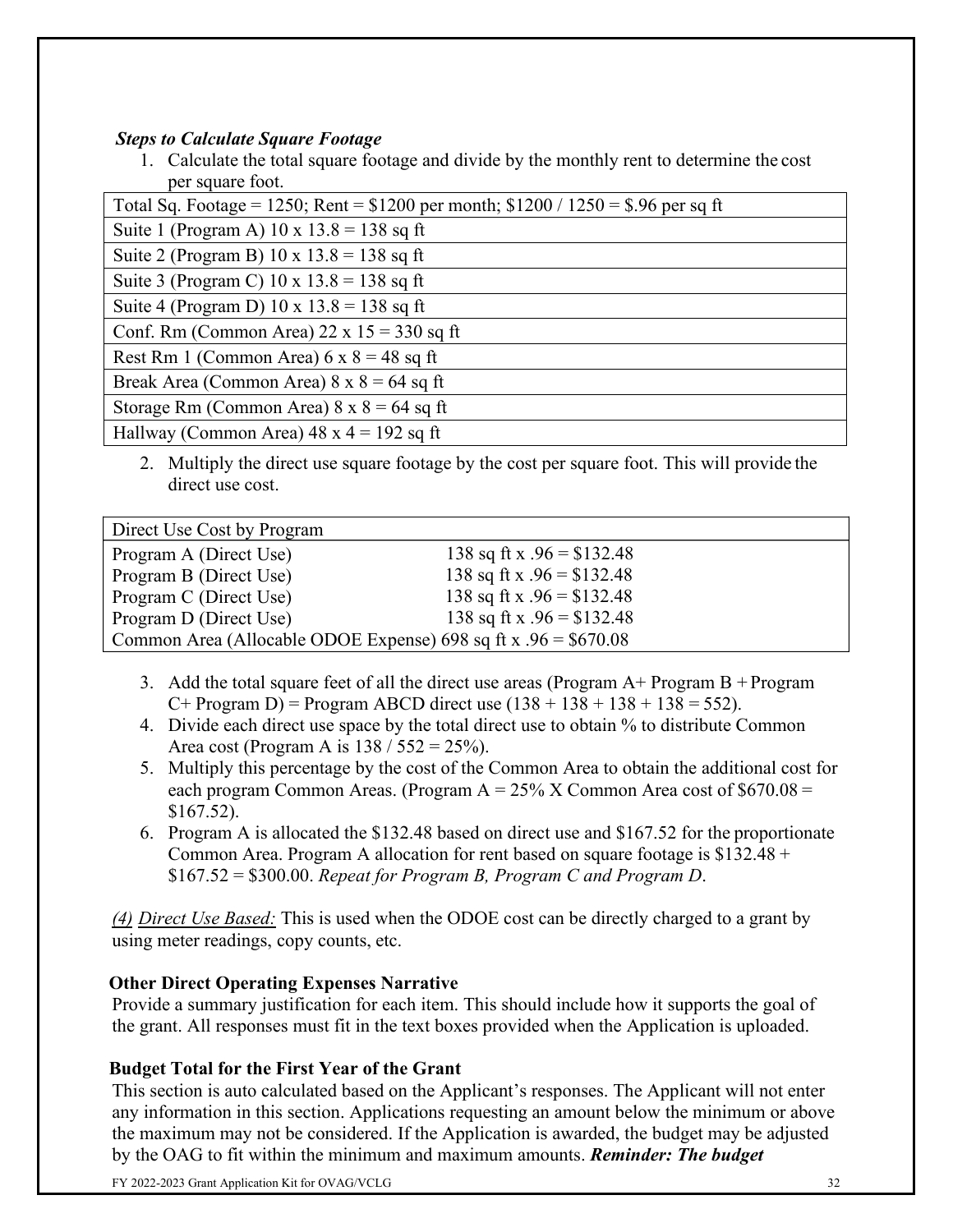***Steps to Calculate Square Footage***

1. Calculate the total square footage and divide by the monthly rent to determine the cost per square foot.

| Total Sq. Footage = 1250; Rent = $1200 per month; $1200 / 1250 = $.96 per sq ft |
|---|
| Suite 1 (Program A) 10 x 13.8 = 138 sq ft |
| Suite 2 (Program B) 10 x 13.8 = 138 sq ft |
| Suite 3 (Program C) 10 x 13.8 = 138 sq ft |
| Suite 4 (Program D) 10 x 13.8 = 138 sq ft |
| Conf. Rm (Common Area) 22 x 15 = 330 sq ft |
| Rest Rm 1 (Common Area) 6 x 8 = 48 sq ft |
| Break Area (Common Area) 8 x 8 = 64 sq ft |
| Storage Rm (Common Area) 8 x 8 = 64 sq ft |
| Hallway (Common Area) 48 x 4 = 192 sq ft |

2. Multiply the direct use square footage by the cost per square foot. This will provide the direct use cost.

| Direct Use Cost by Program | |
|---|---|
| Program A (Direct Use) | 138 sq ft x .96 = $132.48 |
| Program B (Direct Use) | 138 sq ft x .96 = $132.48 |
| Program C (Direct Use) | 138 sq ft x .96 = $132.48 |
| Program D (Direct Use) | 138 sq ft x .96 = $132.48 |
| Common Area (Allocable ODOE Expense) 698 sq ft x .96 = $670.08 | |

3. Add the total square feet of all the direct use areas (Program A+ Program B + Program C+ Program D) = Program ABCD direct use (138 + 138 + 138 + 138 = 552).
4. Divide each direct use space by the total direct use to obtain % to distribute Common Area cost (Program A is 138 / 552 = 25%).
5. Multiply this percentage by the cost of the Common Area to obtain the additional cost for each program Common Areas. (Program A = 25% X Common Area cost of $670.08 = $167.52).
6. Program A is allocated the $132.48 based on direct use and $167.52 for the proportionate Common Area. Program A allocation for rent based on square footage is $132.48 + $167.52 = $300.00. *Repeat for Program B, Program C and Program D*.

*(4) <u>Direct Use Based:</u>* This is used when the ODOE cost can be directly charged to a grant by using meter readings, copy counts, etc.

**Other Direct Operating Expenses Narrative**

Provide a summary justification for each item. This should include how it supports the goal of the grant. All responses must fit in the text boxes provided when the Application is uploaded.

**Budget Total for the First Year of the Grant**

This section is auto calculated based on the Applicant's responses. The Applicant will not enter any information in this section. Applications requesting an amount below the minimum or above the maximum may not be considered. If the Application is awarded, the budget may be adjusted by the OAG to fit within the minimum and maximum amounts. ***Reminder: The budget***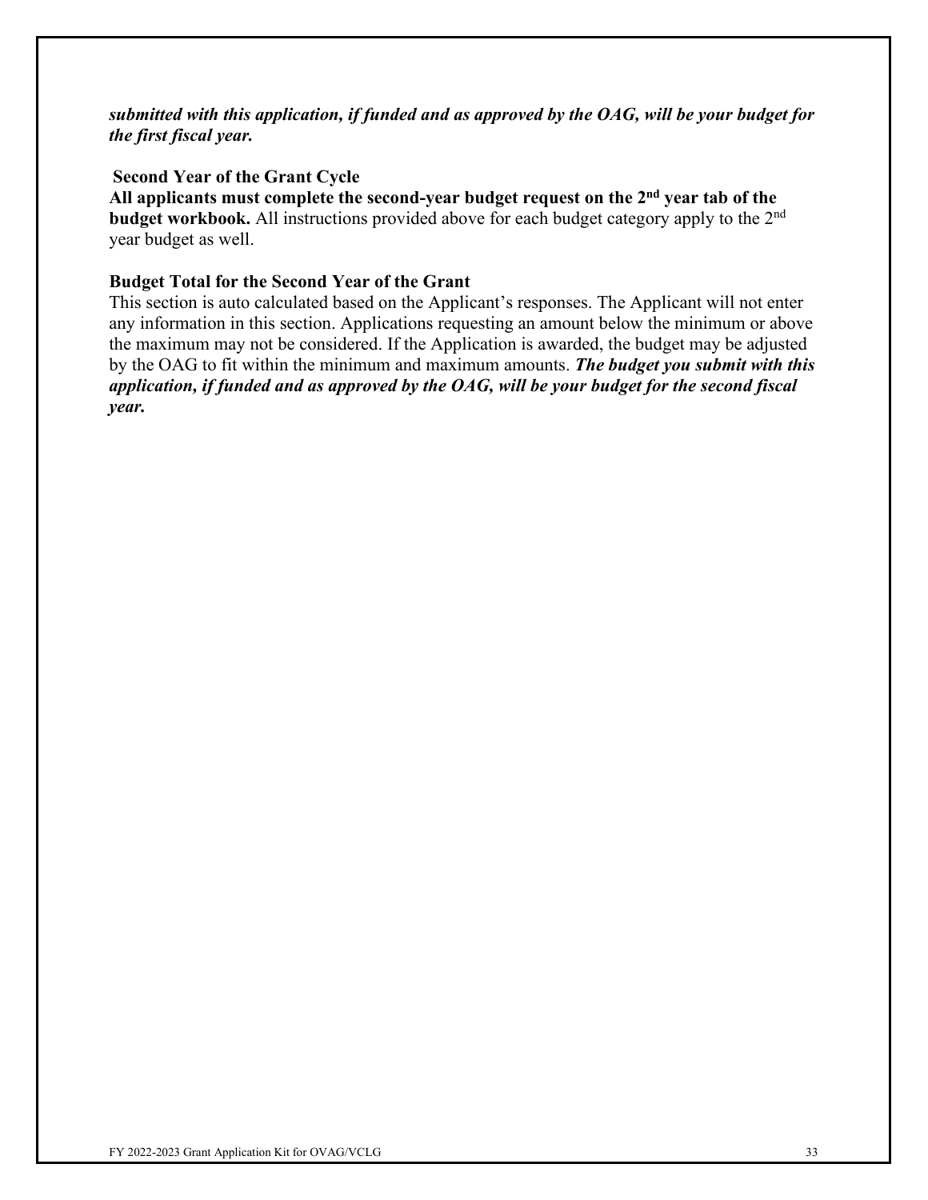***submitted with this application, if funded and as approved by the OAG, will be your budget for the first fiscal year.***

**Second Year of the Grant Cycle**

**All applicants must complete the second-year budget request on the 2nd year tab of the budget workbook.** All instructions provided above for each budget category apply to the 2nd year budget as well.

**Budget Total for the Second Year of the Grant**

This section is auto calculated based on the Applicant's responses. The Applicant will not enter any information in this section. Applications requesting an amount below the minimum or above the maximum may not be considered. If the Application is awarded, the budget may be adjusted by the OAG to fit within the minimum and maximum amounts. ***The budget you submit with this application, if funded and as approved by the OAG, will be your budget for the second fiscal year.***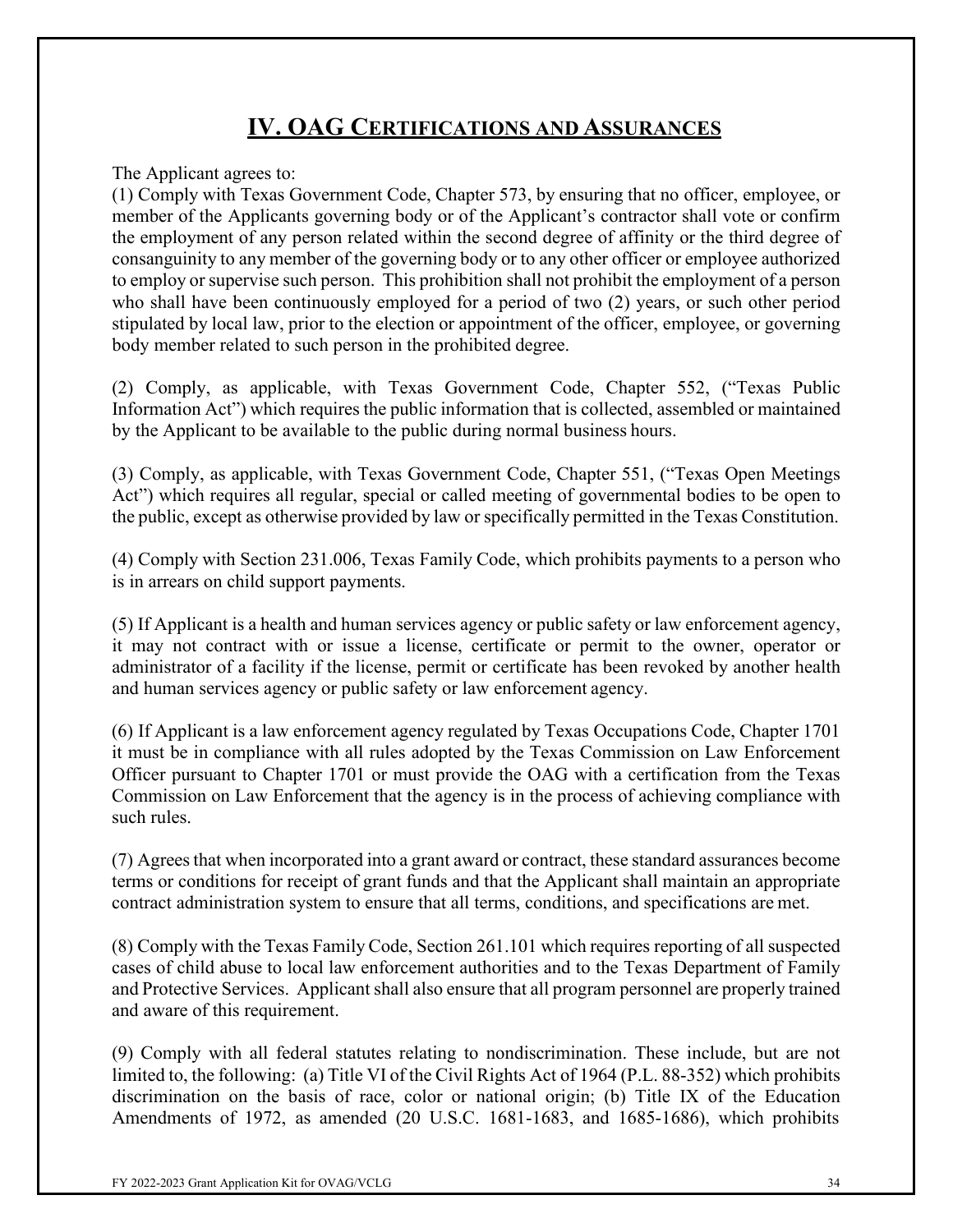# IV. OAG CERTIFICATIONS AND ASSURANCES

The Applicant agrees to:

(1) Comply with Texas Government Code, Chapter 573, by ensuring that no officer, employee, or member of the Applicants governing body or of the Applicant's contractor shall vote or confirm the employment of any person related within the second degree of affinity or the third degree of consanguinity to any member of the governing body or to any other officer or employee authorized to employ or supervise such person. This prohibition shall not prohibit the employment of a person who shall have been continuously employed for a period of two (2) years, or such other period stipulated by local law, prior to the election or appointment of the officer, employee, or governing body member related to such person in the prohibited degree.

(2) Comply, as applicable, with Texas Government Code, Chapter 552, ("Texas Public Information Act") which requires the public information that is collected, assembled or maintained by the Applicant to be available to the public during normal business hours.

(3) Comply, as applicable, with Texas Government Code, Chapter 551, ("Texas Open Meetings Act") which requires all regular, special or called meeting of governmental bodies to be open to the public, except as otherwise provided by law or specifically permitted in the Texas Constitution.

(4) Comply with Section 231.006, Texas Family Code, which prohibits payments to a person who is in arrears on child support payments.

(5) If Applicant is a health and human services agency or public safety or law enforcement agency, it may not contract with or issue a license, certificate or permit to the owner, operator or administrator of a facility if the license, permit or certificate has been revoked by another health and human services agency or public safety or law enforcement agency.

(6) If Applicant is a law enforcement agency regulated by Texas Occupations Code, Chapter 1701 it must be in compliance with all rules adopted by the Texas Commission on Law Enforcement Officer pursuant to Chapter 1701 or must provide the OAG with a certification from the Texas Commission on Law Enforcement that the agency is in the process of achieving compliance with such rules.

(7) Agrees that when incorporated into a grant award or contract, these standard assurances become terms or conditions for receipt of grant funds and that the Applicant shall maintain an appropriate contract administration system to ensure that all terms, conditions, and specifications are met.

(8) Comply with the Texas Family Code, Section 261.101 which requires reporting of all suspected cases of child abuse to local law enforcement authorities and to the Texas Department of Family and Protective Services. Applicant shall also ensure that all program personnel are properly trained and aware of this requirement.

(9) Comply with all federal statutes relating to nondiscrimination. These include, but are not limited to, the following: (a) Title VI of the Civil Rights Act of 1964 (P.L. 88-352) which prohibits discrimination on the basis of race, color or national origin; (b) Title IX of the Education Amendments of 1972, as amended (20 U.S.C. 1681-1683, and 1685-1686), which prohibits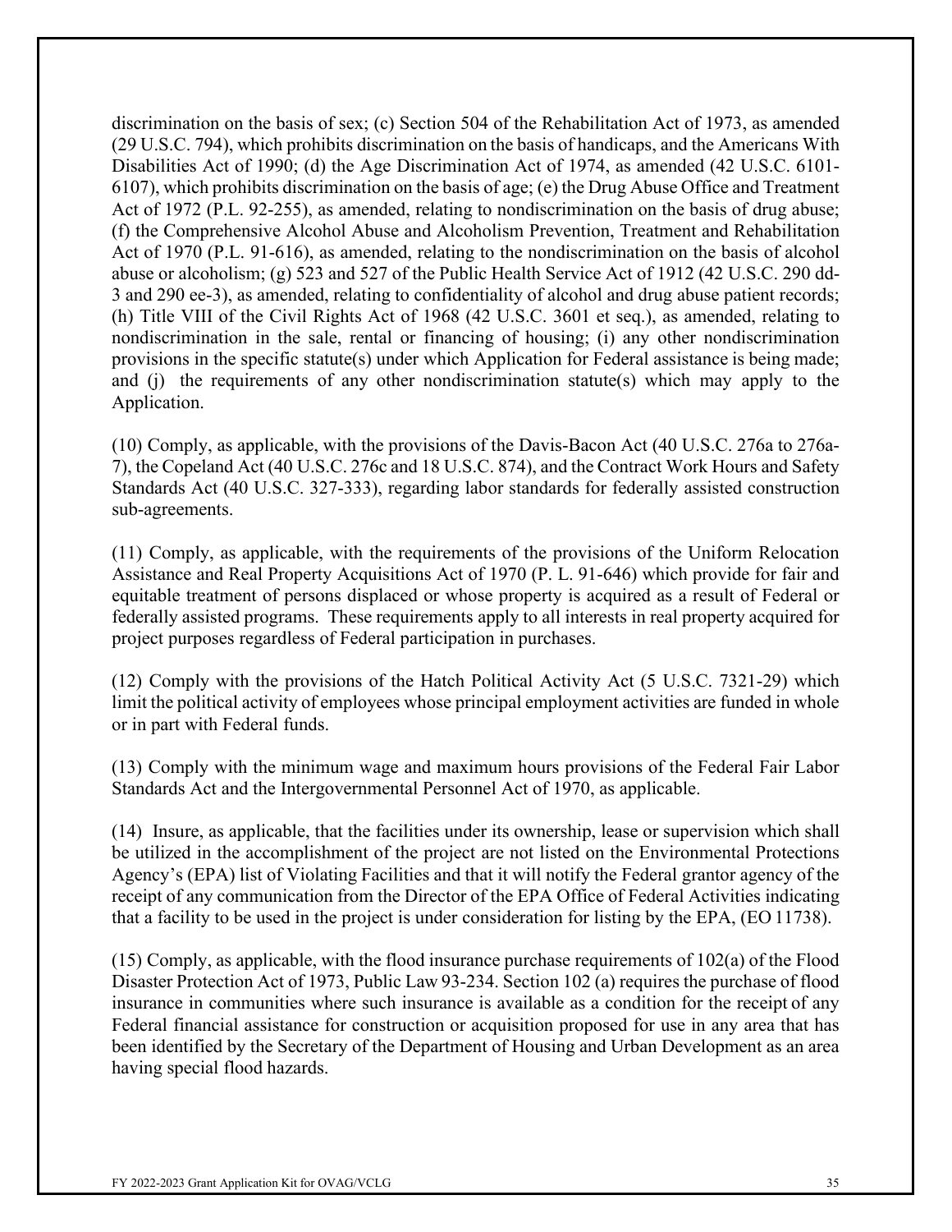discrimination on the basis of sex; (c) Section 504 of the Rehabilitation Act of 1973, as amended (29 U.S.C. 794), which prohibits discrimination on the basis of handicaps, and the Americans With Disabilities Act of 1990; (d) the Age Discrimination Act of 1974, as amended (42 U.S.C. 6101-6107), which prohibits discrimination on the basis of age; (e) the Drug Abuse Office and Treatment Act of 1972 (P.L. 92-255), as amended, relating to nondiscrimination on the basis of drug abuse; (f) the Comprehensive Alcohol Abuse and Alcoholism Prevention, Treatment and Rehabilitation Act of 1970 (P.L. 91-616), as amended, relating to the nondiscrimination on the basis of alcohol abuse or alcoholism; (g) 523 and 527 of the Public Health Service Act of 1912 (42 U.S.C. 290 dd-3 and 290 ee-3), as amended, relating to confidentiality of alcohol and drug abuse patient records; (h) Title VIII of the Civil Rights Act of 1968 (42 U.S.C. 3601 et seq.), as amended, relating to nondiscrimination in the sale, rental or financing of housing; (i) any other nondiscrimination provisions in the specific statute(s) under which Application for Federal assistance is being made; and (j) the requirements of any other nondiscrimination statute(s) which may apply to the Application.

(10) Comply, as applicable, with the provisions of the Davis-Bacon Act (40 U.S.C. 276a to 276a-7), the Copeland Act (40 U.S.C. 276c and 18 U.S.C. 874), and the Contract Work Hours and Safety Standards Act (40 U.S.C. 327-333), regarding labor standards for federally assisted construction sub-agreements.

(11) Comply, as applicable, with the requirements of the provisions of the Uniform Relocation Assistance and Real Property Acquisitions Act of 1970 (P. L. 91-646) which provide for fair and equitable treatment of persons displaced or whose property is acquired as a result of Federal or federally assisted programs. These requirements apply to all interests in real property acquired for project purposes regardless of Federal participation in purchases.

(12) Comply with the provisions of the Hatch Political Activity Act (5 U.S.C. 7321-29) which limit the political activity of employees whose principal employment activities are funded in whole or in part with Federal funds.

(13) Comply with the minimum wage and maximum hours provisions of the Federal Fair Labor Standards Act and the Intergovernmental Personnel Act of 1970, as applicable.

(14) Insure, as applicable, that the facilities under its ownership, lease or supervision which shall be utilized in the accomplishment of the project are not listed on the Environmental Protections Agency's (EPA) list of Violating Facilities and that it will notify the Federal grantor agency of the receipt of any communication from the Director of the EPA Office of Federal Activities indicating that a facility to be used in the project is under consideration for listing by the EPA, (EO 11738).

(15) Comply, as applicable, with the flood insurance purchase requirements of 102(a) of the Flood Disaster Protection Act of 1973, Public Law 93-234. Section 102 (a) requires the purchase of flood insurance in communities where such insurance is available as a condition for the receipt of any Federal financial assistance for construction or acquisition proposed for use in any area that has been identified by the Secretary of the Department of Housing and Urban Development as an area having special flood hazards.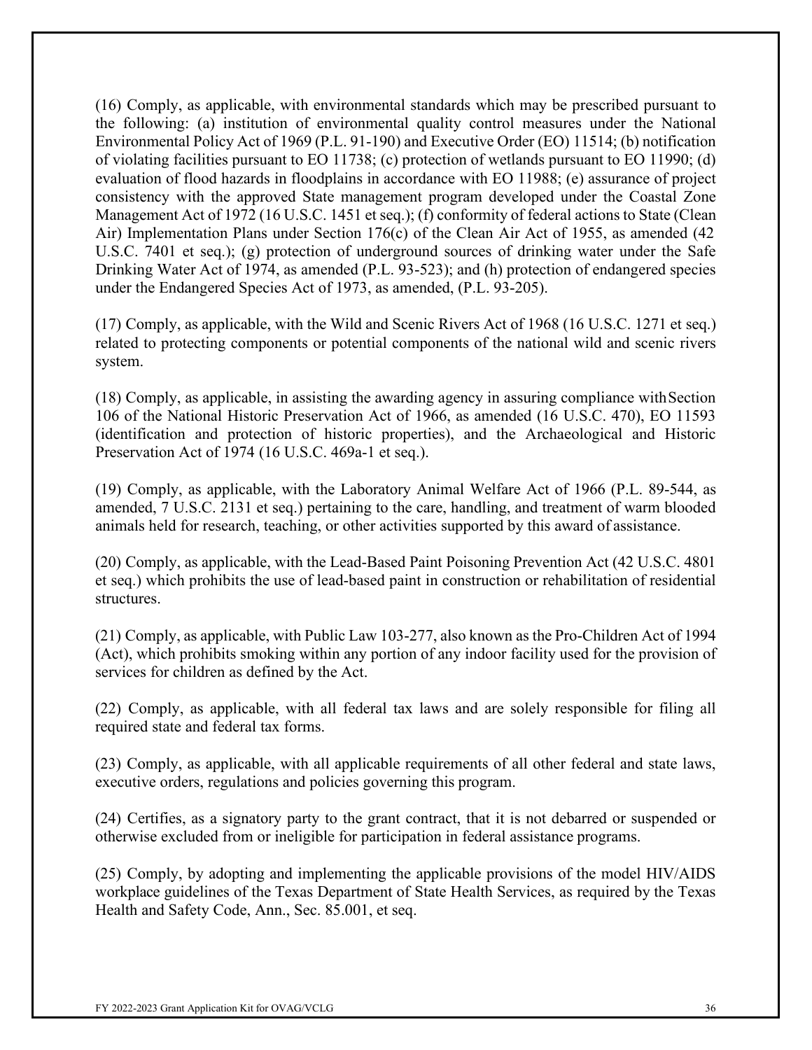(16) Comply, as applicable, with environmental standards which may be prescribed pursuant to the following: (a) institution of environmental quality control measures under the National Environmental Policy Act of 1969 (P.L. 91-190) and Executive Order (EO) 11514; (b) notification of violating facilities pursuant to EO 11738; (c) protection of wetlands pursuant to EO 11990; (d) evaluation of flood hazards in floodplains in accordance with EO 11988; (e) assurance of project consistency with the approved State management program developed under the Coastal Zone Management Act of 1972 (16 U.S.C. 1451 et seq.); (f) conformity of federal actions to State (Clean Air) Implementation Plans under Section 176(c) of the Clean Air Act of 1955, as amended (42 U.S.C. 7401 et seq.); (g) protection of underground sources of drinking water under the Safe Drinking Water Act of 1974, as amended (P.L. 93-523); and (h) protection of endangered species under the Endangered Species Act of 1973, as amended, (P.L. 93-205).

(17) Comply, as applicable, with the Wild and Scenic Rivers Act of 1968 (16 U.S.C. 1271 et seq.) related to protecting components or potential components of the national wild and scenic rivers system.

(18) Comply, as applicable, in assisting the awarding agency in assuring compliance with Section 106 of the National Historic Preservation Act of 1966, as amended (16 U.S.C. 470), EO 11593 (identification and protection of historic properties), and the Archaeological and Historic Preservation Act of 1974 (16 U.S.C. 469a-1 et seq.).

(19) Comply, as applicable, with the Laboratory Animal Welfare Act of 1966 (P.L. 89-544, as amended, 7 U.S.C. 2131 et seq.) pertaining to the care, handling, and treatment of warm blooded animals held for research, teaching, or other activities supported by this award of assistance.

(20) Comply, as applicable, with the Lead-Based Paint Poisoning Prevention Act (42 U.S.C. 4801 et seq.) which prohibits the use of lead-based paint in construction or rehabilitation of residential structures.

(21) Comply, as applicable, with Public Law 103-277, also known as the Pro-Children Act of 1994 (Act), which prohibits smoking within any portion of any indoor facility used for the provision of services for children as defined by the Act.

(22) Comply, as applicable, with all federal tax laws and are solely responsible for filing all required state and federal tax forms.

(23) Comply, as applicable, with all applicable requirements of all other federal and state laws, executive orders, regulations and policies governing this program.

(24) Certifies, as a signatory party to the grant contract, that it is not debarred or suspended or otherwise excluded from or ineligible for participation in federal assistance programs.

(25) Comply, by adopting and implementing the applicable provisions of the model HIV/AIDS workplace guidelines of the Texas Department of State Health Services, as required by the Texas Health and Safety Code, Ann., Sec. 85.001, et seq.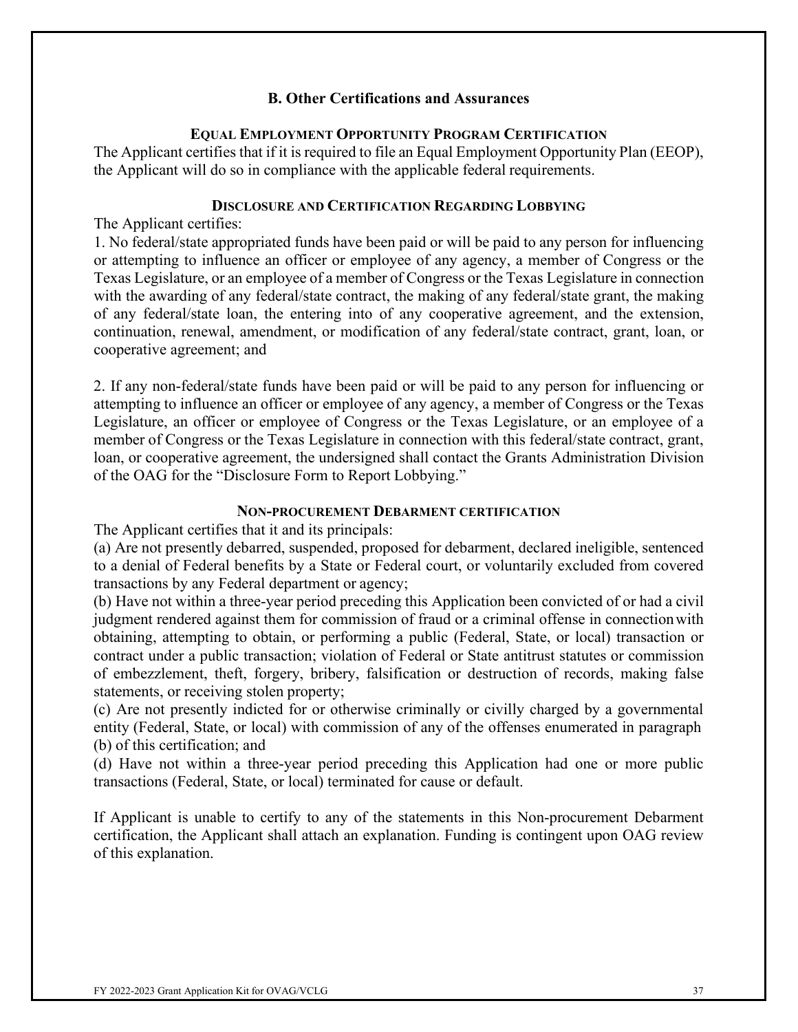## B. Other Certifications and Assurances

### Equal Employment Opportunity Program Certification

The Applicant certifies that if it is required to file an Equal Employment Opportunity Plan (EEOP), the Applicant will do so in compliance with the applicable federal requirements.

### Disclosure and Certification Regarding Lobbying

The Applicant certifies:

1. No federal/state appropriated funds have been paid or will be paid to any person for influencing or attempting to influence an officer or employee of any agency, a member of Congress or the Texas Legislature, or an employee of a member of Congress or the Texas Legislature in connection with the awarding of any federal/state contract, the making of any federal/state grant, the making of any federal/state loan, the entering into of any cooperative agreement, and the extension, continuation, renewal, amendment, or modification of any federal/state contract, grant, loan, or cooperative agreement; and

2. If any non-federal/state funds have been paid or will be paid to any person for influencing or attempting to influence an officer or employee of any agency, a member of Congress or the Texas Legislature, an officer or employee of Congress or the Texas Legislature, or an employee of a member of Congress or the Texas Legislature in connection with this federal/state contract, grant, loan, or cooperative agreement, the undersigned shall contact the Grants Administration Division of the OAG for the "Disclosure Form to Report Lobbying."

### Non-procurement Debarment certification

The Applicant certifies that it and its principals:

(a) Are not presently debarred, suspended, proposed for debarment, declared ineligible, sentenced to a denial of Federal benefits by a State or Federal court, or voluntarily excluded from covered transactions by any Federal department or agency;

(b) Have not within a three-year period preceding this Application been convicted of or had a civil judgment rendered against them for commission of fraud or a criminal offense in connection with obtaining, attempting to obtain, or performing a public (Federal, State, or local) transaction or contract under a public transaction; violation of Federal or State antitrust statutes or commission of embezzlement, theft, forgery, bribery, falsification or destruction of records, making false statements, or receiving stolen property;

(c) Are not presently indicted for or otherwise criminally or civilly charged by a governmental entity (Federal, State, or local) with commission of any of the offenses enumerated in paragraph (b) of this certification; and

(d) Have not within a three-year period preceding this Application had one or more public transactions (Federal, State, or local) terminated for cause or default.

If Applicant is unable to certify to any of the statements in this Non-procurement Debarment certification, the Applicant shall attach an explanation. Funding is contingent upon OAG review of this explanation.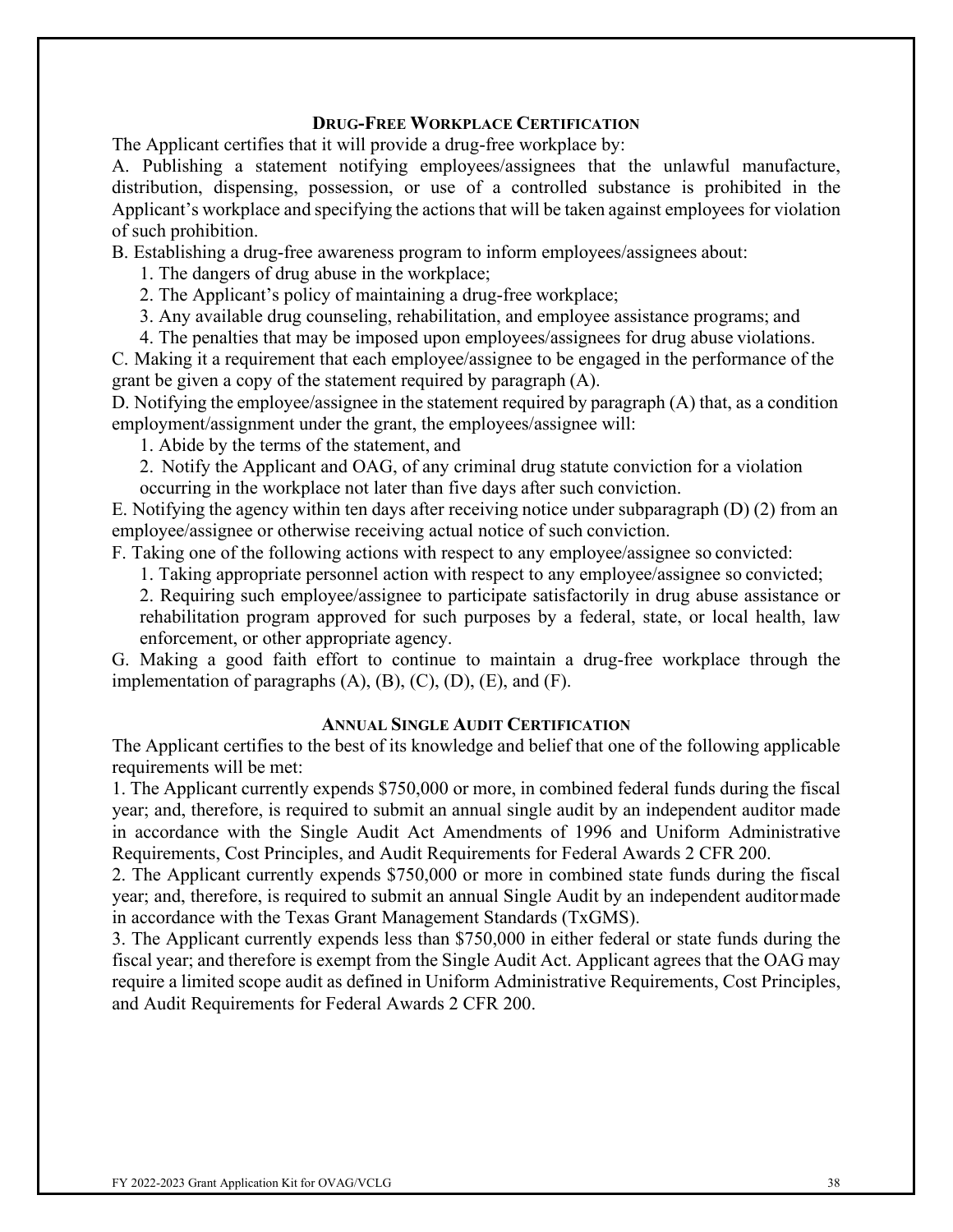## DRUG-FREE WORKPLACE CERTIFICATION

The Applicant certifies that it will provide a drug-free workplace by:

A. Publishing a statement notifying employees/assignees that the unlawful manufacture, distribution, dispensing, possession, or use of a controlled substance is prohibited in the Applicant's workplace and specifying the actions that will be taken against employees for violation of such prohibition.

B. Establishing a drug-free awareness program to inform employees/assignees about:

1. The dangers of drug abuse in the workplace;
2. The Applicant's policy of maintaining a drug-free workplace;
3. Any available drug counseling, rehabilitation, and employee assistance programs; and
4. The penalties that may be imposed upon employees/assignees for drug abuse violations.

C. Making it a requirement that each employee/assignee to be engaged in the performance of the grant be given a copy of the statement required by paragraph (A).

D. Notifying the employee/assignee in the statement required by paragraph (A) that, as a condition employment/assignment under the grant, the employees/assignee will:

1. Abide by the terms of the statement, and
2. Notify the Applicant and OAG, of any criminal drug statute conviction for a violation occurring in the workplace not later than five days after such conviction.

E. Notifying the agency within ten days after receiving notice under subparagraph (D) (2) from an employee/assignee or otherwise receiving actual notice of such conviction.

F. Taking one of the following actions with respect to any employee/assignee so convicted:

1. Taking appropriate personnel action with respect to any employee/assignee so convicted;
2. Requiring such employee/assignee to participate satisfactorily in drug abuse assistance or rehabilitation program approved for such purposes by a federal, state, or local health, law enforcement, or other appropriate agency.

G. Making a good faith effort to continue to maintain a drug-free workplace through the implementation of paragraphs (A), (B), (C), (D), (E), and (F).

## ANNUAL SINGLE AUDIT CERTIFICATION

The Applicant certifies to the best of its knowledge and belief that one of the following applicable requirements will be met:

1. The Applicant currently expends $750,000 or more, in combined federal funds during the fiscal year; and, therefore, is required to submit an annual single audit by an independent auditor made in accordance with the Single Audit Act Amendments of 1996 and Uniform Administrative Requirements, Cost Principles, and Audit Requirements for Federal Awards 2 CFR 200.
2. The Applicant currently expends $750,000 or more in combined state funds during the fiscal year; and, therefore, is required to submit an annual Single Audit by an independent auditor made in accordance with the Texas Grant Management Standards (TxGMS).
3. The Applicant currently expends less than $750,000 in either federal or state funds during the fiscal year; and therefore is exempt from the Single Audit Act. Applicant agrees that the OAG may require a limited scope audit as defined in Uniform Administrative Requirements, Cost Principles, and Audit Requirements for Federal Awards 2 CFR 200.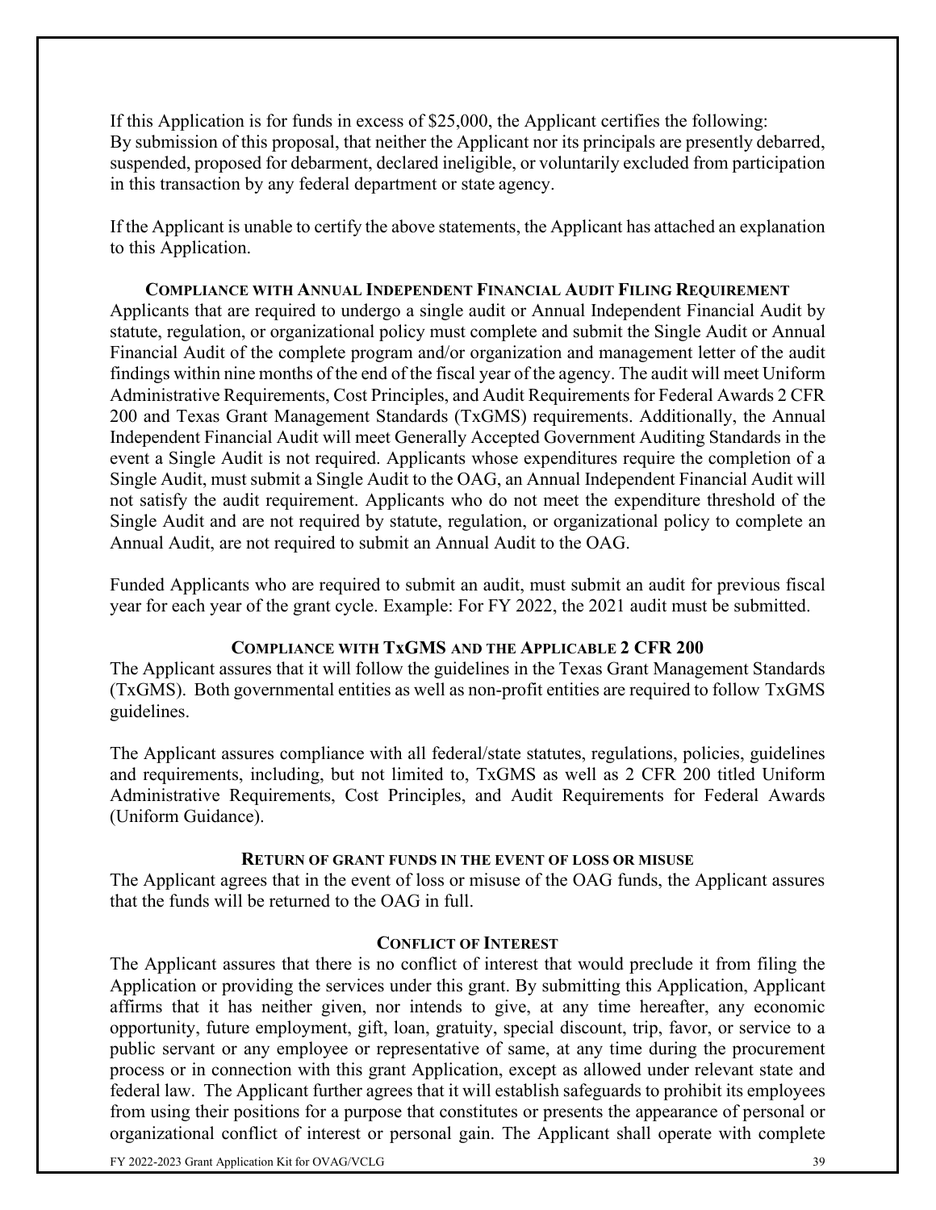If this Application is for funds in excess of $25,000, the Applicant certifies the following: By submission of this proposal, that neither the Applicant nor its principals are presently debarred, suspended, proposed for debarment, declared ineligible, or voluntarily excluded from participation in this transaction by any federal department or state agency.

If the Applicant is unable to certify the above statements, the Applicant has attached an explanation to this Application.

### Compliance with Annual Independent Financial Audit Filing Requirement

Applicants that are required to undergo a single audit or Annual Independent Financial Audit by statute, regulation, or organizational policy must complete and submit the Single Audit or Annual Financial Audit of the complete program and/or organization and management letter of the audit findings within nine months of the end of the fiscal year of the agency. The audit will meet Uniform Administrative Requirements, Cost Principles, and Audit Requirements for Federal Awards 2 CFR 200 and Texas Grant Management Standards (TxGMS) requirements. Additionally, the Annual Independent Financial Audit will meet Generally Accepted Government Auditing Standards in the event a Single Audit is not required. Applicants whose expenditures require the completion of a Single Audit, must submit a Single Audit to the OAG, an Annual Independent Financial Audit will not satisfy the audit requirement. Applicants who do not meet the expenditure threshold of the Single Audit and are not required by statute, regulation, or organizational policy to complete an Annual Audit, are not required to submit an Annual Audit to the OAG.

Funded Applicants who are required to submit an audit, must submit an audit for previous fiscal year for each year of the grant cycle. Example: For FY 2022, the 2021 audit must be submitted.

### Compliance with TxGMS and the Applicable 2 CFR 200

The Applicant assures that it will follow the guidelines in the Texas Grant Management Standards (TxGMS). Both governmental entities as well as non-profit entities are required to follow TxGMS guidelines.

The Applicant assures compliance with all federal/state statutes, regulations, policies, guidelines and requirements, including, but not limited to, TxGMS as well as 2 CFR 200 titled Uniform Administrative Requirements, Cost Principles, and Audit Requirements for Federal Awards (Uniform Guidance).

### Return of grant funds in the event of loss or misuse

The Applicant agrees that in the event of loss or misuse of the OAG funds, the Applicant assures that the funds will be returned to the OAG in full.

### Conflict of Interest

The Applicant assures that there is no conflict of interest that would preclude it from filing the Application or providing the services under this grant. By submitting this Application, Applicant affirms that it has neither given, nor intends to give, at any time hereafter, any economic opportunity, future employment, gift, loan, gratuity, special discount, trip, favor, or service to a public servant or any employee or representative of same, at any time during the procurement process or in connection with this grant Application, except as allowed under relevant state and federal law. The Applicant further agrees that it will establish safeguards to prohibit its employees from using their positions for a purpose that constitutes or presents the appearance of personal or organizational conflict of interest or personal gain. The Applicant shall operate with complete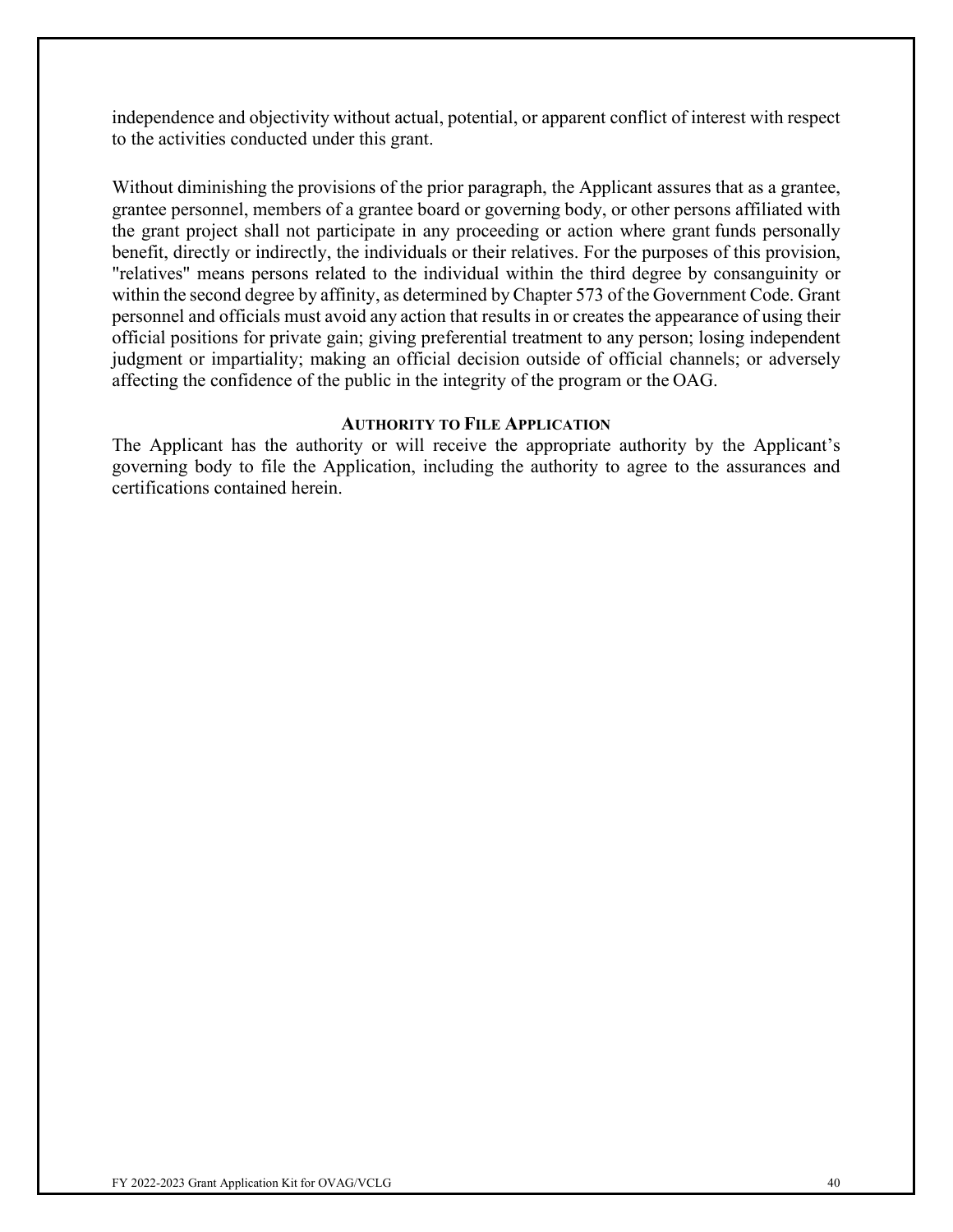independence and objectivity without actual, potential, or apparent conflict of interest with respect to the activities conducted under this grant.

Without diminishing the provisions of the prior paragraph, the Applicant assures that as a grantee, grantee personnel, members of a grantee board or governing body, or other persons affiliated with the grant project shall not participate in any proceeding or action where grant funds personally benefit, directly or indirectly, the individuals or their relatives. For the purposes of this provision, "relatives" means persons related to the individual within the third degree by consanguinity or within the second degree by affinity, as determined by Chapter 573 of the Government Code. Grant personnel and officials must avoid any action that results in or creates the appearance of using their official positions for private gain; giving preferential treatment to any person; losing independent judgment or impartiality; making an official decision outside of official channels; or adversely affecting the confidence of the public in the integrity of the program or the OAG.

### AUTHORITY TO FILE APPLICATION

The Applicant has the authority or will receive the appropriate authority by the Applicant's governing body to file the Application, including the authority to agree to the assurances and certifications contained herein.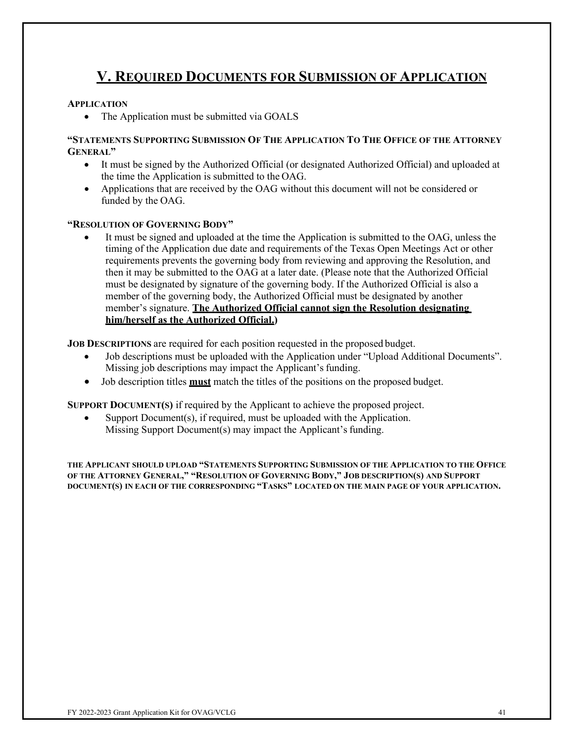# V. REQUIRED DOCUMENTS FOR SUBMISSION OF APPLICATION

**APPLICATION**

- The Application must be submitted via GOALS

**"STATEMENTS SUPPORTING SUBMISSION OF THE APPLICATION TO THE OFFICE OF THE ATTORNEY GENERAL"**

- It must be signed by the Authorized Official (or designated Authorized Official) and uploaded at the time the Application is submitted to the OAG.
- Applications that are received by the OAG without this document will not be considered or funded by the OAG.

**"RESOLUTION OF GOVERNING BODY"**

- It must be signed and uploaded at the time the Application is submitted to the OAG, unless the timing of the Application due date and requirements of the Texas Open Meetings Act or other requirements prevents the governing body from reviewing and approving the Resolution, and then it may be submitted to the OAG at a later date. (Please note that the Authorized Official must be designated by signature of the governing body. If the Authorized Official is also a member of the governing body, the Authorized Official must be designated by another member's signature. <u>**The Authorized Official cannot sign the Resolution designating him/herself as the Authorized Official.**</u>)

**JOB DESCRIPTIONS** are required for each position requested in the proposed budget.

- Job descriptions must be uploaded with the Application under "Upload Additional Documents". Missing job descriptions may impact the Applicant's funding.
- Job description titles <u>**must**</u> match the titles of the positions on the proposed budget.

**SUPPORT DOCUMENT(S)** if required by the Applicant to achieve the proposed project.

- Support Document(s), if required, must be uploaded with the Application. Missing Support Document(s) may impact the Applicant's funding.

**THE APPLICANT SHOULD UPLOAD "STATEMENTS SUPPORTING SUBMISSION OF THE APPLICATION TO THE OFFICE OF THE ATTORNEY GENERAL," "RESOLUTION OF GOVERNING BODY," JOB DESCRIPTION(S) AND SUPPORT DOCUMENT(S) IN EACH OF THE CORRESPONDING "TASKS" LOCATED ON THE MAIN PAGE OF YOUR APPLICATION.**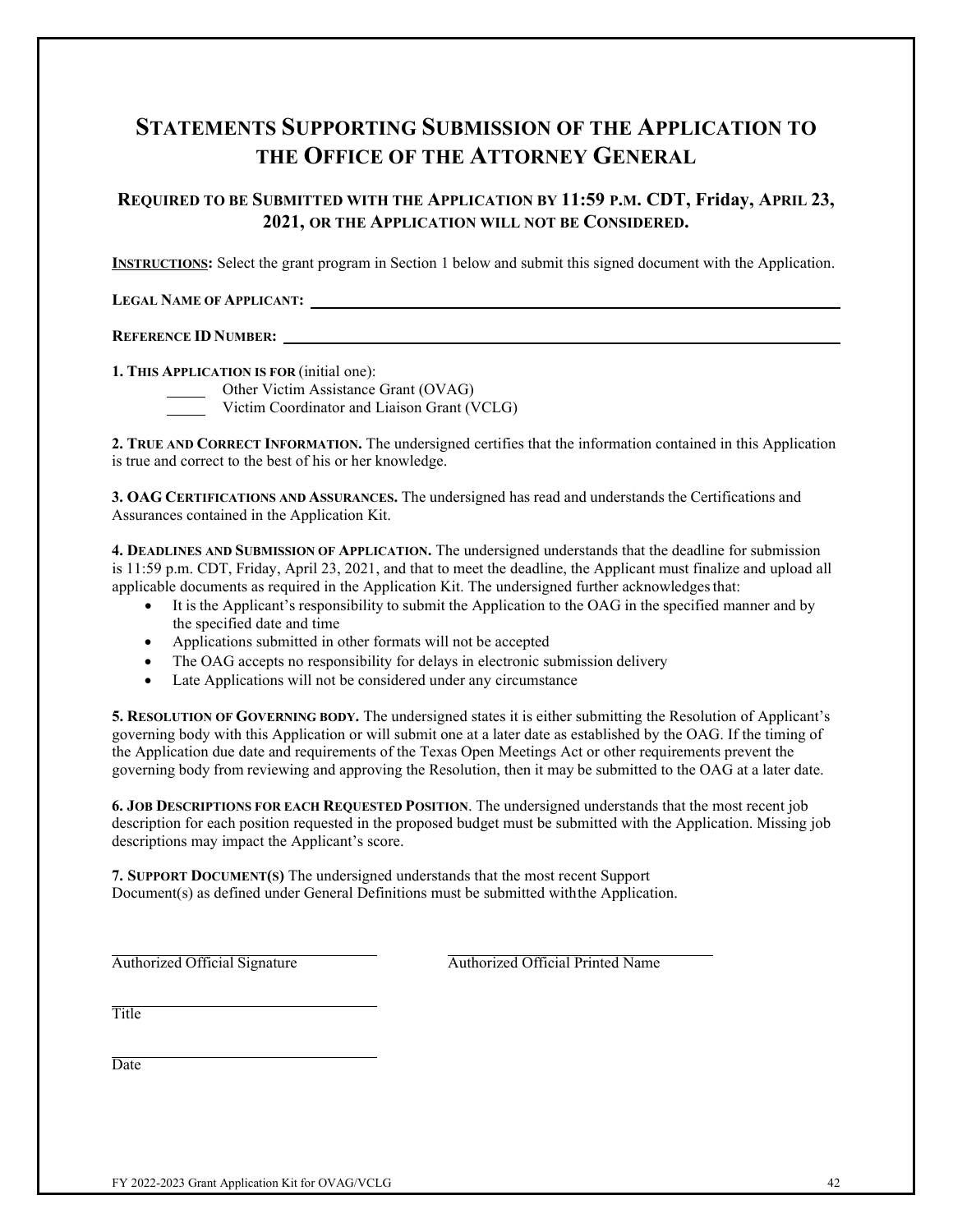# Statements Supporting Submission of the Application to the Office of the Attorney General

## Required to be Submitted with the Application by 11:59 p.m. CDT, Friday, April 23, 2021, or the Application will not be Considered.

**Instructions:** Select the grant program in Section 1 below and submit this signed document with the Application.

**Legal Name of Applicant:** ______________________________________________

**Reference ID Number:** ______________________________________________

**1. This Application is for** (initial one):

_____ Other Victim Assistance Grant (OVAG)
_____ Victim Coordinator and Liaison Grant (VCLG)

**2. True and Correct Information.** The undersigned certifies that the information contained in this Application is true and correct to the best of his or her knowledge.

**3. OAG Certifications and Assurances.** The undersigned has read and understands the Certifications and Assurances contained in the Application Kit.

**4. Deadlines and Submission of Application.** The undersigned understands that the deadline for submission is 11:59 p.m. CDT, Friday, April 23, 2021, and that to meet the deadline, the Applicant must finalize and upload all applicable documents as required in the Application Kit. The undersigned further acknowledges that:

- It is the Applicant's responsibility to submit the Application to the OAG in the specified manner and by the specified date and time
- Applications submitted in other formats will not be accepted
- The OAG accepts no responsibility for delays in electronic submission delivery
- Late Applications will not be considered under any circumstance

**5. Resolution of Governing body.** The undersigned states it is either submitting the Resolution of Applicant's governing body with this Application or will submit one at a later date as established by the OAG. If the timing of the Application due date and requirements of the Texas Open Meetings Act or other requirements prevent the governing body from reviewing and approving the Resolution, then it may be submitted to the OAG at a later date.

**6. Job Descriptions for each Requested Position**. The undersigned understands that the most recent job description for each position requested in the proposed budget must be submitted with the Application. Missing job descriptions may impact the Applicant's score.

**7. Support Document(s)** The undersigned understands that the most recent Support Document(s) as defined under General Definitions must be submitted with the Application.

______________________________ ______________________________
Authorized Official Signature Authorized Official Printed Name

______________________________
Title

______________________________
Date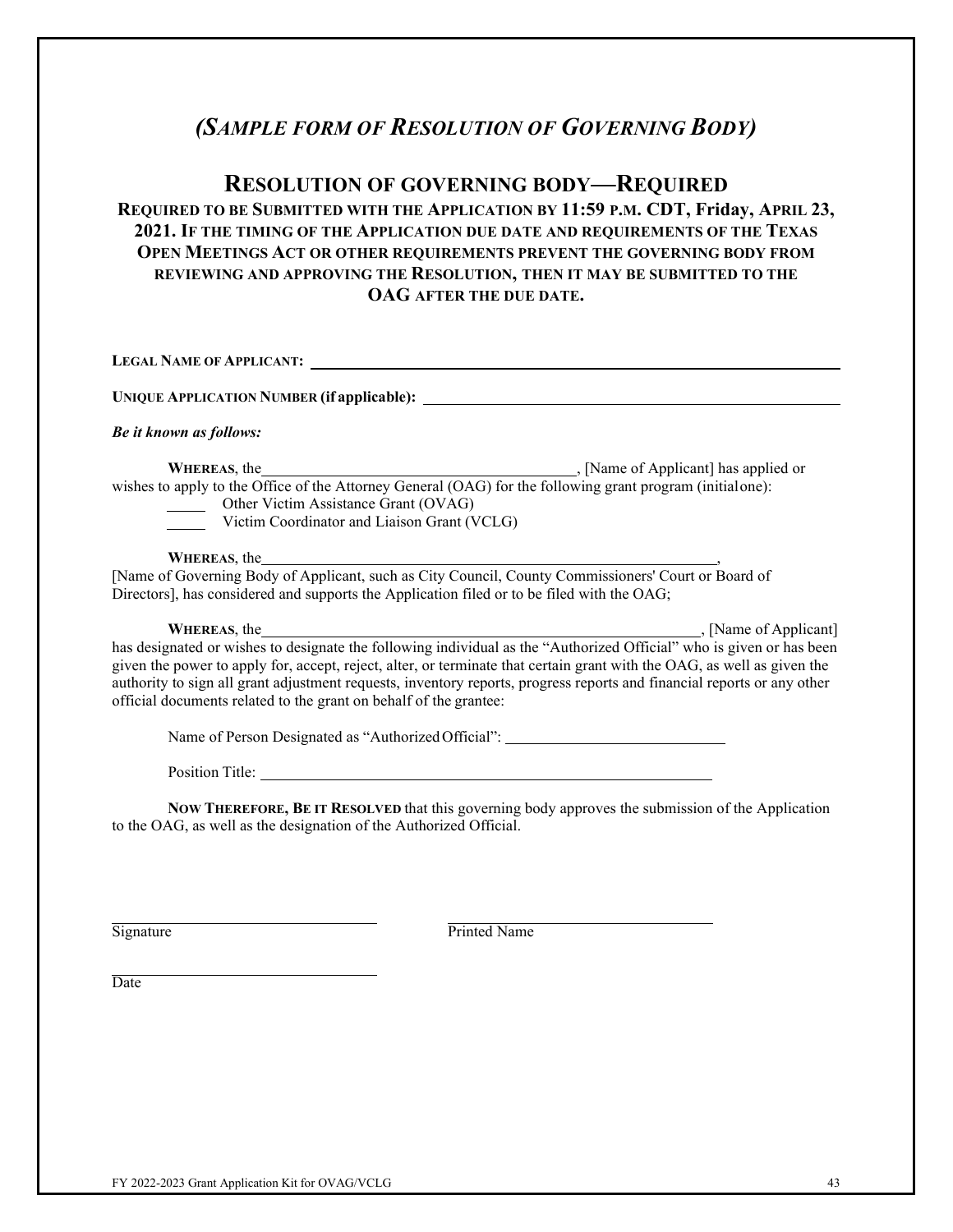# *(SAMPLE FORM OF RESOLUTION OF GOVERNING BODY)*

## RESOLUTION OF GOVERNING BODY—REQUIRED

**REQUIRED TO BE SUBMITTED WITH THE APPLICATION BY 11:59 P.M. CDT, FRIDAY, APRIL 23, 2021. IF THE TIMING OF THE APPLICATION DUE DATE AND REQUIREMENTS OF THE TEXAS OPEN MEETINGS ACT OR OTHER REQUIREMENTS PREVENT THE GOVERNING BODY FROM REVIEWING AND APPROVING THE RESOLUTION, THEN IT MAY BE SUBMITTED TO THE OAG AFTER THE DUE DATE.**

**LEGAL NAME OF APPLICANT:** ______________________________

**UNIQUE APPLICATION NUMBER (if applicable):** ______________________________

***Be it known as follows:***

**WHEREAS**, the ______________________________, [Name of Applicant] has applied or wishes to apply to the Office of the Attorney General (OAG) for the following grant program (initial one):

_____ Other Victim Assistance Grant (OVAG)
_____ Victim Coordinator and Liaison Grant (VCLG)

**WHEREAS**, the ______________________________, [Name of Governing Body of Applicant, such as City Council, County Commissioners' Court or Board of Directors], has considered and supports the Application filed or to be filed with the OAG;

**WHEREAS**, the ______________________________, [Name of Applicant] has designated or wishes to designate the following individual as the "Authorized Official" who is given or has been given the power to apply for, accept, reject, alter, or terminate that certain grant with the OAG, as well as given the authority to sign all grant adjustment requests, inventory reports, progress reports and financial reports or any other official documents related to the grant on behalf of the grantee:

Name of Person Designated as "Authorized Official": ______________________________

Position Title: ______________________________

**NOW THEREFORE, BE IT RESOLVED** that this governing body approves the submission of the Application to the OAG, as well as the designation of the Authorized Official.

______________________________ ______________________________
Signature Printed Name

______________________________
Date